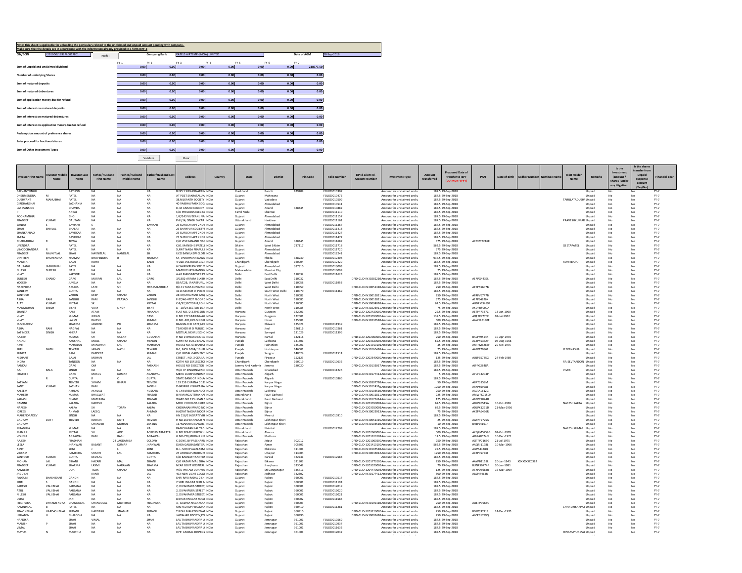Note: This sheet is applicable for uploading the particulars related to the unclaimed and unpaid amount pending with company.
Make sure that the details are in accordance with the information already provided in e-form IEPF-2

| CIN/BCIN | L29190GJ1992PLC017801 | Prefill | Company/Bank | PATELS AIRTEMP (INDIA) LIMITED | | Date of AGM | 28-Sep-2019 |
|---|---|---|---|---|---|---|---|

| | FY-1 | FY-2 | FY-3 | FY-4 | FY-5 | FY-6 | FY-7 |
|---|---|---|---|---|---|---|---|
| Sum of unpaid and unclaimed dividend | 0.00 | 0.00 | 0.00 | 0.00 | 0.00 | 0.00 | 218977.50 |
| Number of underlying Shares | 0.00 | 0.00 | 0.00 | 0.00 | 0.00 | 0.00 | 0.00 |
| Sum of matured deposits | 0.00 | 0.00 | 0.00 | 0.00 | 0.00 | 0.00 | 0.00 |
| Sum of matured debentures | 0.00 | 0.00 | 0.00 | 0.00 | 0.00 | 0.00 | 0.00 |
| Sum of application money due for refund | 0.00 | 0.00 | 0.00 | 0.00 | 0.00 | 0.00 | 0.00 |
| Sum of interest on matured deposits | 0.00 | 0.00 | 0.00 | 0.00 | 0.00 | 0.00 | 0.00 |
| Sum of interest on matured debentures | 0.00 | 0.00 | 0.00 | 0.00 | 0.00 | 0.00 | 0.00 |
| Sum of interest on application money due for refund | 0.00 | 0.00 | 0.00 | 0.00 | 0.00 | 0.00 | 0.00 |
| Redemption amount of preference shares | 0.00 | 0.00 | 0.00 | 0.00 | 0.00 | 0.00 | 0.00 |
| Sales proceed for fractional shares | 0.00 | 0.00 | 0.00 | 0.00 | 0.00 | 0.00 | 0.00 |
| Sum of Other Investment Types | 0.00 | 0.00 | 0.00 | 0.00 | 0.00 | 0.00 | 0.00 |

Validate | Clear

| Investor First Name | Investor Middle Name | Investor Last Name | Father/Husband First Name | Father/Husband Middle Name | Father/Husband Last Name | Address | Country | State | District | Pin Code | Folio Number | DP Id-Client Id-Account Number | Investment Type | Amount transferred | Proposed Date of transfer to IEPF (DD-MON-YYYY) | PAN | Date of Birth | Aadhar Number | Nominee Name | Joint Holder Name | Remarks | Is the Investment (amount / shares )under any litigation. | Is the shares transfer from unpaid suspense account (Yes/No) | Financial Year |
|---|---|---|---|---|---|---|---|---|---|---|---|---|---|---|---|---|---|---|---|---|---|---|---|---|
| BALVANTSINGH | | RATHOD | NA | NA | NA | B NO 1 SWAMINARAYAN | INDIA | Jharkhand | Ranchi | 829209 | FOLIO0010307 | | Amount for unclaimed and u | 187.5 | 29-Sep-2018 | | | | | | Unpaid | No | No | FY-7 |
| DHERMENDRA | M | PATEL | NA | NA | NA | AT POST SAKRATALUK | INDIA | Gujarat | Mahesana | | FOLIO0010475 | | Amount for unclaimed and u | 187.5 | 29-Sep-2018 | | | | | | Unpaid | No | No | FY-7 |
| DUSHYANT | MANUBHAI | PATEL | NA | NA | NA | 38,NILKANTH SOCIETY | INDIA | Gujarat | Vadodara | | FOLIO0010509 | | Amount for unclaimed and u | 187.5 | 29-Sep-2018 | | | | | TARULATADUSHYA | Unpaid | No | No | FY-7 |
| GIRDHARBHAI | | SACHANIA | NA | NA | NA | 40 VAIBHAVPARK SOC | INDIA | Gujarat | Ahmedabad | | FOLIO0010541 | | Amount for unclaimed and u | 187.5 | 29-Sep-2018 | | | | | | Unpaid | No | No | FY-7 |
| LAXMANSING | | CHAVDA | NA | NA | NA | O-34 ANAND COLONY | INDIA | Gujarat | Anand | 388345 | FOLIO0010882 | | Amount for unclaimed and u | 187.5 | 29-Sep-2018 | | | | | | Unpaid | No | No | FY-7 |
| P | | ANKAI | NA | NA | NA | C/O PRECIOUS ELEC CO | INDIA | Tamil Nadu | Chennai | | FOLIO0011110 | | Amount for unclaimed and u | 187.5 | 29-Sep-2018 | | | | | | Unpaid | No | No | FY-7 |
| POONAMBHAI | | BHOI | NA | NA | NA | 1/C/243 VIVEKANL NAG | INDIA | Gujarat | Ahmedabad | | FOLIO0011157 | | Amount for unclaimed and u | 187.5 | 29-Sep-2018 | | | | | | Unpaid | No | No | FY-7 |
| PRADEEP | KUMAR | GAUTAM | NA | NA | NA | P-II/14, SINGH DWAR | INDIA | Uttarakhand | Haridwar | | FOLIO0011161 | | Amount for unclaimed and u | 187.5 | 29-Sep-2018 | | | | | PRAVESHKUMARI | Unpaid | No | No | FY-7 |
| SANJAY | S | BAVIKAR | S | | BAVIKAR | 23 SURUCHI APT 2ND F | INDIA | Gujarat | Ahmedabad | | FOLIO0011367 | | Amount for unclaimed and u | 187.5 | 29-Sep-2018 | | | | | | Unpaid | No | No | FY-7 |
| SHAH | SHIVLAL | BHALAJI | NA | NA | NA | 23 SHARPUR SOCIETYS | INDIA | Gujarat | Ahmedabad | | FOLIO0011418 | | Amount for unclaimed and u | 187.5 | 29-Sep-2018 | | | | | | Unpaid | No | No | FY-7 |
| SHANKARRAO | | BAVISKAR | NA | NA | NA | 23 SURUCHI APT 2ND F | INDIA | Gujarat | Ahmedabad | | FOLIO0011427 | | Amount for unclaimed and u | 187.5 | 29-Sep-2018 | | | | | | Unpaid | No | No | FY-7 |
| SMITA | | BAVISKAR | NA | NA | NA | 23 SURUCHI APT 2ND F | INDIA | Gujarat | Ahmedabad | | FOLIO0011472 | | Amount for unclaimed and u | 187.5 | 29-Sep-2018 | | | | | | Unpaid | No | No | FY-7 |
| BHARATBHAI | R | TOWA | NA | NA | NA | C/O VIVECANAND NAG | INDIA | Gujarat | Anand | 388345 | FOLIO0011687 | | Amount for unclaimed and u | 375 | 29-Sep-2018 | ACMPT7216K | | | | | Unpaid | No | No | FY-7 |
| UPENDRA | | PATEL | NA | NA | NA | C/O. MANISH S PATEL | INDIA | Sikkim | West Sikkim | 737117 | FOLIO0011718 | | Amount for unclaimed and u | 562.5 | 29-Sep-2018 | | | | | GEETAPATEL | Unpaid | No | No | FY-7 |
| VINODCHANDRA | R | PATEL | NA | NA | NA | SUMIT NAGA PRAFUL F | INDIA | Gujarat | Ahmedabad | | FOLIO0011720 | | Amount for unclaimed and u | 375 | 29-Sep-2018 | | | | | | Unpaid | No | No | FY-7 |
| PRADEEP | NAVNITLAL | SHAH | NAVNITLAL | NANDLAL | SH | UCO BANK,NEW CLOTH | INDIA | Gujarat | Ahmedabad | | FOLIO0012241 | | Amount for unclaimed and u | 187.5 | 29-Sep-2018 | | | | | | Unpaid | No | No | FY-7 |
| DIPTIBEN | BHUPENDRA | KHAMAR | BHUPENDRA | R | KHAMAR | 54, VARDHMAN NAGA | INDIA | Gujarat | Kheda | 388230 | FOLIO0012406 | | Amount for unclaimed and u | 937.5 | 29-Sep-2018 | | | | | | Unpaid | No | No | FY-7 |
| MANITA | | BAJAJ | ROHIT | | BAJAJ | 4-OLD JAIL ROAD,G.S. | INDIA | Chandigarh | Chandigarh | 160004 | FOLIO0012420 | | Amount for unclaimed and u | 187.5 | 29-Sep-2018 | | | | | ROHITBAJAJ | Unpaid | No | No | FY-7 |
| GAURANG | JASHUBHAI | PATEL | NA | NA | NA | 6 ISWARKRUPA SOCIET | INDIA | Gujarat | Ahmedabad | 387810 | FOLIO0013003 | | Amount for unclaimed and u | 187.5 | 29-Sep-2018 | | | | | | Unpaid | No | No | FY-7 |
| NILESH | SURESH | NAIK | NA | NA | NA | MATRUCHAYA BANGL | INDIA | Maharashtra | Mumbai City | | FOLIO0013099 | | Amount for unclaimed and u | 25 | 29-Sep-2018 | | | | | | Unpaid | No | No | FY-7 |
| VIJAY | | KAPOOR | NA | NA | NA | A-42 MANSAROVER PA | INDIA | Delhi | East Delhi | 110032 | FOLIO0011623 | | Amount for unclaimed and u | 187.5 | 29-Sep-2018 | | | | | | Unpaid | No | No | FY-7 |
| SURESH | CHAND | GARG | MURARI | LAL | GARG | 3/1882-ARAMA BLKBH | INDIA | Delhi | East Delhi | 110032 | | DPID-CLID-IN30282210 | Amount for unclaimed and u | 187.5 | 29-Sep-2018 | AERPG4437L | | | | | Unpaid | No | No | FY-7 |
| YOGESH | | JUNEJA | NA | NA | NA | 83A/C28, JANAKPURI, | INDIA | Delhi | West Delhi | 110058 | FOLIO0011953 | | Amount for unclaimed and u | 187.5 | 29-Sep-2018 | | | | | | Unpaid | No | No | FY-7 |
| NARENDRA | | ARUKIA | LATE | SH | PIRAMALARUKIA | R/171 TARA KUNJVANI | INDIA | Delhi | West Delhi | 110059 | | DPID-CLID-IN30051310 | Amount for unclaimed and u | 250 | 29-Sep-2018 | AEYPA9607B | | | | | Unpaid | No | No | FY-7 |
| SANJEEV | | GUPTA | NA | NA | NA | 3114 SECTOR D POCKE | INDIA | Delhi | South West Delhi | 110070 | FOLIO0011369 | | Amount for unclaimed and u | 187.5 | 29-Sep-2018 | | | | | | Unpaid | No | No | FY-7 |
| SANTOSH | | VARUN | DEEP | CHAND | VARUN | AE-69,SHALIMAR BAG | INDIA | Delhi | North West | 110082 | | DPID-CLID-IN30011811 | Amount for unclaimed and u | 250 | 29-Sep-2018 | AFRPV6747B | | | | | Unpaid | No | No | FY-7 |
| ASHA | RANI | SANGHI | RAM | PRASAD | SANGHI | F-17/46-4TIST FLOOR S | INDIA | Delhi | North West | 110085 | | DPID-CLID-IN30011811 | Amount for unclaimed and u | 375 | 29-Sep-2018 | AEPPS4826K | | | | | Unpaid | No | No | FY-7 |
| AJAY | KUMAR | MITTAL | SK | | MITTAL | C-9/92,SECTOR-8,ROH | INDIA | Delhi | North West | 110085 | | DPID-CLID-IN30094010 | Amount for unclaimed and u | 62.5 | 29-Sep-2018 | AHDPM3459P | | | | | Unpaid | No | No | FY-7 |
| MANMOHAN | SINGH | BISHT | VIJAY | SINGH | BISHT | D - 10/24,SECTOR-15,R | INDIA | Delhi | North West | 110085 | | DPID-CLID-IN30226911 | Amount for unclaimed and u | 75 | 29-Sep-2018 | AKDPB5000A | | | | | Unpaid | No | No | FY-7 |
| SHANTA | | RANI | ATAM | | PRAKASH | FLAT NO. D-3,THE SUR | INDIA | Haryana | Gurgaon | 122001 | | DPID-CLID-120242000 | Amount for unclaimed and u | 22.5 | 29-Sep-2018 | AETPR7337C | 13-Jun-1960 | | | | Unpaid | No | No | FY-7 |
| VIJAY | | KUMAR | JIWAN | | DASS | H NO 177 GARJUNNAG | INDIA | Haryana | Gurgaon | 122001 | | DPID-CLID-120335000 | Amount for unclaimed and u | 137.5 | 29-Sep-2018 | AQFPK7770E | 02-Jul-1962 | | | | Unpaid | No | No | FY-7 |
| VIJAY | | LAXMI | RAJESH | | KUMAR | H.NO.-203,HOUSING B | INDIA | Haryana | Hissar | 125001 | | DPID-CLID-IN30236510 | Amount for unclaimed and u | 500 | 29-Sep-2018 | AAWPL3180E | | | | | Unpaid | No | No | FY-7 |
| PUSHPADEVI | | SHARMA | JAGDISH | PD | SHARMA | BAGHALD KI GATE,NE | INDIA | Haryana | Bhiwani | 125021 | FOLIO0011939 | | Amount for unclaimed and u | 187.5 | 29-Sep-2018 | | | | | | Unpaid | No | No | FY-7 |
| ASHA | RANI | NAGPAL | NA | NA | NA | TEACHER M D PUBLIC | INDIA | Haryana | Jind | 126116 | FOLIO0010261 | | Amount for unclaimed and u | 187.5 | 29-Sep-2018 | | | | | | Unpaid | No | No | FY-7 |
| SATINDER | SINGH | KHERA | NA | NA | NA | MOTILAL NEHRU SCHO | INDIA | Haryana | Sonepat | 131029 | FOLIO0011396 | | Amount for unclaimed and u | 187.5 | 29-Sep-2018 | | | | | | Unpaid | No | No | FY-7 |
| RAJESH | | KUMAR | SH | GULAN | GULANRAI | H NO 143WARD NO 3C | INDIA | Haryana | Karnal | 132116 | | DPID-CLID-120206000 | Amount for unclaimed and u | 250 | 29-Sep-2018 | BALPK9554K | 10-Apr-1976 | | | | Unpaid | No | No | FY-7 |
| ANJALI | | KAUSHAL | MOOL | CHAND | MENON | SUMITRA BUILDINGAV | INDIA | Punjab | Ludhiana | 141401 | | DPID-CLID-120332000 | Amount for unclaimed and u | 62.5 | 29-Sep-2018 | ACYPK0332P | 06-Aug-1968 | | | | Unpaid | No | No | FY-7 |
| AMIT | | MAHAJAN | MANOHAR | LAL | MAHAJAN | HOUSE NO. 53BHARAT | INDIA | Punjab | Pathankot | 145001 | | DPID-CLID-120191010 | Amount for unclaimed and u | 35 | 29-Sep-2018 | AMIPM6285F | 29-Oct-1975 | | | | Unpaid | No | No | FY-7 |
| SHRI | NATH | TEWARI | JAGAN | NATH | TEWARI | B-1, MCH 1094/ 18HR | INDIA | Punjab | Hoshiarpur | 146001 | | DPID-CLID-IN30160410 | Amount for unclaimed and u | 75 | 29-Sep-2018 | AAFPT7086E | | | | JEEVENASHA | Unpaid | No | No | FY-7 |
| SUNITA | | RANI | PARDEEP | | KUMAR | C/O JINDAL GARMENT | INDIA | Punjab | Sangrur | 148024 | FOLIO0011514 | | Amount for unclaimed and u | 187.5 | 29-Sep-2018 | | | | | | Unpaid | No | No | FY-7 |
| NISHANT | | BAJAJ | MOHAN | | LAL | STREET . NO. 3 CKALA | INDIA | Punjab | Firozpur | 152123 | | DPID-CLID-120254000 | Amount for unclaimed and u | 125 | 29-Sep-2018 | AUJPB5785G | 24-Feb-1989 | | | | Unpaid | No | No | FY-7 |
| INDRA | | TANDON | NA | NA | NA | KOTHI NO 1541SECTO | INDIA | Chandigarh | Chandigarh | 160019 | FOLIO0010632 | | Amount for unclaimed and u | 187.5 | 29-Sep-2018 | | | | | RAJEEVTANDON | Unpaid | No | No | FY-7 |
| PANKAJ | | GARG | OM | | PARKASH | HOUSE NO 93SECTOR | INDIA | Jammu And Kashmir | Jammu | 180020 | | DPID-CLID-IN30133017 | Amount for unclaimed and u | 187.5 | 29-Sep-2018 | AIPPG2848A | | | | | Unpaid | No | No | FY-7 |
| RAJ | BALA | SINGH | NA | NA | NA | W/O I P SINGHNIWAN | INDIA | Uttar Pradesh | Ghaziabad | | FOLIO0011226 | | Amount for unclaimed and u | 187.5 | 29-Sep-2018 | | | | | VIVEK | Unpaid | No | No | FY-7 |
| PRATEEK | | GARG | MUKUL | KUMAR | AGARWAL | MERU COMPOUNDMA | INDIA | Uttar Pradesh | Aligarh | | | DPID-CLID-IN30177414 | Amount for unclaimed and u | 5 | 29-Sep-2018 | APLPG3203P | | | | | Unpaid | No | No | FY-7 |
| L | R | GUPTA | R | C | GUPTA | STATE BANK OF INDIA | INDIA | Uttar Pradesh | Aligarh | | FOLIO0010866 | | Amount for unclaimed and u | 187.5 | 29-Sep-2018 | | | | | | Unpaid | No | No | FY-7 |
| SATYAM | | TRIVEDI | SHYAM | BIHARI | TRIVEDI | 119 259 CHAKNA D 1 | INDIA | Uttar Pradesh | Kanpur Nagar | | | DPID-CLID-IN30307710 | Amount for unclaimed and u | 50 | 29-Sep-2018 | AIIPT3158M | | | | | Unpaid | No | No | FY-7 |
| SANT | KUMAR | SACHAN | RAM | | SANEHI | D-849MIG VISHWA BA | INDIA | Uttar Pradesh | Kanpur Nagar | | | DPID-CLID-IN30114310 | Amount for unclaimed and u | 1250 | 29-Sep-2018 | ARKPS6928E | | | | | Unpaid | No | No | FY-7 |
| KALEEM | | AKHLAQ | AKHLAQ | | HUSSAIN | G-149SHREY DAYAL C | INDIA | Uttar Pradesh | Lucknow | | | DPID-CLID-IN30105510 | Amount for unclaimed and u | 250 | 29-Sep-2018 | AIGPA1612G | | | | | Unpaid | No | No | FY-7 |
| MAHESH | | KUMAR | BHAGWAT | | PRASAD | B N MARG,UTTRAKHA | INDIA | Uttarakhand | Pauri Garhwal | | | DPID-CLID-IN30011811 | Amount for unclaimed and u | 225 | 29-Sep-2018 | AMWPK9150H | | | | | Unpaid | No | No | FY-7 |
| KAILASH | | CHAND | MATHURA | | PRASAD | WARD NO 15SUMAN N | INDIA | Uttarakhand | Pauri Garhwal | | | DPID-CLID-IN30177414 | Amount for unclaimed and u | 125 | 29-Sep-2018 | ABEPC9074H | | | | | Unpaid | No | No | FY-7 |
| DAMINI | | KALARA | NARESH | | KALARA | MOH CHOHANANKIRA | INDIA | Uttar Pradesh | Bijnor | | | DPID-CLID-120335000 | Amount for unclaimed and u | 62.5 | 29-Sep-2018 | ADLPK0515A | 16-Oct-1989 | | | NARESHKALRA | Unpaid | No | No | FY-7 |
| NARESH | | KALRA | SH | TOPAN | KALRA | CHOHANAN WARD NO | INDIA | Uttar Pradesh | Bijnor | | | DPID-CLID-120335000 | Amount for unclaimed and u | 62.5 | 29-Sep-2018 | ADLPK1261D | 21-May-1956 | | | | Unpaid | No | No | FY-7 |
| IDREES | | AHMAD | LAEEQ | | AHMAD | HAZRAT NAGAR NOOR | INDIA | Uttar Pradesh | Bijnor | | | DPID-CLID-IN30023913 | Amount for unclaimed and u | 75 | 29-Sep-2018 | AKZPA6496R | | | | | Unpaid | No | No | FY-7 |
| MAHENDRADEV | | SINGH | NA | NA | NA | HN 156/2 JAGRATI VIH | INDIA | Uttar Pradesh | Meerut | | FOLIO0010910 | | Amount for unclaimed and u | 187.5 | 29-Sep-2018 | | | | | | Unpaid | No | No | FY-7 |
| GAURAV | DUTT | TRIVEDI | NARAIN | DUTT | TRIVEDI | H NO 269 BAHADUR N | INDIA | Uttar Pradesh | Lakhimpur Kheri | | | DPID-CLID-IN30051315 | Amount for unclaimed and u | 25 | 29-Sep-2018 | AGFPT2725A | | | | | Unpaid | No | No | FY-7 |
| GAURAV | | | CHANDER | MOHAN | SAXENA | 167MAHARAJ NAGAR, | INDIA | Uttar Pradesh | Lakhimpur Kheri | | | DPID-CLID-IN30105510 | Amount for unclaimed and u | 10 | 29-Sep-2018 | BFBPS4161P | | | | | Unpaid | No | No | FY-7 |
| MRADULA | | KUMARI | NA | NA | NA | RAMCHARAN LAL YAD | INDIA | Uttarakhand | Nainital | | FOLIO0012209 | | Amount for unclaimed and u | 187.5 | 29-Sep-2018 | | | | | NARESHKUMAR | Unpaid | No | No | FY-7 |
| MANJUL | | MITTAL | SH | ADK | ADKKUMARMITTAL | H NO 1PASCHIMPOKH | INDIA | Uttarakhand | Almora | | | DPID-CLID-120206000 | Amount for unclaimed and u | 500 | 29-Sep-2018 | AKQPM5759G | 01-Oct-1978 | | | | Unpaid | No | No | FY-7 |
| VISHNU | | AGRAWAL | RAM | BABU | AGRAWAL | G.NO-758,MURALI NIK | INDIA | Uttar Pradesh | Mathura | | | DPID-CLID-120191010 | Amount for unclaimed and u | 12.5 | 29-Sep-2018 | AIBPA8674N | 16-Dec-1971 | | | | Unpaid | No | No | FY-7 |
| RAJESH | | PRADHAN | | 24 JAGDAMBA | COLONY | C-ZONE, BY PASSHARN | INDIA | Rajasthan | Jaipur | 302012 | | DPID-CLID-120106000 | Amount for unclaimed and u | 250 | 29-Sep-2018 | AOTPP7163G | 21-Jul-1975 | | | | Unpaid | No | No | FY-7 |
| LEELA | | JHANWAR | BASANT | KUMAR | JHANWAR | DAGA GALIBASANT SA | INDIA | Rajasthan | Ajmer | 305801 | | DPID-CLID-120141010 | Amount for unclaimed and u | 562.5 | 29-Sep-2018 | AAQPJ1198L | 10-Mar-1966 | | | | Unpaid | No | No | FY-7 |
| AMIT | | SONI | J | L | SONI | B. L. SONI PLAZALAXM | INDIA | Rajasthan | Bhilwara | 311001 | | DPID-CLID-IN30105510 | Amount for unclaimed and u | 27.5 | 29-Sep-2018 | AIYPS4448Q | | | | | Unpaid | No | No | FY-7 |
| VIKRAM | | PAMECHA | SHANTI | LAL | PAMECHA | 24 AHINSAPURIUDAIP | INDIA | Rajasthan | Udaipur | 313004 | | DPID-CLID-IN30045012 | Amount for unclaimed and u | 1250 | 29-Sep-2018 | ACZPP5773E | | | | | Unpaid | No | No | FY-7 |
| SANTOSH | KUMAR | GUPTA | DEVILAL | | GUPTA | C/O BAIJNATH SANTOS | INDIA | Rajasthan | Karauli | 322241 | FOLIO0012588 | | Amount for unclaimed and u | 187.5 | 29-Sep-2018 | | | | | | Unpaid | No | No | FY-7 |
| MOHAN | LAL | BIHANI | HAZARI | MAL | BIHANI | C/O HAZARI MAL BIHA | INDIA | Rajasthan | Bikaner | 331803 | | DPID-CLID-120177010 | Amount for unclaimed and u | 250 | 29-Sep-2018 | AAYPB1118L | 20-Jan-1943 | XXXXXXXX0382 | | | Unpaid | No | No | FY-7 |
| PRADEEP | KUMAR | SHARMA | LAXMI | NARAYAN | SHARMA | NEAR GOVT HOSPITAL | INDIA | Rajasthan | Jhunjhunu | 333042 | | DPID-CLID-120332000 | Amount for unclaimed and u | 70 | 29-Sep-2018 | BLNPS0774F | 30-Jun-1981 | | | | Unpaid | No | No | FY-7 |
| KAMLESH | | DUA | TILOK | CHAND | KALRA | W/O PRITAM DUA WA | INDIA | Rajasthan | Sri Ganganagar | 335711 | | DPID-CLID-120447000 | Amount for unclaimed and u | 125 | 29-Sep-2018 | ATXPD6684R | 15-Mar-1969 | | | | Unpaid | No | No | FY-7 |
| JAGDISH | | | KANTI | | LAL | 492 NEW LIGHT COLO | INDIA | Rajasthan | Jodhpur | 342602 | | DPID-CLID-IN30177413 | Amount for unclaimed and u | 500 | 29-Sep-2018 | AIGPJ4463R | | | | | Unpaid | No | No | FY-7 |
| FALGUNI | SHASHIKANT | GANDHI | NA | NA | NA | SHRI RAVI RADAL 2 SH | INDIA | Gujarat | Rajkot | 360001 | FOLIO0010517 | | Amount for unclaimed and u | 187.5 | 29-Sep-2018 | | | | | | Unpaid | No | No | FY-7 |
| PRITI | S | GANDHI | NA | NA | NA | 2 SHRI INAGAR SHRI R | INDIA | Gujarat | Rajkot | 360001 | FOLIO0011194 | | Amount for unclaimed and u | 187.5 | 29-Sep-2018 | | | | | | Unpaid | No | No | FY-7 |
| PARESH | VALJIBHAI | PARSANA | NA | NA | NA | 2, DIVANPARA STREET, | INDIA | Gujarat | Rajkot | 360001 | FOLIO0012019 | | Amount for unclaimed and u | 187.5 | 29-Sep-2018 | | | | | | Unpaid | No | No | FY-7 |
| ATUL | VALJIBHAI | PARSANA | NA | NA | NA | 2, DIVANPURA STREET, | INDIA | Gujarat | Rajkot | 360001 | FOLIO0012020 | | Amount for unclaimed and u | 187.5 | 29-Sep-2018 | | | | | | Unpaid | No | No | FY-7 |
| NILESH | VALJIBHAI | PARSANA | NA | NA | NA | 2, DIVANPARA STREET, | INDIA | Gujarat | Rajkot | 360001 | FOLIO0012021 | | Amount for unclaimed and u | 187.5 | 29-Sep-2018 | | | | | | Unpaid | No | No | FY-7 |
| USHA | | JANI | NA | NA | NA | 8 BHAKTINAGAR SOCI | INDIA | Gujarat | Rajkot | 360002 | FOLIO0011585 | | Amount for unclaimed and u | 187.5 | 29-Sep-2018 | | | | | | Unpaid | No | No | FY-7 |
| PILOJPARA | DHARMENDRA | CHANDULAL | CHANDULAL | MOTIBHAI | PILOJPARA | 3 , GADHIA NAGARSA | INDIA | Gujarat | Rajkot | 360003 | | DPID-CLID-IN30199110 | Amount for unclaimed and u | 250 | 29-Sep-2018 | AOEPP9968C | | | | | Unpaid | No | No | FY-7 |
| RAMNIKLAL | B | PATEL | NA | NA | NA | GIN PLOTOPP BALMAN | INDIA | Gujarat | Rajkot | 360410 | FOLIO0011281 | | Amount for unclaimed and u | 187.5 | 29-Sep-2018 | | | | | CHANDRIKARPAT | Unpaid | No | No | FY-7 |
| PRAVINBHAI | HARDASHBHAI | SUDANI | HARDASH | JINABHAI | SUDANI | TULSHI MAHENDI WA | INDIA | Gujarat | Rajkot | 360410 | | DPID-CLID-120321000 | Amount for unclaimed and u | 250 | 29-Sep-2018 | BDZPS3721F | 24-Dec-1970 | | | | Unpaid | No | No | FY-7 |
| USHABEN | H | BHALODIA | NA | NA | NA | JAWAHAR SOCIETY,PO | INDIA | Gujarat | Rajkot | 360490 | | DPID-CLID-IN30097410 | Amount for unclaimed and u | 250 | 29-Sep-2018 | ALCPB1759Q | | | | | Unpaid | No | No | FY-7 |
| HARDIKA | | SHAH | VIMAL | | SHAH | LALITA BHUVANOPP L | INDIA | Gujarat | Jamnagar | 361001 | FOLIO0010569 | | Amount for unclaimed and u | 187.5 | 29-Sep-2018 | | | | | | Unpaid | No | No | FY-7 |
| MANISH | P | SHAH | NA | NA | NA | LALITA BHUVANOPP L | INDIA | Gujarat | Jamnagar | 361001 | FOLIO0010937 | | Amount for unclaimed and u | 187.5 | 29-Sep-2018 | | | | | | Unpaid | No | No | FY-7 |
| VIMAL | | SHAH | NA | NA | NA | LALITA BHUVANOPP L | INDIA | Gujarat | Jamnagar | 361001 | FOLIO0011632 | | Amount for unclaimed and u | 187.5 | 29-Sep-2018 | | | | | | Unpaid | No | No | FY-7 |
| MAYUR | N | MAJITHIA | NA | NA | NA | OPP. ANIMAL DISPENS | INDIA | Gujarat | Jamnagar | 361001 | FOLIO0012032 | | Amount for unclaimed and u | 187.5 | 29-Sep-2018 | | | | | HINAMAYURMAJ | Unpaid | No | No | FY-7 |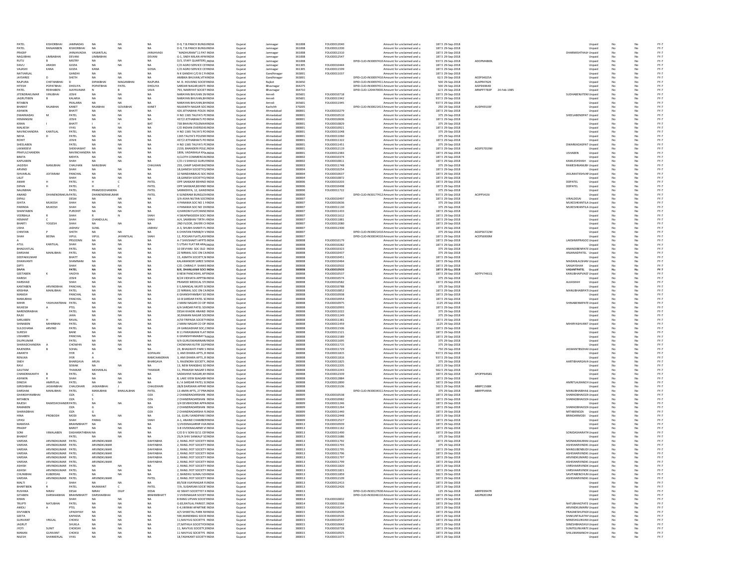| | | | | | | | | | | | | | | | | | | | | | |
|---|---|---|---|---|---|---|---|---|---|---|---|---|---|---|---|---|---|---|---|---|---|
| PATEL | KISHORBHAI | JAMNADAS | NA | NA | NA | D-9, T.B.PANCH BUNGLINDIA | Gujarat | Jamnagar | 361008 | FOLIO0012040 | | Amount for unclaimed and u | 187.5 | 29-Sep-2018 | | | | Unpaid | No | No | FY-7 |
| PATEL | RANJANBEN | KISHORBHAI | NA | NA | NA | D-9, T.B.PANCH BUNGLINDIA | Gujarat | Jamnagar | 361008 | FOLIO0012200 | | Amount for unclaimed and u | 187.5 | 29-Sep-2018 | | | | Unpaid | No | No | FY-7 |
| PRADIP | | JHINJHVADIA | VASANTLAL | | JHINJHVADI | "MADHURAM"11 PAT INDIA | Gujarat | Jamnagar | 361008 | FOLIO0012310 | | Amount for unclaimed and u | 187.5 | 29-Sep-2018 | | | DHARMISHTHAJHI | Unpaid | No | No | FY-7 |
| NAGJIBHAI | LIMBABHAI | DEVANI | LIMBABHAI | | DEVANI | G-1, SNEH MILAN APARINDIA | Gujarat | Jamnagar | 361008 | FOLIO0012547 | | Amount for unclaimed and u | 187.5 | 29-Sep-2018 | | | | Unpaid | No | No | FY-7 |
| RUTU | B | MISTRY | NA | NA | NA | D/3, STAFF QUARTERS,INDIA | Gujarat | Jamnagar | 361008 | | DPID-CLID-IN30097410 | Amount for unclaimed and u | 937.5 | 29-Sep-2018 | ADOPM4869L | | | Unpaid | No | No | FY-7 |
| DAVU | ARASHI | GOZIA | NA | NA | NA | C/O AGRO SERVICE CEINDIA | Gujarat | Jamnagar | 361305 | FOLIO0010444 | | Amount for unclaimed and u | 187.5 | 29-Sep-2018 | | | | Unpaid | No | No | FY-7 |
| VAJASHI | KANA | GOZIA | KANA | | GOSIA | C/O AGRO SERVICE CEINDIA | Gujarat | Jamnagar | 361305 | FOLIO0011599 | | Amount for unclaimed and u | 187.5 | 29-Sep-2018 | | | | Unpaid | No | No | FY-7 |
| NATVARLAL | | GANDHI | NA | NA | NA | N K GANDHI C/O B C P/INDIA | Gujarat | Gandhinagar | 363001 | FOLIO0011037 | | Amount for unclaimed and u | 187.5 | 29-Sep-2018 | | | | Unpaid | No | No | FY-7 |
| JAYSHREE | D | SHETH | NA | NA | NA | AMBIKA BHUVAN,VITHINDIA | Gujarat | Gandhinagar | 363001 | | DPID-CLID-IN30097410 | Amount for unclaimed and u | 62.5 | 29-Sep-2018 | AEDPS4025A | | | Unpaid | No | No | FY-7 |
| RAJPURA | CHETANBHAI | D | DIPAKBHAI | MAGANBHAI | RAJPURA | M. D. HOUSING SOCIETINDIA | Gujarat | Rajkot | 363650 | | DPID-CLID-IN30097411 | Amount for unclaimed and u | 500 | 29-Sep-2018 | ALAPR4762K | | | Unpaid | No | No | FY-7 |
| HITESH | POPATBHAI | DHOLIYA | POPATBHAI | PATEL | DHOLIYA | SARDAR NAGAR,MOTI INDIA | Gujarat | Bhavnagar | 364275 | | DPID-CLID-IN30097411 | Amount for unclaimed and u | 500 | 29-Sep-2018 | AISPD6964D | | | Unpaid | No | No | FY-7 |
| PATEL | REKHABEN | AJAYKUMAR | N | B | SAVA | 793, NAKRIYAT SOCIET INDIA | Gujarat | Bhavnagar | 364710 | | DPID-CLID-12044700 | Amount for unclaimed and u | 12.5 | 29-Sep-2018 | ARNPP7783P | 24-Feb-1985 | | Unpaid | No | No | FY-7 |
| JITENDRAKUMAR | VINUBHAI | JOSHI | NA | NA | NA | NARAYAN BHUVAN 2N INDIA | Gujarat | Amreli | 365601 | FOLIO0010718 | | Amount for unclaimed and u | 187.5 | 29-Sep-2018 | | | SUDHABENJITENI | Unpaid | No | No | FY-7 |
| JAGRUTIBEN | B | KALARIA | NA | NA | NA | NARAYAN BHUVAN,BHINDIA | Gujarat | Amreli | 365601 | FOLIO0011942 | | Amount for unclaimed and u | 937.5 | 29-Sep-2018 | | | | Unpaid | No | No | FY-7 |
| RITABEN | | PKALARIA | NA | NA | NA | NARAYAN BHUVAN,BHINDIA | Gujarat | Amreli | 365601 | FOLIO0011945 | | Amount for unclaimed and u | 937.5 | 29-Sep-2018 | | | | Unpaid | No | No | FY-7 |
| BHARAT | RAJABHAI | KANET | RAJABHAI | GOVABHAI | KANET | NILKANTH NAGAR SOC INDIA | Gujarat | Kachchh | 370205 | | DPID-CLID-IN30023413 | Amount for unclaimed and u | 250 | 29-Sep-2018 | AUDPK9103F | | | Unpaid | No | No | FY-7 |
| ASHWIN | | BHATT | NA | NA | NA | 426 JETHABHAI POLE K INDIA | Gujarat | Ahmedabad | 380001 | FOLIO0010279 | | Amount for unclaimed and u | 187.5 | 29-Sep-2018 | | | | Unpaid | No | No | FY-7 |
| DWARKADAS | M | PATEL | NA | NA | NA | H NO 1365 TALIYA'S P(INDIA | Gujarat | Ahmedabad | 380001 | FOLIO0010510 | | Amount for unclaimed and u | 375 | 29-Sep-2018 | | | SHEELABENDPAT | Unpaid | No | No | FY-7 |
| HEMANGINI | | JOSHI | NA | NA | NA | 437/2 JETHABHAI'S PO INDIA | Gujarat | Ahmedabad | 380001 | FOLIO0010606 | | Amount for unclaimed and u | 187.5 | 29-Sep-2018 | | | | Unpaid | No | No | FY-7 |
| KIRAN | I | BHATT | I | H | BAT | 738 BHAVNI POLEMAHIINDIA | Gujarat | Ahmedabad | 380001 | FOLIO0010829 | | Amount for unclaimed and u | 375 | 29-Sep-2018 | | | | Unpaid | No | No | FY-7 |
| MALKESH | | VYAS | NA | NA | NA | C/O INDIAN OVERSEAS INDIA | Gujarat | Ahmedabad | 380001 | FOLIO0010921 | | Amount for unclaimed and u | 187.5 | 29-Sep-2018 | | | | Unpaid | No | No | FY-7 |
| NAVINCHANDRA | KANTILAL | PATEL | NA | NA | NA | H NO 1365 TALIYA'S P(INDIA | Gujarat | Ahmedabad | 380001 | FOLIO0011048 | | Amount for unclaimed and u | 375 | 29-Sep-2018 | | | | Unpaid | No | No | FY-7 |
| NEHA | D | PATEL | NA | NA | NA | 1365 TALIYA'S POLEM(INDIA | Gujarat | Ahmedabad | 380001 | FOLIO0011060 | | Amount for unclaimed and u | 375 | 29-Sep-2018 | | | | Unpaid | No | No | FY-7 |
| ROHIT | | JOSHI | NA | NA | NA | 437/2 JETHABHAI'S PO INDIA | Gujarat | Ahmedabad | 380001 | FOLIO0011322 | | Amount for unclaimed and u | 187.5 | 29-Sep-2018 | | | | Unpaid | No | No | FY-7 |
| SHEELABEN | | PATEL | NA | NA | NA | H NO 1365 TALIYA'S P(INDIA | Gujarat | Ahmedabad | 380001 | FOLIO0011451 | | Amount for unclaimed and u | 375 | 29-Sep-2018 | | | DWARKADASPAT | Unpaid | No | No | FY-7 |
| LAXMIDEVI | | SHEKHAWAT | NA | NA | NA | 2159, BHANDERI POLE, INDIA | Gujarat | Ahmedabad | 380001 | FOLIO0012119 | | Amount for unclaimed and u | 187.5 | 29-Sep-2018 | AGSPS7019M | | | Unpaid | No | No | FY-7 |
| PRAFULCHANDRA | | NAVINCHANDRA | NA | | NA | 1806, VADAWALA KHA INDIA | Gujarat | Ahmedabad | 380001 | FOLIO0012383 | | Amount for unclaimed and u | 187.5 | 29-Sep-2018 | | | USHABEN | Unpaid | No | No | FY-7 |
| BINITA | | MEHTA | NA | NA | NA | 4,CLOTH COMMERCIAL INDIA | Gujarat | Ahmedabad | 380002 | FOLIO0010374 | | Amount for unclaimed and u | 187.5 | 29-Sep-2018 | | | | Unpaid | No | No | FY-7 |
| KAPILABEN | | SHAH | NA | NA | NA | C/O J S SHAH22 GURU INDIA | Gujarat | Ahmedabad | 380002 | FOLIO0010811 | | Amount for unclaimed and u | 187.5 | 29-Sep-2018 | | | KAMLESHSHAH | Unpaid | No | No | FY-7 |
| JAGDISH | NANUBHAI | CHAUHAN | NANUBHAI | | CHAUHAN | 259, CAMP SADAR BAZ INDIA | Gujarat | Ahmedabad | 380003 | FOLIO0011748 | | Amount for unclaimed and u | 375 | 29-Sep-2018 | | | RAMESHNANUBH | Unpaid | No | No | FY-7 |
| ARVIND | | SHAH | NA | NA | NA | 18,GANESH SOCIETY O INDIA | Gujarat | Ahmedabad | 380004 | FOLIO0010254 | | Amount for unclaimed and u | 187.5 | 29-Sep-2018 | | | | Unpaid | No | No | FY-7 |
| ISHVARLAL | JOITARAM | PANCHAL | NA | NA | NA | 10 NANDANBAUG SOC INDIA | Gujarat | Ahmedabad | 380004 | FOLIO0010637 | | Amount for unclaimed and u | 187.5 | 29-Sep-2018 | | | JASUMATIISHVAR | Unpaid | No | No | FY-7 |
| LALIT | | SHAH | NA | NA | NA | 18,GANESH SOCIETY O INDIA | Gujarat | Ahmedabad | 380004 | FOLIO0010872 | | Amount for unclaimed and u | 187.5 | 29-Sep-2018 | | | | Unpaid | No | No | FY-7 |
| AMAR | H | PATEL | H | C | PATEL | OPP.SANSKAR BEHIND INDIA | Gujarat | Ahmedabad | 380006 | FOLIO0010203 | | Amount for unclaimed and u | 187.5 | 29-Sep-2018 | | | DDPATEL | Unpaid | No | No | FY-7 |
| DIPAN | H | PATEL | H | C | PATEL | OPP.SANSKAR BEHIND INDIA | Gujarat | Ahmedabad | 380006 | FOLIO0010498 | | Amount for unclaimed and u | 187.5 | 29-Sep-2018 | | | DDPATEL | Unpaid | No | No | FY-7 |
| NALINBHAI | | PATEL | PRAMODCHANDRA | | PATEL | SANNIDHYA, 12, GANDI INDIA | Gujarat | Ahmedabad | 380006 | FOLIO0011722 | | Amount for unclaimed and u | 375 | 29-Sep-2018 | | | | Unpaid | No | No | FY-7 |
| ANAND | DHANENDRAKUM | PATEL | DHANENDRAKUMAR | | PATEL | 6 SUNDRAM BUNGLOW INDIA | Gujarat | Ahmedabad | 380006 | | DPID-CLID-IN30177412 | Amount for unclaimed and u | 937.5 | 29-Sep-2018 | ACIPP5419J | | | Unpaid | No | No | FY-7 |
| DIPALI | | DESAI | NA | NA | NA | 3/A ASHA NUTAN SOCI INDIA | Gujarat | Ahmedabad | 380007 | FOLIO0010497 | | Amount for unclaimed and u | 187.5 | 29-Sep-2018 | | | VIRALDESAI | Unpaid | No | No | FY-7 |
| ISHITA | MUKESH | SHAH | NA | NA | NA | 4 PANAMA SOC NO 1 N INDIA | Gujarat | Ahmedabad | 380007 | FOLIO0010636 | | Amount for unclaimed and u | 375 | 29-Sep-2018 | | | MUKESHKANTILA | Unpaid | No | No | FY-7 |
| PARINDA | MUKESH | SHAH | NA | NA | NA | 4 PANAMA SOC NO 1N INDIA | Gujarat | Ahmedabad | 380007 | FOLIO0011130 | | Amount for unclaimed and u | 375 | 29-Sep-2018 | | | MUKESHKANTILA | Unpaid | No | No | FY-7 |
| SHANTABEN | | PUROHIT | NA | NA | NA | 4,HARIOM FLATCHANC INDIA | Gujarat | Ahmedabad | 380007 | FOLIO0011433 | | Amount for unclaimed and u | 187.5 | 29-Sep-2018 | | | | Unpaid | No | No | FY-7 |
| VEERBALA | R | SHAH | R | N | SHAH | 4 SWAPNASIDDH SOCI INDIA | Gujarat | Ahmedabad | 380007 | FOLIO0011612 | | Amount for unclaimed and u | 187.5 | 29-Sep-2018 | | | | Unpaid | No | No | FY-7 |
| HEMANT | C | SHAH | CHANDULAL | | SHAH | A/4, SAMBHAV TIRTH INDIA | Gujarat | Ahmedabad | 380007 | FOLIO0011881 | | Amount for unclaimed and u | 187.5 | 29-Sep-2018 | | | | Unpaid | No | No | FY-7 |
| BHARTI | YOGESH | SHAH | NA | NA | NA | 2ND FLOOR, ZAVERI CH INDIA | Gujarat | Ahmedabad | 380007 | FOLIO0012080 | | Amount for unclaimed and u | 187.5 | 29-Sep-2018 | | | | Unpaid | No | No | FY-7 |
| USHA | | JADHAV | SUNIL | | JADHAV | A-3, SHUBH-SHANTI FL INDIA | Gujarat | Ahmedabad | 380007 | FOLIO0012300 | | Amount for unclaimed and u | 187.5 | 29-Sep-2018 | | | | Unpaid | No | No | FY-7 |
| CHINTAN | P | SHETH | NA | NA | NA | 6 CHINTAN PARIKRH V INDIA | Gujarat | Ahmedabad | 380007 | | DPID-CLID-IN30023410 | Amount for unclaimed and u | 375 | 29-Sep-2018 | AGSPS6722M | | | Unpaid | No | No | FY-7 |
| SHAH | BEENA | VIPUL | VIPUL | JAYANTILAL | SHAH | 12, POOJAN FLATS,ASH INDIA | Gujarat | Ahmedabad | 380007 | | DPID-CLID-IN30034310 | Amount for unclaimed and u | 187.5 | 29-Sep-2018 | ACEPS6900M | | | Unpaid | No | No | FY-7 |
| A | | PRSOONN | NA | NA | NA | A-7 SHIVSHAKTI APPTS INDIA | Gujarat | Ahmedabad | 380008 | FOLIO0010179 | | Amount for unclaimed and u | 187.5 | 29-Sep-2018 | | | LAKSHMIPRASOO | Unpaid | No | No | FY-7 |
| ATUL | KANTILAL | SHAH | NA | NA | NA | 5 UTSAV FLAT NR ARAL INDIA | Gujarat | Ahmedabad | 380008 | FOLIO0010282 | | Amount for unclaimed and u | 187.5 | 29-Sep-2018 | | | | Unpaid | No | No | FY-7 |
| BHAGVATLAL | | PATEL | NA | NA | NA | 10 DEVYANI SOC OLD INDIA | Gujarat | Ahmedabad | 380008 | FOLIO0010323 | | Amount for unclaimed and u | 187.5 | 29-Sep-2018 | | | ANANDIBENPATE | Unpaid | No | No | FY-7 |
| DARSHAK | MANUBHAI | PATEL | NA | NA | NA | 22 NIRMAL SOC ON CA INDIA | Gujarat | Ahmedabad | 380008 | FOLIO0010437 | | Amount for unclaimed and u | 375 | 29-Sep-2018 | | | ANJANADPATEL | Unpaid | No | No | FY-7 |
| DEEPAKKUMAR | | BHATT | NA | NA | NA | 15, ASMITA SOCIETY,N INDIA | Gujarat | Ahmedabad | 380008 | FOLIO0010451 | | Amount for unclaimed and u | 187.5 | 29-Sep-2018 | | | | Unpaid | No | No | FY-7 |
| DHANVANTI | | SHAMNANI | NA | NA | NA | KALAMANDIR SAREE S INDIA | Gujarat | Ahmedabad | 380008 | FOLIO0010464 | | Amount for unclaimed and u | 187.5 | 29-Sep-2018 | | | MADANLALSHAN | Unpaid | No | No | FY-7 |
| DIPTI | | SHAH | NA | NA | NA | C/O. CHIRAG P. SHAH INDIA | Gujarat | Ahmedabad | 380008 | FOLIO0010502 | | Amount for unclaimed and u | 187.5 | 29-Sep-2018 | | | SANJAYSHAH | Unpaid | No | No | FY-7 |
| DIVYA | | PATEL | NA | NA | NA | B/6, DHANLAXMI SOCI INDIA | Gujarat | Ahmedabad | 380008 | FOLIO0010505 | | Amount for unclaimed and u | 187.5 | 29-Sep-2018 | | | VASANTPATEL | Unpaid | No | No | FY-7 |
| GEETABEN | K | VAIDYA | NA | NA | NA | 8 NEW PANCHSHIL APT INDIA | Gujarat | Ahmedabad | 380008 | FOLIO0010537 | | Amount for unclaimed and u | 187.5 | 29-Sep-2018 | ADTPV7461Q | | KANUBHAIPVAID | Unpaid | No | No | FY-7 |
| HARISH | | JOSHI | NA | NA | NA | B/24 UDHATA APPTS INDIA | Gujarat | Ahmedabad | 380008 | FOLIO0010574 | | Amount for unclaimed and u | 375 | 29-Sep-2018 | | | | Unpaid | No | No | FY-7 |
| HARSHAD | | SHAH | NA | NA | NA | PRAMOD MEDICAL STO INDIA | Gujarat | Ahmedabad | 380008 | FOLIO0010582 | | Amount for unclaimed and u | 187.5 | 29-Sep-2018 | | | ALKASHAH | Unpaid | No | No | FY-7 |
| KANTABEN | ARVINDBHAI | PANCHAL | NA | NA | NA | E-5,MANGAL MURTI SO INDIA | Gujarat | Ahmedabad | 380008 | FOLIO0010788 | | Amount for unclaimed and u | 375 | 29-Sep-2018 | | | | Unpaid | No | No | FY-7 |
| KRISHNA | MANUBHAI | PATEL | NA | NA | NA | 22 NIRMAL SOC ON CA INDIA | Gujarat | Ahmedabad | 380008 | FOLIO0010852 | | Amount for unclaimed and u | 187.5 | 29-Sep-2018 | | | MANUBHAIBPATI | Unpaid | No | No | FY-7 |
| MANISH | | PANCHAL | NA | NA | NA | 6 GHANSHYAMBAY SO INDIA | Gujarat | Ahmedabad | 380008 | FOLIO0010938 | | Amount for unclaimed and u | 187.5 | 29-Sep-2018 | | | | Unpaid | No | No | FY-7 |
| MANUBHAI | | PANCHAL | NA | NA | NA | 10-B SARDAR PATEL SO INDIA | Gujarat | Ahmedabad | 380008 | FOLIO0010954 | | Amount for unclaimed and u | 187.5 | 29-Sep-2018 | | | | Unpaid | No | No | FY-7 |
| MIHIR | YASHVANTBHAI | PATEL | NA | NA | NA | 2 MANI NAGAR CO OP INDIA | Gujarat | Ahmedabad | 380008 | FOLIO0010975 | | Amount for unclaimed and u | 1125 | 29-Sep-2018 | | | SHINABENMPATE | Unpaid | No | No | FY-7 |
| MUKESH | A | PTEL | NA | NA | NA | 6/A SARDAR PATEL SO INDIA | Gujarat | Ahmedabad | 380008 | FOLIO0010993 | | Amount for unclaimed and u | 187.5 | 29-Sep-2018 | | | | Unpaid | No | No | FY-7 |
| NARENDRABHAI | | PATEL | NA | NA | NA | DESAI KHADKI ANAND INDIA | Gujarat | Ahmedabad | 380008 | FOLIO0011022 | | Amount for unclaimed and u | 375 | 29-Sep-2018 | | | | Unpaid | No | No | FY-7 |
| RAJIV | | JAHA | NA | NA | NA | 30,RAMAN NAGAR SO INDIA | Gujarat | Ahmedabad | 380008 | FOLIO0011249 | | Amount for unclaimed and u | 375 | 29-Sep-2018 | | | | Unpaid | No | No | FY-7 |
| SARLABEN | H | RAVAL | NA | NA | NA | A/59 TRIPADA SOCIETY INDIA | Gujarat | Ahmedabad | 380008 | FOLIO0011381 | | Amount for unclaimed and u | 187.5 | 29-Sep-2018 | | | | Unpaid | No | No | FY-7 |
| SHINABEN | MIHIRBHAI | PATEL | NA | NA | NA | 2 MANI NAGAR CO OP INDIA | Gujarat | Ahmedabad | 380008 | FOLIO0011459 | | Amount for unclaimed and u | 1125 | 29-Sep-2018 | | | MIHIRYASHVANT | Unpaid | No | No | FY-7 |
| SULOCHANA | ARVIND | PATEL | NA | NA | NA | 24 GANGADHAR SOC INDIA | Gujarat | Ahmedabad | 380008 | FOLIO0011506 | | Amount for unclaimed and u | 187.5 | 29-Sep-2018 | | | | Unpaid | No | No | FY-7 |
| SURESH | | BANE | NA | NA | NA | B 11 PARASMANI FLAT INDIA | Gujarat | Ahmedabad | 380008 | FOLIO0011521 | | Amount for unclaimed and u | 187.5 | 29-Sep-2018 | | | | Unpaid | No | No | FY-7 |
| USHABEN | | PANCHAL | NA | NA | NA | 6 GHANSHYAMABAY S INDIA | Gujarat | Ahmedabad | 380008 | FOLIO0011589 | | Amount for unclaimed and u | 187.5 | 29-Sep-2018 | | | | Unpaid | No | No | FY-7 |
| DILIPKUMAR | | PATEL | NA | NA | NA | 9/A GURUSHAKKNAGAR INDIA | Gujarat | Ahmedabad | 380008 | FOLIO0011695 | | Amount for unclaimed and u | 375 | 29-Sep-2018 | | | | Unpaid | No | No | FY-7 |
| SHARADCHANDRA | A | CHOWHIN | NA | NA | NA | CHOWHAN KUTIR 10/A INDIA | Gujarat | Ahmedabad | 380008 | FOLIO0011715 | | Amount for unclaimed and u | 375 | 29-Sep-2018 | | | | Unpaid | No | No | FY-7 |
| RAJENDRA | B | SOHAL | NA | NA | NA | 23, BHAGWATI PARK S INDIA | Gujarat | Ahmedabad | 380008 | FOLIO0011729 | | Amount for unclaimed and u | 750 | 29-Sep-2018 | | | JASWANTBSOHAl | Unpaid | No | No | FY-7 |
| ANANTH | | IYER | A | | GOPALAN | 3, AMI DHARA APTS.,R INDIA | Gujarat | Ahmedabad | 380008 | FOLIO0011815 | | Amount for unclaimed and u | 937.5 | 29-Sep-2018 | | | | Unpaid | No | No | FY-7 |
| RENUKA | | IYER | A | | RAMCHANDRAN | 3, AMI DHARA APTS.,R INDIA | Gujarat | Ahmedabad | 380008 | FOLIO0011816 | | Amount for unclaimed and u | 937.5 | 29-Sep-2018 | | | | Unpaid | No | No | FY-7 |
| SNEH | | BHARGAVA | ARUN | | BHARGAVA | 5, RAJENDRA SOCIETY, INDIA | Gujarat | Ahmedabad | 380008 | FOLIO0011825 | | Amount for unclaimed and u | 375 | 29-Sep-2018 | | | AARTIBHARGAVA | Unpaid | No | No | FY-7 |
| RAVI | | SEWAK | NA | NA | NA | 13, NEW RANGBAG SO INDIA | Gujarat | Ahmedabad | 380008 | FOLIO0012205 | | Amount for unclaimed and u | 187.5 | 29-Sep-2018 | | | | Unpaid | No | No | FY-7 |
| GAUTAM | | THAKKAR | MOHANLAL | | THAKKAR | 11, PRAKASH NAGAR S INDIA | Gujarat | Ahmedabad | 380008 | FOLIO0012243 | | Amount for unclaimed and u | 562.5 | 29-Sep-2018 | | | | Unpaid | No | No | FY-7 |
| CHANDRAKANTH | B | PATEL | NA | NA | NA | SADASHIVE NAGAR,KH INDIA | Gujarat | Ahmedabad | 380008 | FOLIO0012339 | | Amount for unclaimed and u | 187.5 | 29-Sep-2018 | APOPP6458G | | | Unpaid | No | No | FY-7 |
| ASHWIN | R | SHAH | NA | NA | NA | 8, LAKE VIEW BAGABH INDIA | Gujarat | Ahmedabad | 380008 | FOLIO0012884 | | Amount for unclaimed and u | 187.5 | 29-Sep-2018 | | | | Unpaid | No | No | FY-7 |
| DINESH | AMRITLAL | PATEL | NA | NA | NA | 6 / A SARDAR PATEL S INDIA | Gujarat | Ahmedabad | 380008 | FOLIO0012890 | | Amount for unclaimed and u | 187.5 | 29-Sep-2018 | | | AMRITLALRANCH | Unpaid | No | No | FY-7 |
| GIRISHBHAI | JASKANBHAI | CHAUDHARI | JASKANBHAI | J | CHAUDHARI | 28/B DARSHAN APPAR INDIA | Gujarat | Ahmedabad | 380008 | FOLIO0013106 | | Amount for unclaimed and u | 562.5 | 29-Sep-2018 | ABBPC1568K | | | Unpaid | No | No | FY-7 |
| DARSHAK | MANUBHAI | PATEL | MANUBHAI | BHAILALBHAI | PATEL | 13-AMIN APTS, 27 PRA INDIA | Gujarat | Ahmedabad | 380008 | | DPID-CLID-IN30034311 | Amount for unclaimed and u | 375 | 29-Sep-2018 | ABRPP5499A | | MANUBHAIBHAIL | Unpaid | No | No | FY-7 |
| GHANSHYAMBHAI | | OZA | C | | OZA | 2 CHANDRADARSHAN INDIA | Gujarat | Ahmedabad | 380009 | FOLIO0010538 | | Amount for unclaimed and u | 187.5 | 29-Sep-2018 | | | SHARADBHAIOZA | Unpaid | No | No | FY-7 |
| MITABEN | | OZA | S | | OZA | 2 CHANDRADARSHAN INDIA | Gujarat | Ahmedabad | 380009 | FOLIO0010982 | | Amount for unclaimed and u | 187.5 | 29-Sep-2018 | | | SHARADBHAIOZA | Unpaid | No | No | FY-7 |
| RAJESH | RAMESHCHANDR | PATEL | NA | NA | NA | 3/4 DEVBHOOMI APPA INDIA | Gujarat | Ahmedabad | 380009 | FOLIO0011246 | | Amount for unclaimed and u | 187.5 | 29-Sep-2018 | | | | Unpaid | No | No | FY-7 |
| RAMABEN | | OZA | G | | OZA | 2 CHANDRADARSHAN INDIA | Gujarat | Ahmedabad | 380009 | FOLIO0011264 | | Amount for unclaimed and u | 187.5 | 29-Sep-2018 | | | SHARADBHAIOZA | Unpaid | No | No | FY-7 |
| SHARADBHAI | | OZA | G | | OZA | 2 CHANDRADARSHA FL INDIA | Gujarat | Ahmedabad | 380009 | FOLIO0011440 | | Amount for unclaimed and u | 187.5 | 29-Sep-2018 | | | MITABENOZA | Unpaid | No | No | FY-7 |
| HINA | PRODODH | MODI | NA | NA | NA | 16, GURU SANDIPANI S INDIA | Gujarat | Ahmedabad | 380009 | FOLIO0012448 | | Amount for unclaimed and u | 187.5 | 29-Sep-2018 | | | BRINDARMODI | Unpaid | No | No | FY-7 |
| UPASI | | SHAH | PARAG | | SHAH | A-1, ANAND CHAMBER INDIA | Gujarat | Ahmedabad | 380009 | FOLIO0012527 | | Amount for unclaimed and u | 187.5 | 29-Sep-2018 | | | | Unpaid | No | No | FY-7 |
| MANISHA | | BRAHMBHATT | NA | NA | NA | 3,VIVEKNAGARNR VIJA INDIA | Gujarat | Ahmedabad | 380013 | FOLIO0010939 | | Amount for unclaimed and u | 187.5 | 29-Sep-2018 | | | | Unpaid | No | No | FY-7 |
| PRADIP | | BAROT | NA | NA | NA | 3-B VIVEKNAGARNR VI INDIA | Gujarat | Ahmedabad | 380013 | FOLIO0011162 | | Amount for unclaimed and u | 187.5 | 29-Sep-2018 | | | | Unpaid | No | No | FY-7 |
| SONI | VIMALABEN | DASHARATHBHAI | NA | NA | NA | C/O D V SONI D/11 CE INDIA | Gujarat | Ahmedabad | 380013 | FOLIO0011490 | | Amount for unclaimed and u | 187.5 | 29-Sep-2018 | | | SONIDASHARATH | Unpaid | No | No | FY-7 |
| BHARAT | | PATEL | NA | NA | NA | 25/A SHIV SANKALP SO INDIA | Gujarat | Ahmedabad | 380013 | FOLIO0011686 | | Amount for unclaimed and u | 375 | 29-Sep-2018 | | | | Unpaid | No | No | FY-7 |
| VARSHA | ARVINDKUMAR | PATEL | ARVINDKUMAR | | DAHYABHA | 2, RANG JYOT SOCIETY INDIA | Gujarat | Ahmedabad | 380013 | FOLIO0011792 | | Amount for unclaimed and u | 187.5 | 29-Sep-2018 | | | MONAKANUBHAI | Unpaid | No | No | FY-7 |
| VARSHA | ARVINDKUMAR | PATEL | ARVINDKUMAR | | DAHYABHA | 2, RANG JYOT SOCIETY INDIA | Gujarat | Ahmedabad | 380013 | FOLIO0011793 | | Amount for unclaimed and u | 375 | 29-Sep-2018 | | | ASHISHARVINDK. | Unpaid | No | No | FY-7 |
| VARSHA | ARVINDKUMAR | PATEL | ARVINDKUMAR | | DAHYABHA | 2, RANG JYOT SOCIETY INDIA | Gujarat | Ahmedabad | 380013 | FOLIO0011795 | | Amount for unclaimed and u | 187.5 | 29-Sep-2018 | | | MANGUBENBUDI | Unpaid | No | No | FY-7 |
| VARSHA | ARVINDKUMAR | PATEL | ARVINDKUMAR | | DAHYABHA | 2, RANG JYOT SOCIETY INDIA | Gujarat | Ahmedabad | 380013 | FOLIO0011796 | | Amount for unclaimed and u | 187.5 | 29-Sep-2018 | | | ASHISHARVINDK. | Unpaid | No | No | FY-7 |
| VARSHA | ARVINDKUMAR | PATEL | ARVINDKUMAR | | DAHYABHA | 2, RANG JYOT SOCIETY INDIA | Gujarat | Ahmedabad | 380013 | FOLIO0011797 | | Amount for unclaimed and u | 187.5 | 29-Sep-2018 | | | ARVINDKUMARD | Unpaid | No | No | FY-7 |
| VARSHA | ARVINDKUMAR | PATEL | ARVINDKUMAR | | DAHYABHA | 2, RANG JYOT SOCIETY INDIA | Gujarat | Ahmedabad | 380013 | FOLIO0011799 | | Amount for unclaimed and u | 187.5 | 29-Sep-2018 | | | ASHISHARVINDK. | Unpaid | No | No | FY-7 |
| ASHISH | ARVINDKUMAR | PATEL | NA | NA | NA | 2, RANG JYOT SOCIETY INDIA | Gujarat | Ahmedabad | 380013 | FOLIO0011820 | | Amount for unclaimed and u | 187.5 | 29-Sep-2018 | | | VARSHAARVINDK | Unpaid | No | No | FY-7 |
| ASHISH | ARVINDKUMAR | PATEL | NA | NA | NA | 2, RANG JYOT SOCIETY INDIA | Gujarat | Ahmedabad | 380013 | FOLIO0011821 | | Amount for unclaimed and u | 187.5 | 29-Sep-2018 | | | VARSHAARVINDK | Unpaid | No | No | FY-7 |
| CHUNIBHAI | KUBERDAS | PATEL | NA | NA | NA | 2, BANDHU SUMAJ SO INDIA | Gujarat | Ahmedabad | 380013 | FOLIO0011859 | | Amount for unclaimed and u | 562.5 | 29-Sep-2018 | | | SAVITABENCHUN | Unpaid | No | No | FY-7 |
| VARSHA | ARVINDKUMAR | PATEL | ARVINDKUMAR | | PATEL | 2, RANG JYOT SOCIETY INDIA | Gujarat | Ahmedabad | 380013 | FOLIO0012109 | | Amount for unclaimed and u | 187.5 | 29-Sep-2018 | | | ASHISHARVINDK. | Unpaid | No | No | FY-7 |
| MALTI | J | SHAH | NA | NA | NA | 85/508 VIJAYNAGAR FL INDIA | Gujarat | Ahmedabad | 380013 | FOLIO0012413 | | Amount for unclaimed and u | 187.5 | 29-Sep-2018 | | | | Unpaid | No | No | FY-7 |
| BHARTIBEN | R | PATEL | RAJNIKANT | C | PATEL | 7/A, SUDARSAN SOCIE INDIA | Gujarat | Ahmedabad | 380013 | FOLIO0012426 | | Amount for unclaimed and u | 187.5 | 29-Sep-2018 | | | | Unpaid | No | No | FY-7 |
| RUSHIKA | NIRAV | DESAI | NIRAV | DILIP | DESAI | 42 SWATI SOCIETY ST X INDIA | Gujarat | Ahmedabad | 380013 | | DPID-CLID-IN30127630 | Amount for unclaimed and u | 125 | 29-Sep-2018 | ABRPD9947R | | | Unpaid | No | No | FY-7 |
| GITABEN | DARSHAKBHAI | BRAHMBHATT | DARSHAKBHAI | | BRAHMBHATT | 3 VIVEKNAGAR SOCIET INDIA | Gujarat | Ahmedabad | 380013 | | DPID-CLID-IN30246110 | Amount for unclaimed and u | 187.5 | 29-Sep-2018 | AIGPB2019M | | | Unpaid | No | No | FY-7 |
| KIRAN | | SHAH | NA | NA | NA | 8 RANG UPVAN SOCIET INDIA | Gujarat | Ahmedabad | 380014 | FOLIO0010832 | | Amount for unclaimed and u | 187.5 | 29-Sep-2018 | | | | Unpaid | No | No | FY-7 |
| TRUPTI | NATUBHAI | PATEL | NA | NA | NA | G-83,RATILAL PARKST. INDIA | Gujarat | Ahmedabad | 380014 | FOLIO0011566 | | Amount for unclaimed and u | 187.5 | 29-Sep-2018 | | | NATUBHAICPATE | Unpaid | No | No | FY-7 |
| AMOLI | A | PTEL | NA | NA | NA | E-4,VIKRAM APARTME INDIA | Gujarat | Ahmedabad | 380015 | FOLIO0010214 | | Amount for unclaimed and u | 187.5 | 29-Sep-2018 | | | ARVINDKUMARN | Unpaid | No | No | FY-7 |
| DIVYABEN | | UPADHYAY | NA | NA | NA | A/5 SHWETAL PARK RA INDIA | Gujarat | Ahmedabad | 380015 | FOLIO0010505 | | Amount for unclaimed and u | 187.5 | 29-Sep-2018 | | | PRAGNESHUPADI | Unpaid | No | No | FY-7 |
| GEETA | | KAPADIA | NA | NA | NA | 59E,MANEKBAG SOCIE INDIA | Gujarat | Ahmedabad | 380015 | FOLIO0010536 | | Amount for unclaimed and u | 187.5 | 29-Sep-2018 | | | SHAKUNTALATH/ | Unpaid | No | No | FY-7 |
| GUNVANT | VRIJLAL | CHOKSI | NA | NA | NA | 11,NAVYUG SOCIETYS INDIA | Gujarat | Ahmedabad | 380015 | FOLIO0010557 | | Amount for unclaimed and u | 187.5 | 29-Sep-2018 | | | MINESHGUNVAN | Unpaid | No | No | FY-7 |
| JAGRUT | | SHUKLA | NA | NA | NA | 27,MITHILA SOCIETY O INDIA | Gujarat | Ahmedabad | 380015 | FOLIO0010642 | | Amount for unclaimed and u | 187.5 | 29-Sep-2018 | | | DINESHBHAISHUI | Unpaid | No | No | FY-7 |
| JYOTI | SUNIT | CHOKSHI | NA | NA | NA | 11, NAVYUG SOCIETY, INDIA | Gujarat | Ahmedabad | 380015 | FOLIO0010728 | | Amount for unclaimed and u | 187.5 | 29-Sep-2018 | | | SUNITGUNVANTC | Unpaid | No | No | FY-7 |
| MANAN | GUNVANT | CHOKSI | NA | NA | NA | 11 NAVYUG SOCIETYS INDIA | Gujarat | Ahmedabad | 380015 | FOLIO0010925 | | Amount for unclaimed and u | 187.5 | 29-Sep-2018 | | | SHILUMANANCH | Unpaid | No | No | FY-7 |
| NILESH | SHANKERLAL | VYAS | NA | NA | NA | 18,TASHKANT SOCIETY INDIA | Gujarat | Ahmedabad | 380015 | FOLIO0011073 | | Amount for unclaimed and u | 187.5 | 29-Sep-2018 | | | | Unpaid | No | No | FY-7 |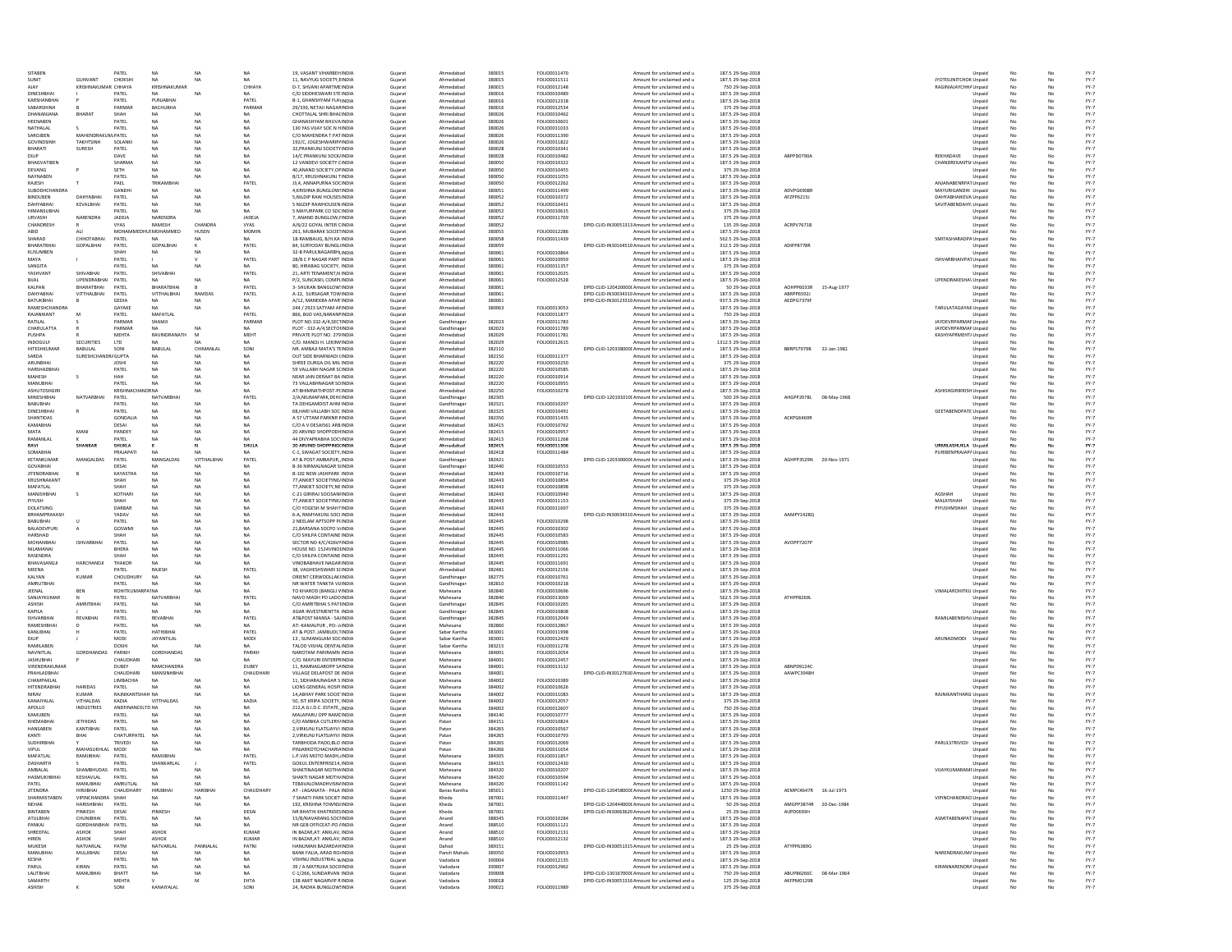| | | | | | | | | | | | | | | | | | | | | | | |
|---|---|---|---|---|---|---|---|---|---|---|---|---|---|---|---|---|---|---|---|---|---|---|
| SITABEN | | PATEL | NA | NA | NA | 19, VASANT VIHARBEH | INDIA | Gujarat | Ahmedabad | 380015 | FOLIO0011470 | | Amount for unclaimed and u | 187.5 | 29-Sep-2018 | | | | Unpaid | No | No | FY-7 |
| SUNIT | GUNVANT | CHOKSHI | NA | NA | NA | 11, NAVYUG SOCIETY,E | INDIA | Gujarat | Ahmedabad | 380015 | FOLIO0011511 | | Amount for unclaimed and u | 187.5 | 29-Sep-2018 | | | JYOTISUNITCHOK | Unpaid | No | No | FY-7 |
| AJAY | KRISHNAKUMAR | CHHAYA | KRISHNAKUMAR | | CHHAYA | D-7, SHIVANI APARTME | INDIA | Gujarat | Ahmedabad | 380015 | FOLIO0012148 | | Amount for unclaimed and u | 750 | 29-Sep-2018 | | | RAGINIAJAYCHHA | Unpaid | No | No | FY-7 |
| DINESHBHAI | I | PATEL | NA | NA | NA | C/O SIDDHESWARI STE | INDIA | Gujarat | Ahmedabad | 380016 | FOLIO0010489 | | Amount for unclaimed and u | 187.5 | 29-Sep-2018 | | | | Unpaid | No | No | FY-7 |
| KARSHANBHAI | P | PATEL | PUNJABHAI | | PATEL | B-1, GHANSHYAM FLAT | INDIA | Gujarat | Ahmedabad | 380016 | FOLIO0012318 | | Amount for unclaimed and u | 187.5 | 29-Sep-2018 | | | | Unpaid | No | No | FY-7 |
| SABARSHINH | B | PARMAR | BACHUBHA | | PARMAR | 29/339, NETAJI NAGAR | INDIA | Gujarat | Ahmedabad | 380016 | FOLIO0012534 | | Amount for unclaimed and u | 375 | 29-Sep-2018 | | | | Unpaid | No | No | FY-7 |
| DHANANJANA | BHARAT | SHAH | NA | NA | NA | CHOTTALAL SHRI BHAG | INDIA | Gujarat | Ahmedabad | 380026 | FOLIO0010462 | | Amount for unclaimed and u | 187.5 | 29-Sep-2018 | | | | Unpaid | No | No | FY-7 |
| HEENABEN | | PATEL | NA | NA | NA | GHANASHYAM BHUVA | INDIA | Gujarat | Ahmedabad | 380026 | FOLIO0010601 | | Amount for unclaimed and u | 187.5 | 29-Sep-2018 | | | | Unpaid | No | No | FY-7 |
| NATHALAL | S | PATEL | NA | NA | NA | 130 YAS VIJAY SOC N H | INDIA | Gujarat | Ahmedabad | 380026 | FOLIO0011033 | | Amount for unclaimed and u | 187.5 | 29-Sep-2018 | | | | Unpaid | No | No | FY-7 |
| SAROJBEN | MAHENDRAKUMA | PATEL | NA | NA | NA | C/O MAHENDRA T PAT | INDIA | Gujarat | Ahmedabad | 380026 | FOLIO0011390 | | Amount for unclaimed and u | 187.5 | 29-Sep-2018 | | | | Unpaid | No | No | FY-7 |
| GOVINDSINH | TAKHTSINH | SOLANKI | NA | NA | NA | 192/C, JOGESHWARIP | INDIA | Gujarat | Ahmedabad | 380026 | FOLIO0011822 | | Amount for unclaimed and u | 187.5 | 29-Sep-2018 | | | | Unpaid | No | No | FY-7 |
| BHARATI | SURESH | PATEL | NA | NA | NA | 32,PRANKUNJ SOCIETY | INDIA | Gujarat | Ahmedabad | 380028 | FOLIO0010341 | | Amount for unclaimed and u | 187.5 | 29-Sep-2018 | | | | Unpaid | No | No | FY-7 |
| DILIP | | DAVE | NA | NA | NA | 14/C PRANKUNJ SOCI | INDIA | Gujarat | Ahmedabad | 380028 | FOLIO0010482 | | Amount for unclaimed and u | 187.5 | 29-Sep-2018 | ABPPD0790A | | REKHADAVE | Unpaid | No | No | FY-7 |
| BHAGVATIBEN | | SHARMA | NA | NA | NA | 12 VANDEVI SOCIETY C | INDIA | Gujarat | Ahmedabad | 380050 | FOLIO0010322 | | Amount for unclaimed and u | 187.5 | 29-Sep-2018 | | | CHANDREKANTSH | Unpaid | No | No | FY-7 |
| DEVANG | P | SETH | NA | NA | NA | 40,ANAND SOCIETY,OF | INDIA | Gujarat | Ahmedabad | 380050 | FOLIO0010455 | | Amount for unclaimed and u | 375 | 29-Sep-2018 | | | | Unpaid | No | No | FY-7 |
| NAYNABEN | | PATEL | NA | NA | NA | B/17, KRUSHNAKUNJ T | INDIA | Gujarat | Ahmedabad | 380050 | FOLIO0011055 | | Amount for unclaimed and u | 187.5 | 29-Sep-2018 | | | | Unpaid | No | No | FY-7 |
| RAJESH | T | PAEL | TRIKAMBHAI | | PATEL | J3,4, ANNAPURNA SOC | INDIA | Gujarat | Ahmedabad | 380050 | FOLIO0012262 | | Amount for unclaimed and u | 187.5 | 29-Sep-2018 | | | ANJANABENRPAT | Unpaid | No | No | FY-7 |
| SUBODHCHANDRA | | GANDHI | NA | NA | NA | 4,KRISHNA BUNGLOW | INDIA | Gujarat | Ahmedabad | 380051 | FOLIO0011499 | | Amount for unclaimed and u | 187.5 | 29-Sep-2018 | AOVPG6908R | | MAYURIGANDHI | Unpaid | No | No | FY-7 |
| BINDUBEN | DAHYABHAI | PATEL | NA | NA | NA | 5,NILDIP RAW HOUSES | INDIA | Gujarat | Ahmedabad | 380052 | FOLIO0010372 | | Amount for unclaimed and u | 187.5 | 29-Sep-2018 | AFZPP6215J | | DAHYABHAIKEVA | Unpaid | No | No | FY-7 |
| DAHYABHAI | KEVALBHAI | PATEL | NA | NA | NA | 5 NILDIP RAWHOUSEN | INDIA | Gujarat | Ahmedabad | 380052 | FOLIO0010431 | | Amount for unclaimed and u | 187.5 | 29-Sep-2018 | | | SAVITABENDAHY | Unpaid | No | No | FY-7 |
| HIMANSUBHAI | | PATEL | NA | NA | NA | 5 MAYURPARK CO SOC | INDIA | Gujarat | Ahmedabad | 380052 | FOLIO0010615 | | Amount for unclaimed and u | 375 | 29-Sep-2018 | | | | Unpaid | No | No | FY-7 |
| URVASHI | NARENDRA | JADEJA | NARENDRA | | JADEJA | 7, ANAND BUNGLOW, F | INDIA | Gujarat | Ahmedabad | 380052 | FOLIO0011769 | | Amount for unclaimed and u | 375 | 29-Sep-2018 | | | | Unpaid | No | No | FY-7 |
| CHANDRESH | R | VYAS | RAMESH | CHANDRA | VYAS | A/6/22 GOYAL INTER C | INDIA | Gujarat | Ahmedabad | 380052 | | DPID-CLID-IN30051313 | Amount for unclaimed and u | 135 | 29-Sep-2018 | ACRPV7671B | | | Unpaid | No | No | FY-7 |
| ABID | ALI | MOHAMMEDHUS | MOHAMMED | HUSEN | MOMIN | 261, MUBARAK SOCIET | INDIA | Gujarat | Ahmedabad | 380055 | FOLIO0012286 | | Amount for unclaimed and u | 187.5 | 29-Sep-2018 | | | | Unpaid | No | No | FY-7 |
| SHARAD | CHHOTABHAI | PATEL | NA | NA | NA | 18-RAMBAUG, B/H KA | INDIA | Gujarat | Ahmedabad | 380058 | FOLIO0011439 | | Amount for unclaimed and u | 562.5 | 29-Sep-2018 | | | SMITASHARADPA | Unpaid | No | No | FY-7 |
| BHARATBHAI | GOPALBHAI | PATEL | GOPALBHAI | K | PATEL | 84, SURYODAY BUNGL | INDIA | Gujarat | Ahmedabad | 380059 | | DPID-CLID-IN30164510 | Amount for unclaimed and u | 312.5 | 29-Sep-2018 | ADIPP8778R | | | Unpaid | No | No | FY-7 |
| KUSUMBEN | | SHAH | NA | NA | NA | 32-B PARULNAGAR BH | INDIA | Gujarat | Ahmedabad | 380061 | FOLIO0010864 | | Amount for unclaimed and u | 187.5 | 29-Sep-2018 | | | | Unpaid | No | No | FY-7 |
| MAYA | I | PATEL | I | V | PATEL | 28/B C P NAGAR PART | INDIA | Gujarat | Ahmedabad | 380061 | FOLIO0010959 | | Amount for unclaimed and u | 187.5 | 29-Sep-2018 | | | ISHVARBHAIVPAT | Unpaid | No | No | FY-7 |
| SANGITA | | PATEL | NA | NA | NA | 80, HIRABAG SOCIETY, | INDIA | Gujarat | Ahmedabad | 380061 | FOLIO0011357 | | Amount for unclaimed and u | 375 | 29-Sep-2018 | | | | Unpaid | No | No | FY-7 |
| YASHVANT | SHIVABHAI | PATEL | SHIVABHAI | | PATEL | 21, ARTI TENAMENT,N | INDIA | Gujarat | Ahmedabad | 380061 | FOLIO0012025 | | Amount for unclaimed and u | 187.5 | 29-Sep-2018 | | | | Unpaid | No | No | FY-7 |
| BIJAL | UPENDRABHAI | PATEL | NA | NA | NA | P/2, SUNCASEL COMPL | INDIA | Gujarat | Ahmedabad | 380061 | FOLIO0012528 | | Amount for unclaimed and u | 187.5 | 29-Sep-2018 | | | UPENDRAKESHAV | Unpaid | No | No | FY-7 |
| KALPAN | BHARATBHAI | PATEL | BHARATBHAI | B | PATEL | 3- SHUKAN BANGLOW | INDIA | Gujarat | Ahmedabad | 380061 | | DPID-CLID-120420000 | Amount for unclaimed and u | 50 | 29-Sep-2018 | AOHPP6033R | 15-Aug-1977 | | Unpaid | No | No | FY-7 |
| DAHYABHAI | VITTHALBHAI | PATEL | VITTHALBHAI | RAMDAS | PATEL | A-12, SURSAGAR TOW | INDIA | Gujarat | Ahmedabad | 380061 | | DPID-CLID-IN30034310 | Amount for unclaimed and u | 187.5 | 29-Sep-2018 | ABRPP6592J | | | Unpaid | No | No | FY-7 |
| BATUKBHAI | B | GEDIA | NA | NA | NA | A/12, MANEKBA APAR | INDIA | Gujarat | Ahmedabad | 380061 | | DPID-CLID-IN30123310 | Amount for unclaimed and u | 937.5 | 29-Sep-2018 | AEDPG7379F | | | Unpaid | No | No | FY-7 |
| RAMESHCHANDRA | | GAYAKE | NA | NA | NA | 244 / 2923 SATYAM AP | INDIA | Gujarat | Ahmedabad | 380063 | FOLIO0013053 | | Amount for unclaimed and u | 187.5 | 29-Sep-2018 | | | TARULATAGAYAK | Unpaid | No | No | FY-7 |
| RAJANIKANT | M | PATEL | MAFATLAL | | PATEL | 866, BIJO VAS,NARANP | INDIA | Gujarat | Ahmedabad | | FOLIO0011877 | | Amount for unclaimed and u | 750 | 29-Sep-2018 | | | | Unpaid | No | No | FY-7 |
| RATILAL | S | PARMAR | SHAMJI | | PARMAR | PLOT NO.332-A/4,SECT | INDIA | Gujarat | Gandhinagar | 382023 | FOLIO0011783 | | Amount for unclaimed and u | 187.5 | 29-Sep-2018 | | | JAYDEVPARMAR | Unpaid | No | No | FY-7 |
| CHARULATTA | R | PARMAR | NA | NA | NA | PLOT - 332-A/4,SECTO | INDIA | Gujarat | Gandhinagar | 382023 | FOLIO0011789 | | Amount for unclaimed and u | 187.5 | 29-Sep-2018 | | | JAYDEVRPARMAR | Unpaid | No | No | FY-7 |
| PUSHPA | R | MEHTA | RAVINDRANATH | M | MEHT | PRIVATE PLOT NO. 279 | INDIA | Gujarat | Ahmedabad | 382029 | FOLIO0011781 | | Amount for unclaimed and u | 187.5 | 29-Sep-2018 | | | KASHYAPRMEHTA | Unpaid | No | No | FY-7 |
| INDOGULF | SECURITIES | LTD | NA | NA | NA | C/O. MANOJ H. LEKIN | INDIA | Gujarat | Ahmedabad | 382029 | FOLIO0012615 | | Amount for unclaimed and u | 1312.5 | 29-Sep-2018 | | | | Unpaid | No | No | FY-7 |
| HITESHKUMAR | BABULAL | SONI | BABULAL | CHIMANLAL | SONI | NR. AMBAJI MATA'S TE | INDIA | Gujarat | Ahmedabad | 382110 | | DPID-CLID-120338000 | Amount for unclaimed and u | 187.5 | 29-Sep-2018 | BBRPS7979B | 22-Jan-1981 | | Unpaid | No | No | FY-7 |
| SARDA | SURESHCHANDRA | GUPTA | NA | NA | NA | OUT SIDE BHARWAD | INDIA | Gujarat | Ahmedabad | 382150 | FOLIO0011377 | | Amount for unclaimed and u | 187.5 | 29-Sep-2018 | | | | Unpaid | No | No | FY-7 |
| ARUNBHAI | | JOSHI | NA | NA | NA | SHREE DURGA OIL MIL | INDIA | Gujarat | Ahmedabad | 382220 | FOLIO0010250 | | Amount for unclaimed and u | 375 | 29-Sep-2018 | | | | Unpaid | No | No | FY-7 |
| HARSHADBHAI | | PATEL | NA | NA | NA | 59 VALLABH NAGAR S | INDIA | Gujarat | Ahmedabad | 382220 | FOLIO0010585 | | Amount for unclaimed and u | 187.5 | 29-Sep-2018 | | | | Unpaid | No | No | FY-7 |
| MAHESH | S | HAH | NA | NA | NA | NEAR JAIN DERAAT BA | INDIA | Gujarat | Ahmedabad | 382220 | FOLIO0010914 | | Amount for unclaimed and u | 187.5 | 29-Sep-2018 | | | | Unpaid | No | No | FY-7 |
| MANUBHAI | | PATEL | NA | NA | NA | 73 VALLABHNAGAR SO | INDIA | Gujarat | Ahmedabad | 382220 | FOLIO0010955 | | Amount for unclaimed and u | 187.5 | 29-Sep-2018 | | | | Unpaid | No | No | FY-7 |
| ASHUTOSHGIRI | | KRISHNACHANDR | NA | NA | NA | AT-BHIMNATHPOST-P | INDIA | Gujarat | Ahmedabad | 382250 | FOLIO0010278 | | Amount for unclaimed and u | 187.5 | 29-Sep-2018 | | | ASHISHGIRIKRISH | Unpaid | No | No | FY-7 |
| MINESHBHAI | NATVARBHAI | PATEL | NATVARBHAI | | PATEL | 2/A,NILIMAPARK,DEH | INDIA | Gujarat | Gandhinagar | 382305 | | DPID-CLID-120191010 | Amount for unclaimed and u | 500 | 29-Sep-2018 | AHGPP2078L | 08-May-1968 | | Unpaid | No | No | FY-7 |
| BABUBHAI | | PATEL | NA | NA | NA | TA DEHGAMDIST AHM | INDIA | Gujarat | Gandhinagar | 382321 | FOLIO0010297 | | Amount for unclaimed and u | 187.5 | 29-Sep-2018 | | | | Unpaid | No | No | FY-7 |
| DINESHBHAI | R | PATEL | NA | NA | NA | 68,HARI VALLABH SOC | INDIA | Gujarat | Ahmedabad | 382325 | FOLIO0010491 | | Amount for unclaimed and u | 187.5 | 29-Sep-2018 | | | GEETABENDPATE | Unpaid | No | No | FY-7 |
| SHANTIDAS | | GONDALIA | NA | NA | NA | A 57 UTTAM PARKNR | INDIA | Gujarat | Ahmedabad | 382350 | FOLIO0011435 | | Amount for unclaimed and u | 187.5 | 29-Sep-2018 | ACKPG6469R | | | Unpaid | No | No | FY-7 |
| KAMABHAI | | DESAI | NA | NA | NA | C/O A V DESAI561 ARB | INDIA | Gujarat | Ahmedabad | 382415 | FOLIO0010762 | | Amount for unclaimed and u | 187.5 | 29-Sep-2018 | | | | Unpaid | No | No | FY-7 |
| MATA | MANI | PANDEY | NA | NA | NA | 20 ARVIND SHOPPOD | INDIA | Gujarat | Ahmedabad | 382415 | FOLIO0010957 | | Amount for unclaimed and u | 187.5 | 29-Sep-2018 | | | | Unpaid | No | No | FY-7 |
| RAMANLAL | K | PATEL | NA | NA | NA | 44 DIVYAPRABHA SOC | INDIA | Gujarat | Ahmedabad | 382415 | FOLIO0011268 | | Amount for unclaimed and u | 187.5 | 29-Sep-2018 | | | | Unpaid | No | No | FY-7 |
| RAVI | SHANKAR | SHUKLA | K | N | SHULA | 20 ARVIND SHOPPING | INDIA | Gujarat | Ahmedabad | 382415 | FOLIO0011306 | | Amount for unclaimed and u | 187.5 | 29-Sep-2018 | | | URMILASHUKLA | Unpaid | No | No | FY-7 |
| SOMABHAI | | PRAJAPATI | NA | NA | NA | C-1, SWAGAT SOCIETY, | INDIA | Gujarat | Ahmedabad | 382418 | FOLIO0011484 | | Amount for unclaimed and u | 187.5 | 29-Sep-2018 | | | PURIBENPRAJAP | Unpaid | No | No | FY-7 |
| KETANKUMAR | MANGALDAS | PATEL | MANGALDAS | VITTHALBHAI | PATEL | AT & POST AMBAPUR,, | INDIA | Gujarat | Gandhinagar | 382421 | | DPID-CLID-120330000 | Amount for unclaimed and u | 187.5 | 29-Sep-2018 | AGHPP3529N | 20-Nov-1971 | | Unpaid | No | No | FY-7 |
| GOVABHAI | | DESAI | NA | NA | NA | B-36 NIRMALNAGAR S | INDIA | Gujarat | Gandhinagar | 382440 | FOLIO0010553 | | Amount for unclaimed and u | 187.5 | 29-Sep-2018 | | | | Unpaid | No | No | FY-7 |
| JITENDRABHAI | B | KAYASTHA | NA | NA | NA | B-102 NEW JASHPARK | INDIA | Gujarat | Ahmedabad | 382443 | FOLIO0010716 | | Amount for unclaimed and u | 187.5 | 29-Sep-2018 | | | | Unpaid | No | No | FY-7 |
| KRUSHNAKANT | | SHAH | NA | NA | NA | 77,ANKIET SOCIETYNE | INDIA | Gujarat | Ahmedabad | 382443 | FOLIO0010854 | | Amount for unclaimed and u | 375 | 29-Sep-2018 | | | | Unpaid | No | No | FY-7 |
| MAFATLAL | | SHAH | NA | NA | NA | 77,ANKIET SOCIETY,NE | INDIA | Gujarat | Ahmedabad | 382443 | FOLIO0010898 | | Amount for unclaimed and u | 375 | 29-Sep-2018 | | | | Unpaid | No | No | FY-7 |
| MANISHBHAI | S | KOTHARI | NA | NA | NA | C-21 GIRIRAJ SOCSAN | INDIA | Gujarat | Ahmedabad | 382443 | FOLIO0010940 | | Amount for unclaimed and u | 187.5 | 29-Sep-2018 | | | AGSHAH | Unpaid | No | No | FY-7 |
| PIYUSH | | SHAH | NA | NA | NA | 77,ANKIET SOCIETYNE | INDIA | Gujarat | Ahmedabad | 382443 | FOLIO0011153 | | Amount for unclaimed and u | 375 | 29-Sep-2018 | | | MALAYSHAH | Unpaid | No | No | FY-7 |
| DOLATSING | | DARBAR | NA | NA | NA | C/O YOGESH M SHAH | INDIA | Gujarat | Ahmedabad | 382443 | FOLIO0011697 | | Amount for unclaimed and u | 375 | 29-Sep-2018 | | | PIYUSHMSHAH | Unpaid | No | No | FY-7 |
| BRHAMPRAKASH | | YADAV | NA | NA | NA | 6-A, RAMYAKUNJ SOCI | INDIA | Gujarat | Ahmedabad | 382443 | | DPID-CLID-IN30034310 | Amount for unclaimed and u | 187.5 | 29-Sep-2018 | AAMPY1428Q | | | Unpaid | No | No | FY-7 |
| BABUBHAI | U | PATEL | NA | NA | NA | 2 NEELAM APTSOPP PI | INDIA | Gujarat | Ahmedabad | 382445 | FOLIO0010298 | | Amount for unclaimed and u | 187.5 | 29-Sep-2018 | | | | Unpaid | No | No | FY-7 |
| BALADEVPURI | A | GOSWAMI | NA | NA | NA | 21,BARSANA SOCPO V | INDIA | Gujarat | Ahmedabad | 382445 | FOLIO0010302 | | Amount for unclaimed and u | 187.5 | 29-Sep-2018 | | | | Unpaid | No | No | FY-7 |
| HARSHAD | | SHAH | NA | NA | NA | C/O SHILPA CONTAINE | INDIA | Gujarat | Ahmedabad | 382445 | FOLIO0010583 | | Amount for unclaimed and u | 187.5 | 29-Sep-2018 | | | | Unpaid | No | No | FY-7 |
| MOHANBHAI | ISHVARBHAI | PATEL | NA | NA | NA | SECTOR NO 4/C/426P | INDIA | Gujarat | Ahmedabad | 382445 | FOLIO0010985 | | Amount for unclaimed and u | 187.5 | 29-Sep-2018 | AVOPP7207P | | | Unpaid | No | No | FY-7 |
| NILAMANAI | | BHERA | NA | NA | NA | HOUSE NO. 1524VINOI | INDIA | Gujarat | Ahmedabad | 382445 | FOLIO0011066 | | Amount for unclaimed and u | 187.5 | 29-Sep-2018 | | | | Unpaid | No | No | FY-7 |
| RASENDRA | | SHAH | NA | NA | NA | C/O SHILPA CONTAINE | INDIA | Gujarat | Ahmedabad | 382445 | FOLIO0011291 | | Amount for unclaimed and u | 187.5 | 29-Sep-2018 | | | | Unpaid | No | No | FY-7 |
| BHAVASANGJI | HARCHANDJI | THAKOR | NA | NA | NA | VINOBABHAVE NAGAR | INDIA | Gujarat | Ahmedabad | 382445 | FOLIO0011691 | | Amount for unclaimed and u | 187.5 | 29-Sep-2018 | | | | Unpaid | No | No | FY-7 |
| MEENA | R | PATEL | RAJESH | | PATEL | 38, VAGHESHSWARI SO | INDIA | Gujarat | Ahmedabad | 382481 | FOLIO0012156 | | Amount for unclaimed and u | 187.5 | 29-Sep-2018 | | | | Unpaid | No | No | FY-7 |
| KALYAN | KUMAR | CHOUDHURY | NA | NA | NA | ORIENT CERWOOLLAK | INDIA | Gujarat | Gandhinagar | 382775 | FOLIO0010761 | | Amount for unclaimed and u | 187.5 | 29-Sep-2018 | | | | Unpaid | No | No | FY-7 |
| AMRUTBHAI | | PATEL | NA | NA | NA | NR WATER TANKTA VIJ | INDIA | Gujarat | Gandhinagar | 382810 | FOLIO0010218 | | Amount for unclaimed and u | 187.5 | 29-Sep-2018 | | | | Unpaid | No | No | FY-7 |
| JEENAL | BEN | ROHITKUMARPAT | NA | NA | NA | TO KHAROD (BANGLI V | INDIA | Gujarat | Mahesana | 382840 | FOLIO0010696 | | Amount for unclaimed and u | 187.5 | 29-Sep-2018 | | | VIMALARDHITKU | Unpaid | No | No | FY-7 |
| SANJAYKUMAR | N | PATEL | NATVARBHAI | | PATEL | NAVO MADH PO LADO | INDIA | Gujarat | Mahesana | 382840 | FOLIO0013069 | | Amount for unclaimed and u | 562.5 | 29-Sep-2018 | ATHPP8269L | | | Unpaid | No | No | FY-7 |
| ASHISH | AMRITBHAI | PATEL | NA | NA | NA | C/O AMRITBHAI S PAT | INDIA | Gujarat | Gandhinagar | 382845 | FOLIO0010285 | | Amount for unclaimed and u | 187.5 | 29-Sep-2018 | | | | Unpaid | No | No | FY-7 |
| KAPILA | J | PATEL | NA | NA | NA | JIGAR INVESTMENTTA | INDIA | Gujarat | Gandhinagar | 382845 | FOLIO0010808 | | Amount for unclaimed and u | 187.5 | 29-Sep-2018 | | | | Unpaid | No | No | FY-7 |
| ISHVARBHAI | REVABHAI | PATEL | REVABHAI | | PATEL | AT&POST MANSA - SAI | INDIA | Gujarat | Gandhinagar | 382845 | FOLIO0012049 | | Amount for unclaimed and u | 187.5 | 29-Sep-2018 | | | RAMILABENISHV | Unpaid | No | No | FY-7 |
| RAMESHBHAI | D | PATEL | NA | NA | NA | AT:-KAMALPUR , PO:-J | INDIA | Gujarat | Mahesana | 382860 | FOLIO0012867 | | Amount for unclaimed and u | 187.5 | 29-Sep-2018 | | | | Unpaid | No | No | FY-7 |
| KANUBHAI | H | PATEL | HATHIBHAI | | PATEL | AT & POST. JAMBUDI | INDIA | Gujarat | Sabar Kantha | 383001 | FOLIO0011998 | | Amount for unclaimed and u | 187.5 | 29-Sep-2018 | | | | Unpaid | No | No | FY-7 |
| DILIP | J | MODI | JAYANTILAL | | MODI | 13 , SUMANGLAM SOC | INDIA | Gujarat | Sabar Kantha | 383001 | FOLIO0012429 | | Amount for unclaimed and u | 187.5 | 29-Sep-2018 | | | ARUNADMODI | Unpaid | No | No | FY-7 |
| RAMILABEN | | DOSHI | NA | NA | NA | TALOD VISHAL DENTAL | INDIA | Gujarat | Sabar Kantha | 383215 | FOLIO0011278 | | Amount for unclaimed and u | 187.5 | 29-Sep-2018 | | | | Unpaid | No | No | FY-7 |
| NAVNITLAL | GORDHANDAS | PARIKH | GORDHANDAS | | PARIKH | NARSITAM PARIRAMN | INDIA | Gujarat | Mahesana | 384001 | FOLIO0012054 | | Amount for unclaimed and u | 187.5 | 29-Sep-2018 | | | | Unpaid | No | No | FY-7 |
| JASHUBHAI | P | CHAUDHARI | NA | NA | NA | C/O. MAYURI ENTERPR | INDIA | Gujarat | Mahesana | 384001 | FOLIO0012457 | | Amount for unclaimed and u | 187.5 | 29-Sep-2018 | | | | Unpaid | No | No | FY-7 |
| VIRENDRAKUMAR | | DUBEY | RAMCHANDRA | | DUBEY | 11, RAMNAGARSOPP S | INDIA | Gujarat | Mahesana | 384001 | FOLIO0013132 | | Amount for unclaimed and u | 187.5 | 29-Sep-2018 | ABNPD9124C | | | Unpaid | No | No | FY-7 |
| PRAHLADBHAI | | CHAUDHARI | MANSINHBHAI | | CHAUDHARI | VILLAGE DELAPOST DE | INDIA | Gujarat | Mahesana | 384001 | | DPID-CLID-IN30127630 | Amount for unclaimed and u | 187.5 | 29-Sep-2018 | AAWPC3948H | | | Unpaid | No | No | FY-7 |
| CHAMPAKLAL | | LIMBACHIA | NA | NA | NA | 11, SIDHARAJNAGAR S | INDIA | Gujarat | Mahesana | 384002 | FOLIO0010389 | | Amount for unclaimed and u | 187.5 | 29-Sep-2018 | | | | Unpaid | No | No | FY-7 |
| HITENDRABHAI | HARIDAS | PATEL | NA | NA | NA | LIONS GENERAL HOSPI | INDIA | Gujarat | Mahesana | 384002 | FOLIO0010626 | | Amount for unclaimed and u | 187.5 | 29-Sep-2018 | | | | Unpaid | No | No | FY-7 |
| NIRAV | KUMAR | RAJNIKANTSHAH | NA | NA | NA | 14,ABHAY PARK SOCIE | INDIA | Gujarat | Mahesana | 384002 | FOLIO0011083 | | Amount for unclaimed and u | 187.5 | 29-Sep-2018 | | | RAJNIKANTHARG | Unpaid | No | No | FY-7 |
| KANAIYALAL | VITHALDAS | KADIA | VITTHALDAS | | KADIA | 50, IST.KRIPA SOCIETY | INDIA | Gujarat | Mahesana | 384002 | FOLIO0012057 | | Amount for unclaimed and u | 375 | 29-Sep-2018 | | | | Unpaid | No | No | FY-7 |
| APOLLO | INDUSTRIES | ANDFINANCELTD | NA | | | 212,A G.I.D.C. ESTATE | INDIA | Gujarat | Mahesana | 384002 | FOLIO0012607 | | Amount for unclaimed and u | 750 | 29-Sep-2018 | | | | Unpaid | No | No | FY-7 |
| KAMUBEN | | PATEL | NA | NA | NA | MALAPARU OPP RAMC | INDIA | Gujarat | Mahesana | 384140 | FOLIO0010777 | | Amount for unclaimed and u | 187.5 | 29-Sep-2018 | | | | Unpaid | No | No | FY-7 |
| KHEMABHAI | JETHIDAS | PATEL | NA | NA | NA | C/O AMBIKA CUTLERY | INDIA | Gujarat | Patan | 384151 | FOLIO0010824 | | Amount for unclaimed and u | 187.5 | 29-Sep-2018 | | | | Unpaid | No | No | FY-7 |
| HANSABEN | KANTIBHAI | PATEL | NA | NA | NA | 2,VIRKUNJ FLATSJAYV | INDIA | Gujarat | Patan | 384265 | FOLIO0010567 | | Amount for unclaimed and u | 187.5 | 29-Sep-2018 | | | | Unpaid | No | No | FY-7 |
| KANTI | BHAI | CHATURPATEL | NA | NA | NA | 2,VIRKUNJ FLATSJAYV | INDIA | Gujarat | Patan | 384265 | FOLIO0010793 | | Amount for unclaimed and u | 187.5 | 29-Sep-2018 | | | | Unpaid | No | No | FY-7 |
| SUDHIRBHAI | Y | TRIVEDI | NA | NA | NA | TARBHODA PADO,BLO | INDIA | Gujarat | Patan | 384265 | FOLIO0012069 | | Amount for unclaimed and u | 187.5 | 29-Sep-2018 | | | PARULSTRIVEDI | Unpaid | No | No | FY-7 |
| VIPUL | MAHASUKHLAL | MODI | NA | NA | NA | PINJARKOTCHACHARIA | INDIA | Gujarat | Patan | 384266 | FOLIO0011654 | | Amount for unclaimed and u | 187.5 | 29-Sep-2018 | | | | Unpaid | No | No | FY-7 |
| MAFATLAL | RAMJIBHAI | PATEL | RAMJIBHAI | | PATEL | L.P.VAS MOTO MADH, | INDIA | Gujarat | Mahesana | 384305 | FOLIO0011857 | | Amount for unclaimed and u | 187.5 | 29-Sep-2018 | | | | Unpaid | No | No | FY-7 |
| DASHARTH | S | PATEL | SHANKARLAL | J | PATEL | GOKUL ENTERPRISE14, | INDIA | Gujarat | Mahesana | 384315 | FOLIO0012430 | | Amount for unclaimed and u | 187.5 | 29-Sep-2018 | | | | Unpaid | No | No | FY-7 |
| AMBALAL | SHAMBHUDAS | PATEL | NA | NA | NA | SHAKTINAGAR MOTHA | INDIA | Gujarat | Mahesana | 384320 | FOLIO0010207 | | Amount for unclaimed and u | 187.5 | 29-Sep-2018 | | | VIJAYKUMARAMI | Unpaid | No | No | FY-7 |
| HASMUKHBHAI | KESHAVLAL | PATEL | NA | NA | NA | SHAKTI NAGAR MOTH | INDIA | Gujarat | Mahesana | 384320 | FOLIO0010594 | | Amount for unclaimed and u | 187.5 | 29-Sep-2018 | | | | Unpaid | No | No | FY-7 |
| PATEL | MANUBHAI | AMRUTLAL | NA | NA | NA | TEBAVALOMADHVISN | INDIA | Gujarat | Mahesana | 384320 | FOLIO0011142 | | Amount for unclaimed and u | 187.5 | 29-Sep-2018 | | | | Unpaid | No | No | FY-7 |
| JITENDRA | HIRJIBHAI | CHAUDHARY | HIRJIBHAI | HARIBHAI | CHAUDHARY | AT - JAGANATA - PALA | INDIA | Gujarat | Banas Kantha | 385011 | | DPID-CLID-120458000 | Amount for unclaimed and u | 1250 | 29-Sep-2018 | AEMPC4647R | 16-Jul-1973 | | Unpaid | No | No | FY-7 |
| SHARMISTABEN | VIPINCHANDRA | SHAH | NA | NA | NA | 7 SHAKTI PARK SOCIET | INDIA | Gujarat | Kheda | 387001 | FOLIO0011447 | | Amount for unclaimed and u | 187.5 | 29-Sep-2018 | | | VIPINCHANDRAC | Unpaid | No | No | FY-7 |
| NEHAK | HARISHBHAI | PATEL | NA | NA | NA | 192, KRISHNA TOWNS | INDIA | Gujarat | Kheda | 387001 | | DPID-CLID-120444000 | Amount for unclaimed and u | 50 | 29-Sep-2018 | AMGPP3874R | 20-Dec-1984 | | Unpaid | No | No | FY-7 |
| BINTABEN | PINKESH | DESAI | PINKESH | | DESAI | NR BHATHI KHATRIDES | INDIA | Gujarat | Kheda | 387001 | | DPID-CLID-IN30063620 | Amount for unclaimed and u | 25 | 29-Sep-2018 | AUPD0693H | | | Unpaid | No | No | FY-7 |
| ATULBHAI | CHUNIBHAI | PATEL | NA | NA | NA | 15/B/NAVARANG SOC | INDIA | Gujarat | Anand | 388345 | FOLIO0010284 | | Amount for unclaimed and u | 187.5 | 29-Sep-2018 | | | ASMITABENAPAT | Unpaid | No | No | FY-7 |
| PANKAJ | GORDHANBHAI | PATEL | NA | NA | NA | NR GEB OFFICEAT-PO | INDIA | Gujarat | Anand | 388510 | FOLIO0011121 | | Amount for unclaimed and u | 187.5 | 29-Sep-2018 | | | | Unpaid | No | No | FY-7 |
| SHREEPAL | ASHOK | SHAH | ASHOK | | KUMAR | IN BAZAR,AT: ANKLAV, | INDIA | Gujarat | Anand | 388510 | FOLIO0012131 | | Amount for unclaimed and u | 187.5 | 29-Sep-2018 | | | | Unpaid | No | No | FY-7 |
| HIREN | ASHOK | SHAH | ASHOK | | KUMAR | IN BAZAR,AT: ANKLAV, | INDIA | Gujarat | Anand | 388510 | FOLIO0012132 | | Amount for unclaimed and u | 187.5 | 29-Sep-2018 | | | | Unpaid | No | No | FY-7 |
| MUKESH | NATVARLAL | PATNI | NATVARLAL | PANNALAL | PATNI | HANUMAN BAZARDAH | INDIA | Gujarat | Dahod | 389151 | | DPID-CLID-IN30051315 | Amount for unclaimed and u | 25 | 29-Sep-2018 | ATYPP6389G | | | Unpaid | No | No | FY-7 |
| MANUBHAI | MULJIBHAI | DESAI | NA | NA | NA | BANK FALIA, ARAD RO | INDIA | Gujarat | Panch Mahals | 389350 | FOLIO0010953 | | Amount for unclaimed and u | 187.5 | 29-Sep-2018 | | | NARENDRAKUMA | Unpaid | No | No | FY-7 |
| KESHA | P | PATEL | NA | NA | NA | VISHNU INDUSTRIAL (a | INDIA | Gujarat | Vadodara | 390004 | FOLIO0012135 | | Amount for unclaimed and u | 187.5 | 29-Sep-2018 | | | | Unpaid | No | No | FY-7 |
| PARUL | KIRAN | PATEL | NA | NA | NA | 39 / A MATRUKA SOCI | INDIA | Gujarat | Vadodara | 390007 | FOLIO0012962 | | Amount for unclaimed and u | 187.5 | 29-Sep-2018 | | | KIRANNARENDRA | Unpaid | No | No | FY-7 |
| LALITBHAI | MANUBHAI | BHATT | NA | NA | NA | C-1/266, SUNDARVAN | INDIA | Gujarat | Vadodara | 390008 | | DPID-CLID-130167000 | Amount for unclaimed and u | 750 | 29-Sep-2018 | ABUPB6266C | 08-Mar-1964 | | Unpaid | No | No | FY-7 |
| SAMARTH | | MEHTA | V | M | EHTA | 138 AMIT NAGARVIP R | INDIA | Gujarat | Vadodara | 390018 | | DPID-CLID-IN30051316 | Amount for unclaimed and u | 125 | 29-Sep-2018 | AKFPM0129B | | | Unpaid | No | No | FY-7 |
| ASHISH | K | SONI | KANAIYALAL | | SONI | 24, RADHA BUNGLOW | INDIA | Gujarat | Vadodara | 390021 | FOLIO0011989 | | Amount for unclaimed and u | 375 | 29-Sep-2018 | | | | Unpaid | No | No | FY-7 |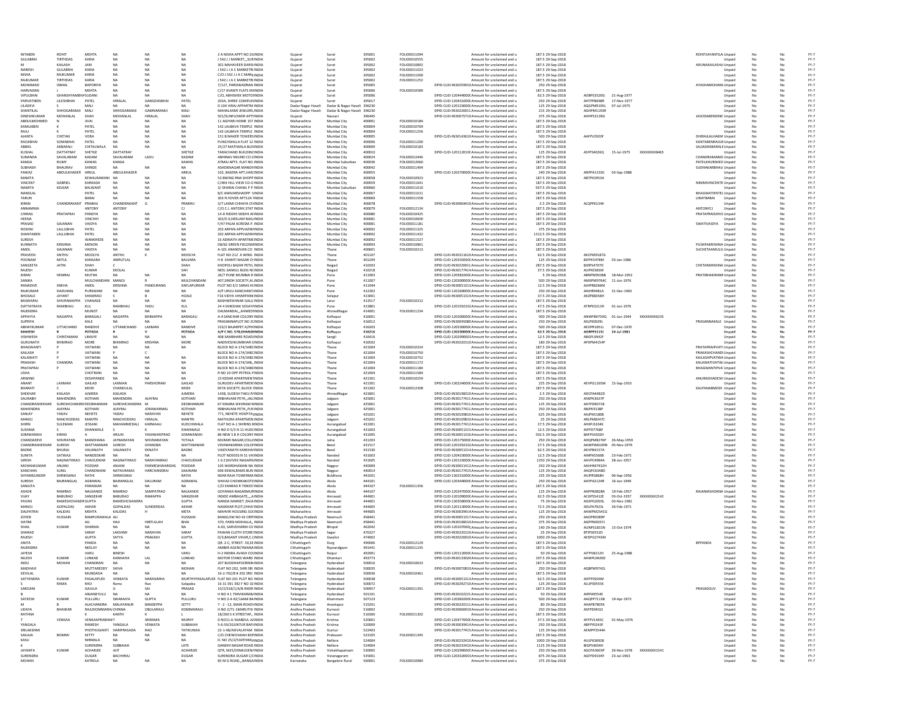| | | | | | | | | | | | | | | | | | | | | | | | |
|---|---|---|---|---|---|---|---|---|---|---|---|---|---|---|---|---|---|---|---|---|---|---|---|
| NITABEN | ROHIT | MEHTA | NA | NA | NA | 2 A NISHA APPT NO 2G | INDIA | Gujarat | Surat | 395001 | FOLIO0011094 | | Amount for unclaimed and u | 187.5 | 29-Sep-2018 | | | | ROHITJAYANTILAL | Unpaid | No | No | FY-7 |
| GULABRAI | TIRTHDAS | KARIA | NA | NA | NA | J 542 J J MARKET,,,SUR | INDIA | Gujarat | Surat | 395002 | FOLIO0010555 | | Amount for unclaimed and u | 187.5 | 29-Sep-2018 | | | | | Unpaid | No | No | FY-7 |
| M | KAILASH | JAIN | NA | NA | NA | 301 MAHAVEER DARSH | INDIA | Gujarat | Surat | 395002 | FOLIO0010892 | | Amount for unclaimed and u | 187.5 | 29-Sep-2018 | | | | ARUNAKAILASHJ | Unpaid | No | No | FY-7 |
| NARESH | GULABRAI | KARIA | NA | NA | NA | J 542 J J A C MARKETRI | INDIA | Gujarat | Surat | 395002 | FOLIO0011023 | | Amount for unclaimed and u | 187.5 | 29-Sep-2018 | | | | | Unpaid | No | No | FY-7 |
| NISHA | RAJKUMAR | KARIA | NA | NA | NA | C/O J 542 J J A C MAR | INDIA | Gujarat | Surat | 395002 | FOLIO0011090 | | Amount for unclaimed and u | 187.5 | 29-Sep-2018 | | | | | Unpaid | No | No | FY-7 |
| RAJKUMAR | TIRTHDAS | KARIA | NA | NA | NA | J 542 J J A C MARKETRI | INDIA | Gujarat | Surat | 395002 | FOLIO0011252 | | Amount for unclaimed and u | 187.5 | 29-Sep-2018 | | | | | Unpaid | No | No | FY-7 |
| MOHAMAD | ISMAIL | BAPORIYA | NA | NA | NA | 7/127, PARSIWADRANI | INDIA | Gujarat | Surat | 395005 | | DPID-CLID-IN30259910 | Amount for unclaimed and u | 250 | 29-Sep-2018 | | | | AYASHAMOHAMA | Unpaid | No | No | FY-7 |
| HARVADAN | J | MEHTA | NA | NA | NA | C/17 AVANTI FLATS IN | INDIA | Gujarat | Surat | 395005 | FOLIO0010589 | | Amount for unclaimed and u | 187.5 | 29-Sep-2018 | | | | | Unpaid | No | No | FY-7 |
| VIPULBHAI | GHANSHYAMBHA | SUDANI | NA | NA | NA | C/O, ABHISHEK MOTOI | INDIA | Gujarat | Surat | 395006 | | DPID-CLID-1204440000 | Amount for unclaimed and u | 62.5 | 29-Sep-2018 | AOBPS3520G | 21-Aug-1977 | | | Unpaid | No | No | FY-7 |
| PARVATIBEN | LILESHBHAI | PATEL | HIRALAL | GANGDASBHAI | PATEL | 203A, SHREE COMPLEX | INDIA | Gujarat | Surat | 395017 | | DPID-CLID-1204310000 | Amount for unclaimed and u | 250 | 29-Sep-2018 | AHTPP8698R | 17-Nov-1977 | | | Unpaid | No | No | FY-7 |
| LILADEVI | S | MALI | NA | NA | NA | D 104 VIRAJ APPARTM | INDIA | Dadar Nagar Haveli | Dadar & Nagar Haveli | 396230 | | DPID-CLID-1201330000 | Amount for unclaimed and u | 125 | 29-Sep-2018 | AQQPM9105L | 07-Jul-1975 | | | Unpaid | No | No | FY-7 |
| SHANTILAL | SHHOGARAMJI | MALI | SHHOGARAMJI | GAMNARAMJI | MALI | MAHALAXMI JEWELERS | INDIA | Dadar Nagar Haveli | Dadar & Nagar Haveli | 396230 | | DPID-CLID-IN30226911 | Amount for unclaimed and u | 215 | 29-Sep-2018 | AGHPM1199R | | | | Unpaid | No | No | FY-7 |
| DINESHKUMAR | MOHANLAL | SHAH | MOHANLAL | HIRALAL | SHAH | 501/SUNFLOWER APPT | INDIA | Gujarat | Navsari | 396445 | | DPID-CLID-IN30075710 | Amount for unclaimed and u | 375 | 29-Sep-2018 | AHHPS3139G | | | JASODABENDINE | Unpaid | No | No | FY-7 |
| ABDULMOHMED | N | JIVAI | NA | NA | NA | 11 AGIYARI HOME 1ST | INDIA | Maharashtra | Mumbai City | 400001 | FOLIO0011030 | | Amount for unclaimed and u | 187.5 | 29-Sep-2018 | | | | | Unpaid | No | No | FY-7 |
| KAMLABEN | K | PATEL | NA | NA | NA | 142 LALBAVA TEMPLE | INDIA | Maharashtra | Mumbai City | 400004 | FOLIO0010769 | | Amount for unclaimed and u | 187.5 | 29-Sep-2018 | | | | | Unpaid | No | No | FY-7 |
| RAJU | K | PATEL | NA | NA | NA | 142 LALBAVA TEMPLE | INDIA | Maharashtra | Mumbai City | 400004 | FOLIO0011256 | | Amount for unclaimed and u | 187.5 | 29-Sep-2018 | | | | | Unpaid | No | No | FY-7 |
| AJANTA | CHETAN | VORA | NA | NA | NA | 151 B MAKER TOWERS | INDIA | Maharashtra | Mumbai City | 400005 | | DPID-CLID-IN30143610 | Amount for unclaimed and u | 500 | 29-Sep-2018 | AAFPV2920F | | | DHIRAJLALHAKM | Unpaid | No | No | FY-7 |
| RAOJIBHAI | SOMABHAI | PATEL | NA | NA | NA | PUNCHSHILLA FLAT 12 | INDIA | Maharashtra | Mumbai City | 400006 | FOLIO0011290 | | Amount for unclaimed and u | 187.5 | 29-Sep-2018 | | | | KANTABENRAOJI | Unpaid | No | No | FY-7 |
| ABBAS | AKBARALI | CHITALWALA | NA | NA | NA | 25/27 MATIWALA BLD | INDIA | Maharashtra | Mumbai City | 400009 | FOLIO0010183 | | Amount for unclaimed and u | 187.5 | 29-Sep-2018 | | | | SAJJADAKBARALI | Unpaid | No | No | FY-7 |
| KUSHAL | DATTATRAY | SHETGE | DATTATRAY | NA | SHETGE | TARACHAND BUILDING | INDIA | Maharashtra | Mumbai City | 400010 | | DPID-CLID-1201120100 | Amount for unclaimed and u | 125 | 29-Sep-2018 | ASYPS4026Q | 15-Jul-1975 | XXXXXXXX8465 | | Unpaid | No | No | FY-7 |
| SUNANDA | SAVALARAM | KADAM | SAVALARAM | LADU | KADAM | ABHINAV MILIND CO. | INDIA | Maharashtra | Mumbai City | 400024 | FOLIO0012446 | | Amount for unclaimed and u | 187.5 | 29-Sep-2018 | | | | CHANDRAMANIS | Unpaid | No | No | FY-7 |
| KANGA | RUMY | KAWAS | KANGA | NA | KAWAS | ATMAJ APTS. FLAT NO | INDIA | Maharashtra | Mumbai Suburban | 400036 | FOLIO0012060 | | Amount for unclaimed and u | 187.5 | 29-Sep-2018 | | | | PATELKHURSHED | Unpaid | No | No | FY-7 |
| SUBHASH | BHAURAV | SHINDE | NA | NA | NA | ASHOKNAGAR MANDH | INDIA | Maharashtra | Mumbai City | 400042 | FOLIO0011494 | | Amount for unclaimed and u | 187.5 | 29-Sep-2018 | | | | SUDHAKARBHAU | Unpaid | No | No | FY-7 |
| FAWAZ | ABDULKHADER | ARKUL | ABDULKHADER | NA | ARKUL | 102, BASERA APT,VAKO | INDIA | Maharashtra | Mumbai City | 400055 | | DPID-CLID-1202700000 | Amount for unclaimed and u | 240 | 29-Sep-2018 | ANPPA1193C | 03-Sep-1988 | | | Unpaid | No | No | FY-7 |
| MAMTA | | KEWALRAMANI | NA | NA | NA | 53 BWING RNA SHOPP | INDIA | Maharashtra | Mumbai City | 400058 | FOLIO0010923 | | Amount for unclaimed and u | 187.5 | 29-Sep-2018 | | | | | Unpaid | No | No | FY-7 |
| VINCENT | GABRIEL | KARKADA | NA | NA | NA | C/404 HILL VIEW CO-O | INDIA | Maharashtra | Mumbai City | 400059 | FOLIO0011641 | | Amount for unclaimed and u | 187.5 | 29-Sep-2018 | | | | NIMMIVINCENTK | Unpaid | No | No | FY-7 |
| NAMITA | KELKAR | BALWANT | NA | NA | NA | 3/ DHARAV CHAWL P P | INDIA | Maharashtra | Mumbai Suburban | 400060 | FOLIO0011010 | | Amount for unclaimed and u | 937.5 | 29-Sep-2018 | | | | | Unpaid | No | No | FY-7 |
| NANDLAL | | PATEL | NA | NA | NA | B/C AMIVARSHADOPP S | INDIA | Maharashtra | Mumbai City | 400067 | FOLIO0011011 | | Amount for unclaimed and u | 187.5 | 29-Sep-2018 | | | | BHAGWATIPATEL | Unpaid | No | No | FY-7 |
| TARUN | | BARAI | NA | NA | NA | 303 FLYOVER APT12A | INDIA | Maharashtra | Mumbai City | 400069 | FOLIO0011558 | | Amount for unclaimed and u | 187.5 | 29-Sep-2018 | | | | LINATBARAI | Unpaid | No | No | FY-7 |
| KIRAN | CHANDRAKANT | PRABHU | CHANDRAKANT | G | PRABHU | 3/7 LAXMI CHHAYA CH | INDIA | Maharashtra | Mumbai City | 400078 | | DPID-CLID-IN30064410 | Amount for unclaimed and u | 2.5 | 29-Sep-2018 | ALQPP6154K | | | | Unpaid | No | No | FY-7 |
| ANNAMMA | | ANTONY | ANTONY | | CJ | C/O C.J. ANTONY,STAT | INDIA | Maharashtra | Mumbai City | 400079 | FOLIO0012134 | | Amount for unclaimed and u | 187.5 | 29-Sep-2018 | | | | ANTONYCJ | Unpaid | No | No | FY-7 |
| CHIRAG | PRATAPRAI | PANDYA | NA | NA | NA | 14-D RIDDHI SIDDHI A | INDIA | Maharashtra | Mumbai City | 400080 | FOLIO0010425 | | Amount for unclaimed and u | 187.5 | 29-Sep-2018 | | | | PRATAPRAISHIVS | Unpaid | No | No | FY-7 |
| HEENA | | VINCHHI | NA | NA | NA | 302/E-6,NEELAM NAG | INDIA | Maharashtra | Mumbai City | 400081 | FOLIO0010600 | | Amount for unclaimed and u | 187.5 | 29-Sep-2018 | | | | | Unpaid | No | No | FY-7 |
| PRASAD | GAJANAN | VAIDYA | NA | NA | NA | F/47 PALM ACRES M.P | INDIA | Maharashtra | Mumbai City | 400081 | FOLIO0011181 | | Amount for unclaimed and u | 187.5 | 29-Sep-2018 | | | | SWATIVAIDYA | Unpaid | No | No | FY-7 |
| ROSHNI | LALLUBHAI | PATEL | NA | NA | NA | 202 ARPAN APPVAZIRA | INDIA | Maharashtra | Mumbai City | 400092 | FOLIO0011325 | | Amount for unclaimed and u | 375 | 29-Sep-2018 | | | | | Unpaid | No | No | FY-7 |
| SHANTABEN | LALLUBHAI | PATEL | NA | NA | NA | 202 ARPAN APPVAZIRA | INDIA | Maharashtra | Mumbai City | 400092 | FOLIO0011432 | | Amount for unclaimed and u | 1312.5 | 29-Sep-2018 | | | | | Unpaid | No | No | FY-7 |
| SURESH | | WANKHEDE | NA | NA | NA | 16 ADINATH APARTME | INDIA | Maharashtra | Mumbai City | 400092 | FOLIO0011527 | | Amount for unclaimed and u | 187.5 | 29-Sep-2018 | | | | | Unpaid | No | No | FY-7 |
| KUNNATH | KRISHNA | MENON | NA | NA | NA | DB/62 GREEN FIELDS | INDIA | Maharashtra | Mumbai City | 400093 | FOLIO0010861 | | Amount for unclaimed and u | 187.5 | 29-Sep-2018 | | | | PUSHPAKRISHNA | Unpaid | No | No | FY-7 |
| AMOL | GAJANAN | VAIDYA | NA | NA | NA | A-101 ANANDVAN CO | INDIA | Maharashtra | Thane | 400601 | FOLIO0010213 | | Amount for unclaimed and u | 187.5 | 29-Sep-2018 | | | | SUCHETAAMULV | Unpaid | No | No | FY-7 |
| PRAVEEN | ANTHU | MOOLYA | ANTHU | K | MOOLYA | FLAT NO 212 A WING | INDIA | Maharashtra | Thane | 401107 | | DPID-CLID-IN30311610 | Amount for unclaimed and u | 62.5 | 29-Sep-2018 | AKCPM9187G | | | | Unpaid | No | No | FY-7 |
| POONAM | MITUL | KANSARA | AMRUTLAL | NA | BALSARA | H B SHANTI NAGAR C | INDIA | Maharashtra | Thane | 401209 | | DPID-CLID-1203350000 | Amount for unclaimed and u | 125 | 29-Sep-2018 | BJFPK5478M | 03-Jan-1986 | | | Unpaid | No | No | FY-7 |
| SANGEETA | JATIN | SHAH | C | | SHAH | KHOPOLI BAZAR PETH | INDIA | Maharashtra | Raigad | 410203 | | DPID-CLID-IN30226911 | Amount for unclaimed and u | 287.5 | 29-Sep-2018 | BJDPS4707D | | | CHETANKRISHNA | Unpaid | No | No | FY-7 |
| RAJESH | | KUMAR | DEDLAL | | SAH | NEEL SANKUL BLDG NO | INDIA | Maharashtra | Raigad | 410218 | | DPID-CLID-IN30177414 | Amount for unclaimed and u | 37.5 | 29-Sep-2018 | ALIPK0383M | | | | Unpaid | No | No | FY-7 |
| KIRAN | HEMRAJ | MUTHA | NA | NA | NA | 26/7 PUNE MUMBAI R | INDIA | Maharashtra | Pune | 411003 | | DPID-CLID-1205810000 | Amount for unclaimed and u | 5 | 29-Sep-2018 | ABNPM9338B | 18-Mar-1952 | | PRATIBHAKIRANM | Unpaid | No | No | FY-7 |
| SANIKA | | MULCHANDANI | MANOJ | R | MULCHANDANI | 407,SINDH SOCIETY,A | INDIA | Maharashtra | Pune | 411007 | | DPID-CLID-1203000000 | Amount for unclaimed and u | 500 | 29-Sep-2018 | AMXPM9764C | 11-Jun-1976 | | | Unpaid | No | No | FY-7 |
| RANADIVE | SNEHA | AMOL | KRISHNA | PANDURANG | DAFLAPURKAR | PLOT NO E/2 SARAS H | INDIA | Maharashtra | Pune | 411044 | | DPID-CLID-IN30051313 | Amount for unclaimed and u | 12.5 | 29-Sep-2018 | AIHPR8266M | | | | Unpaid | No | No | FY-7 |
| RAJKUMAR | DADUMAL | PURSWANI | NA | NA | NA | A/P URULI KANCHAN | INDIA | Maharashtra | Pune | 412202 | | DPID-CLID-1201690000 | Amount for unclaimed and u | 250 | 29-Sep-2018 | AAJHR9481A | 31-Dec-1963 | | | Unpaid | No | No | FY-7 |
| BHOSALE | JAYANT | SHAMRAO | S | B | HOALE | F16 VIDYA VIHARPANE | INDIA | Maharashtra | Solapur | 413001 | | DPID-CLID-IN30051314 | Amount for unclaimed and u | 37.5 | 29-Sep-2018 | AKZPB8358H | | | | Unpaid | No | No | FY-7 |
| BASWARAJ | SHIVRAMAPPA | CHANAGE | NA | NA | NA | BASHWESHWAR GALLI | INDIA | Maharashtra | Latur | 413517 | FOLIO0010312 | | Amount for unclaimed and u | 187.5 | 29-Sep-2018 | | | | | Unpaid | No | No | FY-7 |
| DATTATRAYA | RAMBHAU | KUL | RAMBHAU | YADU | KUL | 24 4 SHRISHAK SOSAYI | INDIA | Maharashtra | Pune | 413801 | | DPID-CLID-1201910102 | Amount for unclaimed and u | 47.5 | 29-Sep-2018 | ATRPK3213H | 01-Jun-1976 | | | Unpaid | No | No | FY-7 |
| RAJENDRA | | MUNOT | NA | NA | NA | DALMANDAL,,,AHMED | INDIA | Maharashtra | AhmedNagar | 414001 | FOLIO0011234 | | Amount for unclaimed and u | 187.5 | 29-Sep-2018 | | | | | Unpaid | No | No | FY-7 |
| APPAYYA | NAGAPPA | BARAGALI | NAGAPPA | BHIMAPPA | BARAGALI | A-4 SANCHAR COLONY | INDIA | Maharashtra | Kolhapur | 416001 | | DPID-CLID-1203000000 | Amount for unclaimed and u | 500 | 29-Sep-2018 | ANWPB4759Q | 01-Jun-1944 | XXXXXXXX6235 | | Unpaid | No | No | FY-7 |
| SUPRIYA | | KALE | NA | NA | NA | PRASANNAPLOT NO 21 | INDIA | Maharashtra | Kolhapur | 416012 | | DPID-CLID-IN30045080 | Amount for unclaimed and u | 250 | 29-Sep-2018 | ASLPK0029L | | | PRASANNAKALE | Unpaid | No | No | FY-7 |
| ABHAYKUMAR | UTTAMCHAND | RANDIVE | UTTAMCHAND | LAXMAN | RANDIVE | 223/2 BAJARPET A/P | INDIA | Maharashtra | Kolhapur | 416203 | | DPID-CLID-1202300000 | Amount for unclaimed and u | 500 | 29-Sep-2018 | AEOPR1651L | 07-Dec-1970 | | | Unpaid | No | No | FY-7 |
| MAHESH | R | POTADA | R | V | POTADA | A/P C NO. 578,KHANDI | INDIA | Maharashtra | Kolhapur | 416216 | | DPID-CLID-1202300000 | Amount for unclaimed and u | 62.5 | 29-Sep-2018 | AOBPP5115J | 24-Jul-1981 | | | Unpaid | No | No | FY-7 |
| VISHWESH | CHINTAMANI | LIMAYE | NA | NA | NA | 408 SAMBHARE ROAD | INDIA | Maharashtra | Sangli | 416416 | | DPID-CLID-1202990000 | Amount for unclaimed and u | 12.5 | 29-Sep-2018 | ABGPL3942F | | | | Unpaid | No | No | FY-7 |
| GURUNATH | BHIMRAO | MORE | BHIMRAO | KRISHNA | MORE | NADIVESHKUMBHAR G | INDIA | Maharashtra | Kolhapur | 416502 | | DPID-CLID-IN30220110 | Amount for unclaimed and u | 180 | 29-Sep-2018 | APXPM4154P | | | | Unpaid | No | No | FY-7 |
| BHAGWANTI | P | VATWANI | NA | NA | NA | BLOCK NO A-174/348C | INDIA | Maharashtra | Thane | 421004 | FOLIO0010324 | | Amount for unclaimed and u | 187.5 | 29-Sep-2018 | | | | PRATAPRAIPVATI | Unpaid | No | No | FY-7 |
| KAILASH | P | VATWANI | P | | C | BLOCK NO A-174/348C | INDIA | Maharashtra | Thane | 421004 | FOLIO0010750 | | Amount for unclaimed and u | 187.5 | 29-Sep-2018 | | | | PRAKASHCHANDI | Unpaid | No | No | FY-7 |
| KALAWATI | P | VATWANI | NA | NA | NA | BLOCK NO A-174/348C | INDIA | Maharashtra | Thane | 421004 | FOLIO0010752 | | Amount for unclaimed and u | 187.5 | 29-Sep-2018 | | | | KAILASHPVATWA | Unpaid | No | No | FY-7 |
| PRAKASH | CHANDRA | VATWANI | NA | NA | NA | BLOCK NO A-174/348,, | INDIA | Maharashtra | Thane | 421004 | FOLIO0011172 | | Amount for unclaimed and u | 187.5 | 29-Sep-2018 | | | | KALAWATIVATWA | Unpaid | No | No | FY-7 |
| PRATAPRAI | P | VATWANI | NA | NA | NA | BLOCK NO A-174/348D | INDIA | Maharashtra | Thane | 421004 | FOLIO0011184 | | Amount for unclaimed and u | 187.5 | 29-Sep-2018 | | | | BHAGWANTIPVA | Unpaid | No | No | FY-7 |
| USHA | | CHOTRANI | NA | NA | NA | R NO 10 OPP PETROL P | INDIA | Maharashtra | Thane | 421004 | FOLIO0011584 | | Amount for unclaimed and u | 187.5 | 29-Sep-2018 | | | | | Unpaid | No | No | FY-7 |
| ARWIND | | DESHPANDE | NA | NA | NA | 23 KEDAR APARTMENT | INDIA | Maharashtra | Thane | 421301 | FOLIO0010259 | | Amount for unclaimed and u | 187.5 | 29-Sep-2018 | | | | ANURADHADESH | Unpaid | No | No | FY-7 |
| ANANT | LAXMAN | GAILAD | LAXMAN | PARSHORAM | GAILAD | GURUDEV APARTMENT | INDIA | Maharashtra | Thane | 421301 | | DPID-CLID-1302340000 | Amount for unclaimed and u | 225 | 29-Sep-2018 | AEVPG1165M | 15-Sep-1933 | | | Unpaid | No | No | FY-7 |
| BHARATI | C | MODI | CHANDULAL | | MODI | EKTA SOCIETY, BLOCK | INDIA | Maharashtra | Thane | 421302 | FOLIO0012308 | | Amount for unclaimed and u | 187.5 | 29-Sep-2018 | | | | KALPANABMODI | Unpaid | No | No | FY-7 |
| SHEKHAR | KAILASH | AJMERA | KAILASH | | AJMERA | 1438, SUDESH TAKLI P | INDIA | Maharashtra | AhmedNagar | 423601 | | DPID-CLID-IN30198310 | Amount for unclaimed and u | 2.5 | 29-Sep-2018 | ADCPA4482D | | | | Unpaid | No | No | FY-7 |
| SAURABH | MAHENDRA | KOTHARI | MAHENDRA | AJAYRAJ | KOTHARI | 99BHAVANI PETH,,,JAL | INDIA | Maharashtra | Jalgaon | 425001 | | DPID-CLID-IN30177411 | Amount for unclaimed and u | 250 | 29-Sep-2018 | AIWPK3637P | | | | Unpaid | No | No | FY-7 |
| CHANDRASHEKHAR | SURESHCHANDRA | DEOBHANKAR | SURESHCHANDRA | M | DEOBHANKAR | 67 KINARA SHIVRAM N | INDIA | Maharashtra | Jalgaon | 425001 | | DPID-CLID-IN30177411 | Amount for unclaimed and u | 125 | 29-Sep-2018 | AATPD9071B | | | | Unpaid | No | No | FY-7 |
| MAHENDRA | AJAYRAJ | KOTHARI | AJAYRAJ | JORAWARMAL | KOTHARI | 99BHAVANI PETH,,PUN | INDIA | Maharashtra | Jalgaon | 425001 | | DPID-CLID-IN30177411 | Amount for unclaimed and u | 250 | 29-Sep-2018 | ABJPK9138P | | | | Unpaid | No | No | FY-7 |
| SANJAY | YADAV | NEHETE | YADAV | NARAYAN | NEHETE | 771, NEHETE HOSPITA | INDIA | Maharashtra | Jalgaon | 425201 | | DPID-CLID-IN30109810 | Amount for unclaimed and u | 625 | 29-Sep-2018 | AAJPN5186B | | | | Unpaid | No | No | FY-7 |
| MANOJ | RANCHODDAS | MANTRI | RANCHODDAS | HIRALAL | MANTRI | MATHURA APARTMEN | INDIA | Maharashtra | Jalgaon | 425201 | | DPID-CLID-IN30109810 | Amount for unclaimed and u | 25 | 29-Sep-2018 | ARLPM8347C | | | | Unpaid | No | No | FY-7 |
| SHIRN | SULEMAN | JESSANI | MAHAMMEDALI | KARMAALI | KUDCHIWALA | FLAT NO A-1 SHIRINS B | INDIA | Maharashtra | Aurangabad | 431001 | | DPID-CLID-IN30177412 | Amount for unclaimed and u | 27.5 | 29-Sep-2018 | AHXPJ1634K | | | | Unpaid | No | No | FY-7 |
| SUSHMA | S | DHANWALE | S | K | DHANWALE | H NO D 5/3 N 11 HUDC | INDIA | Maharashtra | Aurangabad | 431003 | | DPID-CLID-IN30051315 | Amount for unclaimed and u | 12.5 | 29-Sep-2018 | AIFPD7768P | | | | Unpaid | No | No | FY-7 |
| SOMWANSHI | KIRAN | A | ARJUN | YASHWANTRAO | SOMWANSHI | 86 NEW S B H COLONY | INDIA | Maharashtra | Aurangabad | 431005 | | DPID-CLID-IN30051316 | Amount for unclaimed and u | 502.5 | 29-Sep-2018 | BAFPS4302H | | | | Unpaid | No | No | FY-7 |
| CHANDADEVI | SHIVRATAN | MANDHANA | JAYNARAYAN | SHIVNARAYAN | TOTALA | MURARI NAGAR,COLLE | INDIA | Maharashtra | Jalna | 431203 | | DPID-CLID-1201750000 | Amount for unclaimed and u | 250 | 29-Sep-2018 | AHQPM8276P | 26-May-1959 | | | Unpaid | No | No | FY-7 |
| CHANDRASHEKHAR | SURESH | WATTAMWAR | SURESH | GYANOBA | WATTAMWAR | VISHWAKARMA COLO | INDIA | Maharashtra | Beed | 431517 | | DPID-CLID-1201910102 | Amount for unclaimed and u | 27.5 | 29-Sep-2018 | AAWPW8109N | 05-Nov-1979 | | | Unpaid | No | No | FY-7 |
| BADNE | BHURAJ | VAIJANATH | VAIJANATH | EKNATH | BADNE | VAIDYANATH KARKHA | INDIA | Maharashtra | Beed | 431530 | | DPID-CLID-IN30051314 | Amount for unclaimed and u | 62.5 | 29-Sep-2018 | AKVPB4157A | | | | Unpaid | No | No | FY-7 |
| SUNITA | SATWAJI | NANDEDKAR | NA | NA | NA | PLOT NO935 N 51 VAS | INDIA | Maharashtra | Nanded | 431603 | | DPID-CLID-1204230000 | Amount for unclaimed and u | 12.5 | 29-Sep-2018 | AINPN5566B | 23-Feb-1971 | | | Unpaid | No | No | FY-7 |
| GIRISH | NAGNATHRAO | CHAOUDKAR | NAGNATHRAO | NARAYANRAO | CHADUDKAR | 1 6 216VIVEK NAGARV | INDIA | Maharashtra | Nanded | 431605 | | DPID-CLID-1201330000 | Amount for unclaimed and u | 1250 | 29-Sep-2018 | AAVPC4984A | 28-Jun-1957 | | | Unpaid | No | No | FY-7 |
| MOHANKUMAR | ANJANI | PODDAR | ANJANI | PARMESHWARIDAS | PODDAR | 105 WARDHAMAN NA | INDIA | Maharashtra | Nagpur | 440009 | | DPID-CLID-IN30212412 | Amount for unclaimed and u | 250 | 29-Sep-2018 | AAHHM7432H | | | | Unpaid | No | No | FY-7 |
| KANCHAN | SUNIL | CHANDWANI | NATHURAMJI | HARCHANDRAI | SAAJNANI | 696 KEWALRAMS BUN | INDIA | Maharashtra | Nagpur | 440014 | | DPID-CLID-IN30177415 | Amount for unclaimed and u | 125 | 29-Sep-2018 | AAQPC6348D | | | | Unpaid | No | No | FY-7 |
| SHYAMSUNDER | SHRIKISANJI | RATHI | SHRIKISANJI | | RATHI | NEAR RAJA TOWERMA | INDIA | Maharashtra | Buldhana | 443201 | | DPID-CLID-1302310000 | Amount for unclaimed and u | 235 | 29-Sep-2018 | AIUPR5868H | 06-Sep-1956 | | | Unpaid | No | No | FY-7 |
| SURESH | BAJRANGLAL | AGRAWAL | BAJRANGLAL | DALURAM | AGRAWAL | SHIVAJI CHOWKKOTE | INDIA | Maharashtra | Akola | 444101 | | DPID-CLID-1203440000 | Amount for unclaimed and u | 250 | 29-Sep-2018 | AAYPA2124R | 16-Jun-1949 | | | Unpaid | No | No | FY-7 |
| SANGITA | | PARASKAR | NA | NA | NA | C/O SHARAD R TIDKES | INDIA | Maharashtra | Akola | 444107 | FOLIO0011356 | | Amount for unclaimed and u | 187.5 | 29-Sep-2018 | | | | | Unpaid | No | No | FY-7 |
| ASHOK | RAMRAO | NALKANDE | RAMRAO | SAMPATRAO | NALKANDE | GOYANKA NAGARMUR | INDIA | Maharashtra | Akola | 444107 | | DPID-CLID-1202470000 | Amount for unclaimed and u | 125 | 29-Sep-2018 | AAPPN0828A | 19-Feb-1957 | | RAJANIASHOKNA | Unpaid | No | No | FY-7 |
| VIJAY | BABURAO | SANGEKAR | BABURAO | RAMAPPA | SANGEKAR | INSIDE AMBAGATE,,,,A | INDIA | Maharashtra | Amravati | 444601 | | DPID-CLID-1201090000 | Amount for unclaimed and u | 62.5 | 29-Sep-2018 | ACGPS5412E | 03-Oct-1957 | XXXXXXXX2142 | | Unpaid | No | No | FY-7 |
| PAVAN | RAMESHCHAND | GUPTA | RAMESHCHANDRA | | GUPTA | NANDA MARKET ,RAJA | INDIA | Maharashtra | Amravati | 444601 | | DPID-CLID-1303580000 | Amount for unclaimed and u | 75 | 29-Sep-2018 | AGXPG2003L | 03-Nov-1981 | | | Unpaid | No | No | FY-7 |
| MANOJ | GOPALDAS | AKHAR | GOPALDAS | SUNDERDAS | AKHAR | NASIKKAR PLOT,CHHA | INDIA | Maharashtra | Amravati | 444605 | | DPID-CLID-1201130000 | Amount for unclaimed and u | 72.5 | 29-Sep-2018 | ADLPA7923L | 26-Feb-1971 | | | Unpaid | No | No | FY-7 |
| DALPATRAI | KALIDAS | MEHTA | KALIDAS | H | META | MAHVIR HOUSING SOC | INDIA | Maharashtra | Amravati | 444605 | | DPID-CLID-IN30039414 | Amount for unclaimed and u | 125 | 29-Sep-2018 | AAWPM2541G | | | | Unpaid | No | No | FY-7 |
| ZOYEB | HUSSAIN | RAMPURAWALA | ALI | | HUSSAIN | BANGLOW NO 42 CRPF | INDIA | Madhya Pradesh | Neemuch | 458441 | | DPID-CLID-IN30051317 | Amount for unclaimed and u | 250 | 29-Sep-2018 | AAOPR0389P | | | | Unpaid | No | No | FY-7 |
| HATIM | | ALI | HAJI | HIBTULLAH | BHAI | 370, PARSI MOHALLA,, | INDIA | Madhya Pradesh | Neemuch | 458441 | | DPID-CLID-IN30198310 | Amount for unclaimed and u | 375 | 29-Sep-2018 | AGFPM3037J | | | | Unpaid | No | No | FY-7 |
| SHAIL | KUMAR | SHARMA | NA | NA | NA | A-63, SARVDHARM CO | INDIA | Madhya Pradesh | Bhopal | 462042 | | DPID-CLID-1201070000 | Amount for unclaimed and u | 140 | 29-Sep-2018 | AUNPS1831N | 15-Oct-1974 | | | Unpaid | No | No | FY-7 |
| SHARAD | | SARAF | LAKSHMI | NARAYAN | SARAF | PAWAN CLOTH STORE | INDIA | Madhya Pradesh | Satna | 470227 | | DPID-CLID-IN30220110 | Amount for unclaimed and u | 25 | 29-Sep-2018 | BTIPS0552D | | | | Unpaid | No | No | FY-7 |
| RAJESH | | GUPTA | SATYA | PRAKASH | GUPTA | D/3,BASANT VIHAR,C | INDIA | Madhya Pradesh | Gwalior | 474002 | | DPID-CLID-IN30226910 | Amount for unclaimed and u | 1000 | 29-Sep-2018 | AEDPG2743M | | | | Unpaid | No | No | FY-7 |
| ANITA | | PANDA | NA | NA | NA | QR. 2-C, STREET- 50,SE | INDIA | Chhattisgarh | Durg | 490006 | FOLIO0012129 | | Amount for unclaimed and u | 187.5 | 29-Sep-2018 | | | | BPPANDA | Unpaid | No | No | FY-7 |
| RAJENDRA | | NEELAY | NA | NA | NA | AMBER AGENCYMANA | INDIA | Chhattisgarh | Rajnandgaon | 491441 | FOLIO0011235 | | Amount for unclaimed and u | 187.5 | 29-Sep-2018 | | | | | Unpaid | No | No | FY-7 |
| JAYESH | | VARU | BINESH | | VARU | H-2 INDIRA AVASH CO | INDIA | Chhattisgarh | Raipur | 492001 | | DPID-CLID-1201120000 | Amount for unclaimed and u | 50 | 29-Sep-2018 | AITPV8212H | 25-Aug-1988 | | | Unpaid | No | No | FY-7 |
| NILESH | KUMAR | LUNKAD | KANHAIYA | LAL | LUNKAD | MOTOR STAND WARD | INDIA | Chhattisgarh | Dhamtari | 493773 | | DPID-CLID-IN30133020 | Amount for unclaimed and u | 197.5 | 29-Sep-2018 | AAWPL0426D | | | | Unpaid | No | No | FY-7 |
| INDU | MOHAN | CHANDRAN | NA | NA | NA | 207 BUDDHAPOORNIM | INDIA | Telangana | Hyderabad | 500016 | FOLIO0010633 | | Amount for unclaimed and u | 187.5 | 29-Sep-2018 | | | | | Unpaid | No | No | FY-7 |
| MADHAVI | | MUTTAREDDY | SHIVA | | MOHAN | FLAT NO 202, SHRI SRI | INDIA | Telangana | Hyderabad | 500035 | | DPID-CLID-IN30070810 | Amount for unclaimed and u | 250 | 29-Sep-2018 | AQBPM9742L | | | | Unpaid | No | No | FY-7 |
| DEVILAL | | MUNDADA | NA | NA | NA | 16-2-702/B # 202 3RD | INDIA | Telangana | Hyderabad | 500036 | FOLIO0010461 | | Amount for unclaimed and u | 187.5 | 29-Sep-2018 | | | | | Unpaid | No | No | FY-7 |
| SATYENDRA | KUMAR | PASALAPUDI | VENKATA | NARASIMHA | MURTHYPASALAPUDI | FLAT NO 201 PLOT NO | INDIA | Telangana | Hyderabad | 500038 | | DPID-CLID-IN30051313 | Amount for unclaimed and u | 62.5 | 29-Sep-2018 | AIFPP0924M | | | | Unpaid | No | No | FY-7 |
| S | RAMA | RAO | Rama | Rao | Salapaka | 16 31 391 392 F NO 10 | INDIA | Telangana | Hyderabad | 500072 | | DPID-CLID-IN30292710 | Amount for unclaimed and u | 125 | 29-Sep-2018 | ALIPS9555K | | | | Unpaid | No | No | FY-7 |
| SAROJINI | | GAJULA | G | SAI | PRASAD | 10/2/318/1/A/B INDIR | INDIA | Telangana | Hyderabad | 500457 | FOLIO0011391 | | Amount for unclaimed and u | 187.5 | 29-Sep-2018 | | | | PRASADGUV | Unpaid | No | No | FY-7 |
| B | | ANJANEYULU | NA | NA | NA | H NO 4 1 794VIKARAB | INDIA | Telangana | Hyderabad | 501101 | | DPID-CLID-IN30102221 | Amount for unclaimed and u | 50 | 29-Sep-2018 | AIRPA9554E | | | | Unpaid | No | No | FY-7 |
| SATEESH | KUMAR | PULLURU | SIVARAJYA | GUPTA | PULLURU | H NO 2-4-92/1AAM BA | INDIA | Telangana | Khammam | 507123 | | DPID-CLID-1203810000 | Amount for unclaimed and u | 500 | 29-Sep-2018 | AAQPP7513B | 19-Apr-1972 | | | Unpaid | No | No | FY-7 |
| M | B | ALACHANDRA | MALAYANUR | BANDEPPA | SETTY | 7 - 2 - 12, MAIN ROAD | INDIA | Andhra Pradesh | Anantapur | 515201 | | DPID-CLID-IN30220111 | Amount for unclaimed and u | 80 | 29-Sep-2018 | AHAPB7805K | | | | Unpaid | No | No | FY-7 |
| UDAYA | BHASKAR | RAJUDOMMARAJ | CHINNA | OBULARAJU | DOMMARAJU | H NO 2/71-1MARUTHI | INDIA | Andhra Pradesh | Kurnool | 516002 | | DPID-CLID-IN30066910 | Amount for unclaimed and u | 250 | 29-Sep-2018 | ASFPD0432J | | | | Unpaid | No | No | FY-7 |
| RATHNA | | K | KANTH | | K | 18/260 S K STREET,AP,,, | INDIA | Andhra Pradesh | Kurnool | 516360 | FOLIO0011302 | | Amount for unclaimed and u | 187.5 | 29-Sep-2018 | | | | | Unpaid | No | No | FY-7 |
| T | VENKAA | VENKAAPRABHAKT | | SRIRAMA | MURHY | D NO11-6-56ABDUL A | INDIA | Andhra Pradesh | Krishna | 520001 | | DPID-CLID-1204770000 | Amount for unclaimed and u | 37.5 | 29-Sep-2018 | AFFPV1465C | 01-May-1976 | | | Unpaid | No | No | FY-7 |
| YANGALA | | RAMESH | YANGALA | VENKATA | SUBBAIAH | 5-6-55/2GUNTUR BAZ | INDIA | Andhra Pradesh | Krishna | 520009 | | DPID-CLID-IN30039414 | Amount for unclaimed and u | 250 | 29-Sep-2018 | ABFPY0243F | | | | Unpaid | No | No | FY-7 |
| SRILAKSHMI | | PHOTHUGANTI | HANMPRASADA | RAO | TATIKUNDA | 22-1-48/A9/ALAYAM | INDIA | Andhra Pradesh | Guntur | 522403 | | DPID-CLID-IN30177415 | Amount for unclaimed and u | 125 | 29-Sep-2018 | AEMPP3544A | | | | Unpaid | No | No | FY-7 |
| SAILAJA | BOMMI | SETTY | NA | NA | NA | C/O CHEWCHAIAH BO | INDIA | Andhra Pradesh | Prakasam | 523105 | FOLIO0011345 | | Amount for unclaimed and u | 187.5 | 29-Sep-2018 | | | | | Unpaid | No | No | FY-7 |
| KASU | | NIRMALA | NA | NA | NA | D. NO 25/2/530TH5RK | INDIA | Andhra Pradesh | Nellore | 524002 | | DPID-CLID-IN30232410 | Amount for unclaimed and u | 1000 | 29-Sep-2018 | AUUPK3692B | | | | Unpaid | No | No | FY-7 |
| K | | SURENDRA | SUBBAIAH | | LATE | GANDHI NAGAR ROAD | INDIA | Andhra Pradesh | Nellore | 524004 | | DPID-CLID-IN30232410 | Amount for unclaimed and u | 1125 | 29-Sep-2018 | BIGPS4654H | | | | Unpaid | No | No | FY-7 |
| JAYANTA | KUMAR | ACHARJEE | AJIT | | ACHARJEE | QTR, M25/120,IINAUSE | INDIA | Andhra Pradesh | Vishakhapatnam | 530005 | | DPID-CLID-1201090000 | Amount for unclaimed and u | 250 | 29-Sep-2018 | AGCPA3603P | 26-Nov-1978 | XXXXXXXX1541 | | Unpaid | No | No | FY-7 |
| SURENDRA | | DUGAR | BACHHRAJ | | DUGAR | SURENDRA DUGAR C/ | INDIA | Andhra Pradesh | Vizianagaram | 535001 | | DPID-CLID-1203320001 | Amount for unclaimed and u | 875 | 29-Sep-2018 | AGFPD9194F | 23-Jul-1963 | | | Unpaid | No | No | FY-7 |
| MOHAN | | KATRELA | NA | NA | NA | 85 M G ROAD,,,BANGA | INDIA | Karnataka | Bangalore Rural | 560001 | FOLIO0010984 | | Amount for unclaimed and u | 375 | 29-Sep-2018 | | | | | Unpaid | No | No | FY-7 |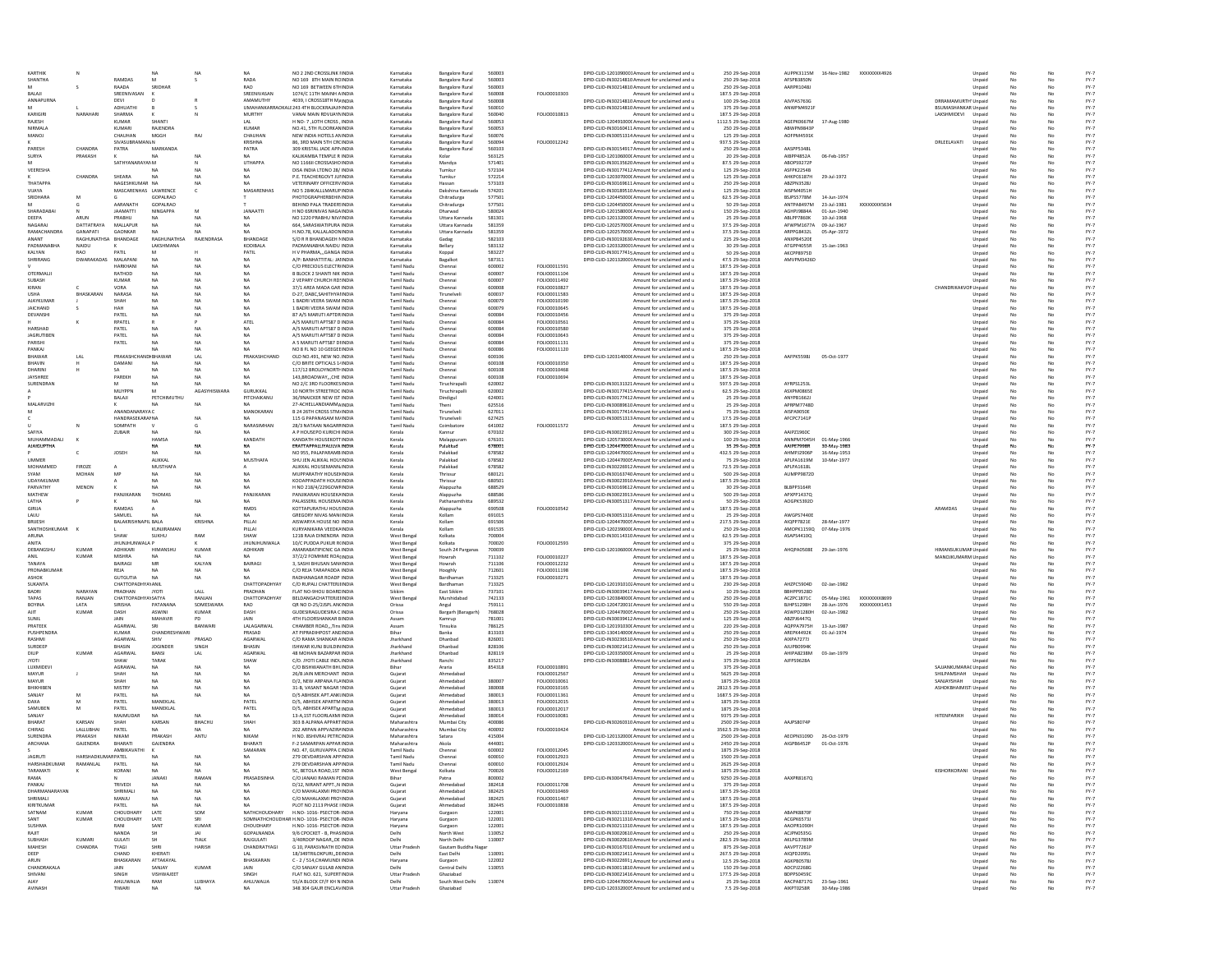| | | | | | | | | | | | | | | | | | | | | | | |
|---|---|---|---|---|---|---|---|---|---|---|---|---|---|---|---|---|---|---|---|---|---|---|
| KARTHIK | N | | NA | NA | NA | NO 2 2ND CROSSLINK IINDIA | Karnataka | Bangalore Rural | 560003 | | DPID-CLID-1201090001 | Amount for unclaimed and u | 250 | 29-Sep-2018 | AUPPK3115M | 16-Nov-1982 | XXXXXXXX4926 | | Unpaid | No | No | FY-7 |
| SHANTHA | | RAMDAS | M | | S RADA | NO 169 8TH MAIN ROINDIA | Karnataka | Bangalore Rural | 560003 | | DPID-CLID-IN30214810 | Amount for unclaimed and u | 250 | 29-Sep-2018 | AFSPB3850N | | | | Unpaid | No | No | FY-7 |
| M | S | RAADA | SRIDHAR | | RAD | NO 169 BETWEEN 6TH INDIA | Karnataka | Bangalore Rural | 560003 | | DPID-CLID-IN30214810 | Amount for unclaimed and u | 250 | 29-Sep-2018 | AARPR1048J | | | | Unpaid | No | No | FY-7 |
| BALAJI | | SREENIVASAN | K | | SREENIVASAN | 1074/C 11TH MAINH AINDIA | Karnataka | Bangalore Rural | 560008 | FOLIO0010303 | | Amount for unclaimed and u | 187.5 | 29-Sep-2018 | | | | | Unpaid | No | No | FY-7 |
| ANNAPURNA | | DEVI | D | R | AMAMUTHY | 4039, I CROSS18TH MAINDIA | Karnataka | Bangalore Rural | 560008 | | DPID-CLID-IN30214810 | Amount for unclaimed and u | 100 | 29-Sep-2018 | AIVPA5763G | | | DRRAMAMURTHY | Unpaid | No | No | FY-7 |
| M | L | ADHIJATHI | B | | S | UMAHANARRAOKALE243 4TH BLOCKRAJAJI INDIA | Karnataka | Bangalore Rural | 560010 | | DPID-CLID-IN30214810 | Amount for unclaimed and u | 375 | 29-Sep-2018 | ANWPK4921F | | | BSUMASHANKAR | Unpaid | No | No | FY-7 |
| KARIGIRI | NARAHARI | SHARMA | K | N | MURTHY | VANAI MAIN RDVIJAYNINDIA | Karnataka | Bangalore Rural | 560040 | FOLIO0010813 | | Amount for unclaimed and u | 187.5 | 29-Sep-2018 | | | | LAKSHMIDEVI | Unpaid | No | No | FY-7 |
| RAJESH | | KUMAR | SHANTI | | LAL | H NO- 7 ,10TH CROSS , INDIA | Karnataka | Bangalore Rural | 560053 | | DPID-CLID-1204910000 | Amount for unclaimed and u | 1112.5 | 29-Sep-2018 | AGEPK0667M | 17-Aug-1980 | | | Unpaid | No | No | FY-7 |
| NIRMALA | | KUMARI | RAJENDRA | | KUMAR | NO.41, 5TH FLOORKANNINDIA | Karnataka | Bangalore Rural | 560053 | | DPID-CLID-IN30160411 | Amount for unclaimed and u | 250 | 29-Sep-2018 | ABWPN9843P | | | | Unpaid | No | No | FY-7 |
| MANOJ | | CHAUHAN | MGGH | RAJ | CHAUHAN | NEW INDIA HOTELS ANINDIA | Karnataka | Bangalore Rural | 560076 | | DPID-CLID-IN30051314 | Amount for unclaimed and u | 125 | 29-Sep-2018 | AOFPM4591K | | | | Unpaid | No | No | FY-7 |
| K | | SIVASUBRAMANIAN | | | KRISHNA | 86, 3RD MAIN 5TH CRCINDIA | Karnataka | Bangalore Rural | 560094 | FOLIO0012242 | | Amount for unclaimed and u | 937.5 | 29-Sep-2018 | | | | DRLEELAVATI | Unpaid | No | No | FY-7 |
| PARESH | CHANDRA | PATRA | MARKANDA | | PATRA | 309 KRISTAL JADE APPAINDIA | Karnataka | Bangalore Rural | 560103 | | DPID-CLID-IN30154917 | Amount for unclaimed and u | 250 | 29-Sep-2018 | AASPP5348L | | | | Unpaid | No | No | FY-7 |
| SURYA | PRAKASH | K | NA | NA | NA | KALIKAMBA TEMPLE R INDIA | Karnataka | Kolar | 563125 | | DPID-CLID-1201060000 | Amount for unclaimed and u | 20 | 29-Sep-2018 | AIBPP4852A | 06-Feb-1957 | | | Unpaid | No | No | FY-7 |
| M | | SATHYANARAYANA | M | N | UTHAPPA | NO 1166II CROSSASHOINDIA | Karnataka | Mandya | 571401 | | DPID-CLID-IN30135620 | Amount for unclaimed and u | 87.5 | 29-Sep-2018 | ABOPS9272P | | | | Unpaid | No | No | FY-7 |
| VEERESHA | | | NA | NA | NA | OXSA INDIA LTDNO 28/ INDIA | Karnataka | Tumkur | 572104 | | DPID-CLID-IN30177412 | Amount for unclaimed and u | 125 | 29-Sep-2018 | ASFPK2254B | | | | Unpaid | No | No | FY-7 |
| K | CHANDRA | SHEARA | NA | NA | NA | P.E. TEACHERGOVT JUNINDIA | Karnataka | Tumkur | 572214 | | DPID-CLID-1203070000 | Amount for unclaimed and u | 125 | 29-Sep-2018 | AHKPC6187H | 29-Jul-1972 | | | Unpaid | No | No | FY-7 |
| THATAPPA | | NAGESHKUMAR | NA | NA | NA | VETERINARY OFFICERVINDIA | Karnataka | Hassan | 573103 | | DPID-CLID-IN30169611 | Amount for unclaimed and u | 250 | 29-Sep-2018 | ABZPN3528J | | | | Unpaid | No | No | FY-7 |
| VIJAYA | | MASCARENHAS | LAWRENCE | C | MASARENHAS | NO 5 284KALLLMARUP INDIA | Karnataka | Dakshina Kannada | 574201 | | DPID-CLID-IN30189510 | Amount for unclaimed and u | 125 | 29-Sep-2018 | AISPM4051H | | | | Unpaid | No | No | FY-7 |
| SRIDHARA | M | G | GOPALRAO | | T | PHOTOGRAPHERBEHININDIA | Karnataka | Chitradurga | 577501 | | DPID-CLID-1204450000 | Amount for unclaimed and u | 62.5 | 29-Sep-2018 | BSJPS5778M | 14-Jun-1974 | | | Unpaid | No | No | FY-7 |
| M | G | AARANATH | GOPALRAO | | T | BEHIND PALA TRADERSINDIA | Karnataka | Chitradurga | 577501 | | DPID-CLID-1204450000 | Amount for unclaimed and u | 50 | 29-Sep-2018 | ANTPA8497M | 23-Jul-1981 | XXXXXXXX5634 | | Unpaid | No | No | FY-7 |
| SHARADABAI | N | JAAMATTI | NINGAPPA | M | JANAATTI | H NO 63SRINIVAS NAGAINDIA | Karnataka | Dharwad | 580024 | | DPID-CLID-1201580000 | Amount for unclaimed and u | 150 | 29-Sep-2018 | AGHPJ9884A | 01-Jun-1940 | | | Unpaid | No | No | FY-7 |
| DEEPA | ARUN | PRABHU | NA | NA | NA | NO 1220 PRABHU NIVAINDIA | Karnataka | Uttara Kannada | 581301 | | DPID-CLID-1201320000 | Amount for unclaimed and u | 25 | 29-Sep-2018 | ABLPP7860K | 10-Jul-1968 | | | Unpaid | No | No | FY-7 |
| NAGARAJ | DATTATRAYA | MALLAPUR | NA | NA | NA | 664, SARASWATIPURA INDIA | Karnataka | Uttara Kannada | 581359 | | DPID-CLID-1202570000 | Amount for unclaimed and u | 37.5 | 29-Sep-2018 | AFWPM1677A | 09-Jul-1967 | | | Unpaid | No | No | FY-7 |
| RAMACHANDRA | GANAPATI | GAONKAR | NA | NA | NA | H.NO.78, KALLALADONINDIA | Karnataka | Uttara Kannada | 581359 | | DPID-CLID-1202570000 | Amount for unclaimed and u | 37.5 | 29-Sep-2018 | ARPPG8432L | 05-Apr-1972 | | | Unpaid | No | No | FY-7 |
| ANANT | RAGHUNATHSA | BHANDAGE | RAGHUNATHSA | RAJENDRASA | BHANDAGE | S/O R R BHANDAGE 9 INDIA | Karnataka | Gadag | 582103 | | DPID-CLID-IN30192630 | Amount for unclaimed and u | 225 | 29-Sep-2018 | ANXPB4520E | | | | Unpaid | No | No | FY-7 |
| PADMANABHA | NAIDU | K | LAKSHMANA | | KODIBALA | PADMANABHA NAIDU INDIA | Karnataka | Bellary | 583132 | | DPID-CLID-1203320000 | Amount for unclaimed and u | 30 | 29-Sep-2018 | ATGPP4055R | 15-Jan-1963 | | | Unpaid | No | No | FY-7 |
| KALYAN | RAO | PATIL | M | H | PATIL | H V PHARMA,,,GANGA INDIA | Karnataka | Koppal | 583227 | | DPID-CLID-IN30169611 | Amount for unclaimed and u | 50 | 29-Sep-2018 | AECPP8975D | | | | Unpaid | No | No | FY-7 |
| SHRIRANG | DWARAKADAS | MALAPANI | NA | NA | NA | A/P: BANHATTITAL: JAINDIA | Karnataka | Bagalkot | 587311 | | DPID-CLID-1201320001 | Amount for unclaimed and u | 47.5 | 29-Sep-2018 | AMVPM3426D | | | | Unpaid | No | No | FY-7 |
| V | | HARKHANI | NA | NA | NA | C/O PRECIOUS ELECTRINDIA | Tamil Nadu | Chennai | 600002 | FOLIO0011591 | | Amount for unclaimed and u | 187.5 | 29-Sep-2018 | | | | | Unpaid | No | No | FY-7 |
| OTERMALJI | | RATHOD | NA | NA | NA | B BLOCK 2 SHANTI NIK INDIA | Tamil Nadu | Chennai | 600007 | FOLIO0011104 | | Amount for unclaimed and u | 187.5 | 29-Sep-2018 | | | | | Unpaid | No | No | FY-7 |
| SUBASH | | KUMAR | NA | NA | NA | 2 VEPARY CHURCH RDINDIA | Tamil Nadu | Chennai | 600007 | FOLIO0011492 | | Amount for unclaimed and u | 187.5 | 29-Sep-2018 | | | | | Unpaid | No | No | FY-7 |
| KIRAN | C | VORA | NA | NA | NA | 37/1 AREA MADA GAR INDIA | Tamil Nadu | Chennai | 600008 | FOLIO0010827 | | Amount for unclaimed and u | 187.5 | 29-Sep-2018 | | | | CHANDRIKAVOHRA | Unpaid | No | No | FY-7 |
| USHA | BHASKARAN | NARASA | NA | NA | NA | D-27, DABC,SAHITHYAINDIA | Tamil Nadu | Tirunelveli | 600037 | FOLIO0011583 | | Amount for unclaimed and u | 187.5 | 29-Sep-2018 | | | | | Unpaid | No | No | FY-7 |
| AJAYKUMAR | J | SHAH | NA | NA | NA | 1 BADRI VEERA SWAM INDIA | Tamil Nadu | Chennai | 600079 | FOLIO0010190 | | Amount for unclaimed and u | 187.5 | 29-Sep-2018 | | | | | Unpaid | No | No | FY-7 |
| JAICHAND | S | HAH | NA | NA | NA | 1 BADRI VEERA SWAM INDIA | Tamil Nadu | Chennai | 600079 | FOLIO0010645 | | Amount for unclaimed and u | 187.5 | 29-Sep-2018 | | | | | Unpaid | No | No | FY-7 |
| DEVANSHI | | PATEL | NA | NA | NA | 87 A/5 MARUTI APTDRINDIA | Tamil Nadu | Chennai | 600084 | FOLIO0010456 | | Amount for unclaimed and u | 375 | 29-Sep-2018 | | | | | Unpaid | No | No | FY-7 |
| H | K | RPATEL | R | P | ATEL | A/5 MARUTI APTS87 D INDIA | Tamil Nadu | Chennai | 600084 | FOLIO0010561 | | Amount for unclaimed and u | 375 | 29-Sep-2018 | | | | | Unpaid | No | No | FY-7 |
| HARSHAD | | PATEL | NA | NA | NA | A/5 MARUTI APTS87 D INDIA | Tamil Nadu | Chennai | 600084 | FOLIO0010580 | | Amount for unclaimed and u | 375 | 29-Sep-2018 | | | | | Unpaid | No | No | FY-7 |
| JAGRUTIBEN | | PATEL | NA | NA | NA | A/5 MARUTI APTS87 D INDIA | Tamil Nadu | Chennai | 600084 | FOLIO0010643 | | Amount for unclaimed and u | 375 | 29-Sep-2018 | | | | | Unpaid | No | No | FY-7 |
| PARISHI | | PATEL | NA | NA | NA | A 5 MARUTI APTS87 DINDIA | Tamil Nadu | Chennai | 600084 | FOLIO0011131 | | Amount for unclaimed and u | 375 | 29-Sep-2018 | | | | | Unpaid | No | No | FY-7 |
| PANKAJ | | | NA | NA | NA | NO 8 FL ND 10 GEEGEEINDIA | Tamil Nadu | Chennai | 600086 | FOLIO0011120 | | Amount for unclaimed and u | 187.5 | 29-Sep-2018 | | | | | Unpaid | No | No | FY-7 |
| BHAWAR | LAL | PRAKASHCHAND | BHAWAR | LAL | PRAKASHCHAND | OLD NO.491, NEW NO. INDIA | Tamil Nadu | Chennai | 600106 | | DPID-CLID-1203140000 | Amount for unclaimed and u | 250 | 29-Sep-2018 | AAFPK5598J | 05-Oct-1977 | | | Unpaid | No | No | FY-7 |
| BHAVIN | H | DAMANI | NA | NA | NA | C/O BRITE OPTICALS 1INDIA | Tamil Nadu | Chennai | 600108 | FOLIO0010350 | | Amount for unclaimed and u | 187.5 | 29-Sep-2018 | | | | | Unpaid | No | No | FY-7 |
| DHARINI | H | SA | NA | NA | NA | 117/12 BROLDYNORTHINDIA | Tamil Nadu | Chennai | 600108 | FOLIO0010468 | | Amount for unclaimed and u | 187.5 | 29-Sep-2018 | | | | | Unpaid | No | No | FY-7 |
| JAYSHREE | | PAREKH | NA | NA | NA | 143,BROADWAY,,,CHE INDIA | Tamil Nadu | Chennai | 600108 | FOLIO0010694 | | Amount for unclaimed and u | 187.5 | 29-Sep-2018 | | | | | Unpaid | No | No | FY-7 |
| SURENDRAN | | M | NA | NA | NA | NO 2/C 3RD FLOORKESINDIA | Tamil Nadu | Tiruchirapalli | 620002 | | DPID-CLID-IN30131321 | Amount for unclaimed and u | 597.5 | 29-Sep-2018 | AYRPS1253L | | | | Unpaid | No | No | FY-7 |
| A | | MUIYPPN | M | AGASYHESWARA | GURUKKAL | 10 NORTH STREETROC INDIA | Tamil Nadu | Tiruchirapalli | 620002 | | DPID-CLID-IN30177415 | Amount for unclaimed and u | 62.5 | 29-Sep-2018 | ASXPM0865E | | | | Unpaid | No | No | FY-7 |
| A | | BALAJI | PETCHIMUTHU | | PITCHAIKANU | 36/9NAICKER NEW IST INDIA | Tamil Nadu | Dindigul | 624001 | | DPID-CLID-IN30177412 | Amount for unclaimed and u | 25 | 29-Sep-2018 | ANYPB1662J | | | | Unpaid | No | No | FY-7 |
| MALARVIZHI | | K | NA | | NA | 27-ACHELLANDIAMMAINDIA | Tamil Nadu | Theni | 625516 | | DPID-CLID-IN30089610 | Amount for unclaimed and u | 25 | 29-Sep-2018 | APBPM7748D | | | | Unpaid | No | No | FY-7 |
| M | | ANANDANARAYA | C | | MANOKARAN | B 24 26TH CROSS STMINDIA | Tamil Nadu | Tirunelveli | 627011 | | DPID-CLID-IN30177414 | Amount for unclaimed and u | 75 | 29-Sep-2018 | AISPA0050E | | | | Unpaid | No | No | FY-7 |
| C | | HANDRASEKARAN | NA | | NA | 115 G PAPANASAM MUINDIA | Tamil Nadu | Tirunelveli | 627425 | | DPID-CLID-IN30051313 | Amount for unclaimed and u | 17.5 | 29-Sep-2018 | AFCPC7141P | | | | Unpaid | No | No | FY-7 |
| U | N | SOMPATH | V | G | NARASIMHAN | 28/3 NATAAN NAGARMINDIA | Tamil Nadu | Coimbatore | 641002 | FOLIO0011572 | | Amount for unclaimed and u | 187.5 | 29-Sep-2018 | | | | | Unpaid | No | No | FY-7 |
| SAFIYA | | ZUBAIR | NA | NA | NA | A P HOUSEPO KURICHI INDIA | Kerala | Kannur | 670102 | | DPID-CLID-IN30023912 | Amount for unclaimed and u | 300 | 29-Sep-2018 | AAJPZ1960C | | | | Unpaid | No | No | FY-7 |
| MUHAMMADALI | K | | HAMSA | | KANDATH | KANDATH HOUSEKOTTINDIA | Kerala | Malappuram | 676101 | | DPID-CLID-1205730000 | Amount for unclaimed and u | 100 | 29-Sep-2018 | ANNPM7045H | 01-May-1966 | | | Unpaid | No | No | FY-7 |
| ~~AJAGUPPHA~~ | | | ~~NA~~ | ~~NA~~ | ~~NA~~ | ~~ERATTAPPALIPALLIYA INDIA~~ | ~~Kerala~~ | ~~Palakkad~~ | ~~678001~~ | | ~~DPID-CLID-1204470000~~ | ~~Amount for unclaimed and u~~ | ~~35~~ | ~~29-Sep-2018~~ | ~~AAIPE7998R~~ | ~~10-May-1983~~ | | | ~~Unpaid~~ | ~~No~~ | ~~No~~ | ~~FY-7~~ |
| P | C | JOSEH | NA | NA | NA | NO 955, PALAPARAMBINDIA | Kerala | Palakkad | 678582 | | DPID-CLID-1204470000 | Amount for unclaimed and u | 432.5 | 29-Sep-2018 | AHMPJ2906P | 16-May-1953 | | | Unpaid | No | No | FY-7 |
| UMMER | | | ALIKKAL | | MUSTHAFA | SHU IEN ALIKKAL HOUSINDIA | Kerala | Palakkad | 678582 | | DPID-CLID-1204470000 | Amount for unclaimed and u | 75 | 29-Sep-2018 | APLPA1619M | 10-Mar-1977 | | | Unpaid | No | No | FY-7 |
| MOHAMMED | FIROZE | A | MUSTHAFA | | A | ALIKKAL HOUSEMANNAINDIA | Kerala | Palakkad | 678582 | | DPID-CLID-IN30226912 | Amount for unclaimed and u | 72.5 | 29-Sep-2018 | APLPA1618L | | | | Unpaid | No | No | FY-7 |
| SYAM | MOHAN | MP | NA | NA | NA | MUPPARATHY HOUSEKINDIA | Kerala | Thrissur | 680121 | | DPID-CLID-IN30163740 | Amount for unclaimed and u | 500 | 29-Sep-2018 | AUMPP9872D | | | | Unpaid | No | No | FY-7 |
| UDAYAKUMAR | | A | NA | NA | NA | KODAPPADATH HOUSEINDIA | Kerala | Thrissur | 680501 | | DPID-CLID-IN30023910 | Amount for unclaimed and u | 187.5 | 29-Sep-2018 | | | | | Unpaid | No | No | FY-7 |
| PARVATHY | MENON | K | NA | NA | NA | H NO 218/4/229GOWRINDIA | Kerala | Alappuzha | 688529 | | DPID-CLID-IN30169612 | Amount for unclaimed and u | 30 | 29-Sep-2018 | BLBPP5164R | | | | Unpaid | No | No | FY-7 |
| MATHEW | | PANJIKARAN | THOMAS | | PANJIKARAN | PANJIKARAN HOUSEKAINDIA | Kerala | Alappuzha | 688546 | | DPID-CLID-IN30023913 | Amount for unclaimed and u | 500 | 29-Sep-2018 | APXPP1437Q | | | | Unpaid | No | No | FY-7 |
| LATHA | P | K | NA | NA | NA | PALASSERIL HOUSEMAINDIA | Kerala | Pathanamthitta | 689532 | | DPID-CLID-IN30051317 | Amount for unclaimed and u | 50 | 29-Sep-2018 | AOGPK5392D | | | | Unpaid | No | No | FY-7 |
| GIRIJA | | RAMDAS | A | | RMDS | KOTTAPURATHU HOUSINDIA | Kerala | Alappuzha | 690508 | FOLIO0010542 | | Amount for unclaimed and u | 187.5 | 29-Sep-2018 | | | | ARAMDAS | Unpaid | No | No | FY-7 |
| LALU | | SAMUEL | NA | NA | NA | GREGORY NIVAS MANJINDIA | Kerala | Kollam | 691015 | | DPID-CLID-IN30051316 | Amount for unclaimed and u | 25 | 29-Sep-2018 | AWGPS7440E | | | | Unpaid | No | No | FY-7 |
| BRIJESH | | BALAKRISHNAPILLAI | BALA | KRISHNA | PILLAI | AISWARYA HOUSE NO INDIA | Kerala | Kollam | 691506 | | DPID-CLID-1204470005 | Amount for unclaimed and u | 217.5 | 29-Sep-2018 | AIQPP7821E | 28-Mar-1977 | | | Unpaid | No | No | FY-7 |
| SANTHOSHKUMAR | K | L | KUNJURAMAN | | PILLAI | KURYANIKARA VEEDKAINDIA | Kerala | Kollam | 691535 | | DPID-CLID-1201090000 | Amount for unclaimed and u | 250 | 29-Sep-2018 | AMOPK1159Q | 07-May-1976 | | | Unpaid | No | No | FY-7 |
| ARUNA | | SHAW | SUKHU | RAM | SHAW | 121B RAJA DINENDRA INDIA | West Bengal | Kolkata | 700004 | | DPID-CLID-IN30114310 | Amount for unclaimed and u | 62.5 | 29-Sep-2018 | ASAPS4410Q | | | | Unpaid | No | No | FY-7 |
| ANITA | | JHUNJHUNWALA | P | K | JHUNJHUNWALA | 10/C PUDDA PUKUR R INDIA | West Bengal | Kolkata | 700020 | FOLIO0012593 | | Amount for unclaimed and u | 375 | 29-Sep-2018 | | | | | Unpaid | No | No | FY-7 |
| DEBANGSHU | KUMAR | ADHIKARI | HIMANSHU | KUMAR | ADHIKARI | AMARABATIPICNIC GA INDIA | West Bengal | South 24 Parganas | 700039 | | DPID-CLID-1201060000 | Amount for unclaimed and u | 25 | 29-Sep-2018 | AHQPA0508E | 29-Jan-1976 | | HIMANSUKUMAR | Unpaid | No | No | FY-7 |
| ANIL | KUMAR | MISHRA | NA | NA | NA | 37/2/2 FOMHME ROAD INDIA | West Bengal | Howrah | 711102 | FOLIO0010227 | | Amount for unclaimed and u | 187.5 | 29-Sep-2018 | | | | MANDIKUMARMI | Unpaid | No | No | FY-7 |
| TANAYA | | BAIRAGI | MR | KALYAN | BAIRAGI | 3, SASHI BHUSAN SARINDIA | West Bengal | Howrah | 711106 | FOLIO0012232 | | Amount for unclaimed and u | 187.5 | 29-Sep-2018 | | | | | Unpaid | No | No | FY-7 |
| PRONABKUMAR | | REJA | NA | NA | NA | C/O REJA TARAPADDA INDIA | West Bengal | Hooghly | 712601 | FOLIO0011198 | | Amount for unclaimed and u | 187.5 | 29-Sep-2018 | | | | | Unpaid | No | No | FY-7 |
| ASHOK | | GUTGUTIA | NA | NA | NA | RADHANAGAR ROADP INDIA | West Bengal | Bardhaman | 713325 | FOLIO0010271 | | Amount for unclaimed and u | 187.5 | 29-Sep-2018 | | | | | Unpaid | No | No | FY-7 |
| SUKANTA | | CHATTOPADHYAY | ANIL | | CHATTOPADHYAY | C/O RUPALI CHATTERJEINDIA | West Bengal | Bardhaman | 713325 | | DPID-CLID-1201910102 | Amount for unclaimed and u | 230 | 29-Sep-2018 | AHZPC5904D | 02-Jan-1982 | | | Unpaid | No | No | FY-7 |
| BADRI | NARAYAN | PRADHAN | JYOTI | LALL | PRADHAN | FLAT NO-9HOLI BOARDINDIA | Sikkim | East Sikkim | 737101 | | DPID-CLID-IN30039417 | Amount for unclaimed and u | 10 | 29-Sep-2018 | BBHPP9528D | | | | Unpaid | No | No | FY-7 |
| TAPAS | RANJAN | CHATTOPADHYAY | SATYA | RANJAN | CHATTOPADHYAY | BELDANGACHATTERJEEINDIA | West Bengal | Murshidabad | 742133 | | DPID-CLID-1203840000 | Amount for unclaimed and u | 250 | 29-Sep-2018 | ACZPC1871C | 05-May-1961 | XXXXXXXX8699 | | Unpaid | No | No | FY-7 |
| BOYINA | LATA | SIRISHA | PATANANA | SOMESWARA | RAO | QR NO D-25/2,JSPL ANGINDIA | Orissa | Angul | 759111 | | DPID-CLID-1204720001 | Amount for unclaimed and u | 550 | 29-Sep-2018 | BJHPS1298H | 28-Jan-1976 | XXXXXXXX1453 | | Unpaid | No | No | FY-7 |
| AJIT | KUMAR | DASH | ASWINI | KUMAR | DASH | GUDESIRAGUDESIRA C INDIA | Orissa | Bargarh (Baragarh) | 768028 | | DPID-CLID-1204470005 | Amount for unclaimed and u | 250 | 29-Sep-2018 | ASWPD1280H | 02-Jun-1982 | | | Unpaid | No | No | FY-7 |
| SUNIL | | JAIN | MAHAVIR | PD | JAIN | 4TH FLOORSHANKAR BINDIA | Assam | Kamrup | 781001 | | DPID-CLID-IN30039412 | Amount for unclaimed and u | 125 | 29-Sep-2018 | ABZPJ6447Q | | | | Unpaid | No | No | FY-7 |
| PRATEEK | | AGARWAL | SRI | BANWARI | LALAGARWAL | CHAMBER ROAD,,,TinsINDIA | Assam | Tinsukia | 786125 | | DPID-CLID-1201910300 | Amount for unclaimed and u | 220 | 29-Sep-2018 | AQPPA7975H | 13-Jun-1987 | | | Unpaid | No | No | FY-7 |
| PUSHPENDRA | | KUMAR | CHANDRESHWARI | | PRASAD | AT PIPRADIHPOST ANDINDIA | Bihar | Banka | 813103 | | DPID-CLID-1304140000 | Amount for unclaimed and u | 250 | 29-Sep-2018 | AREPK4492K | 01-Jul-1974 | | | Unpaid | No | No | FY-7 |
| RASHMI | | AGARWAL | SHIV | PRASAD | AGARWAL | C/O RAMA SHANKAR AINDIA | Jharkhand | Dhanbad | 826001 | | DPID-CLID-IN30236510 | Amount for unclaimed and u | 250 | 29-Sep-2018 | AIXPA7277J | | | | Unpaid | No | No | FY-7 |
| SURDEEP | | BHASIN | JOGINDER | SINGH | BHASIN | ISHWAR KUNJ BUILDININDIA | Jharkhand | Dhanbad | 828106 | | DPID-CLID-IN30021412 | Amount for unclaimed and u | 250 | 29-Sep-2018 | AIUPB0994K | | | | Unpaid | No | No | FY-7 |
| DILIP | KUMAR | AGARWAL | BANSI | LAL | AGARWAL | 48 MOHAN BAZARPAR INDIA | Jharkhand | Dhanbad | 828119 | | DPID-CLID-1203350000 | Amount for unclaimed and u | 250 | 29-Sep-2018 | AHIPA8238M | 03-Jan-1979 | | | Unpaid | No | No | FY-7 |
| JYOTI | | SHAW | TARAK | | SHAW | C/O. JYOTI CABLE INDUINDIA | Jharkhand | Ranchi | 835217 | | DPID-CLID-IN30088814 | Amount for unclaimed and u | 375 | 29-Sep-2018 | AJFPS9628A | | | | Unpaid | No | No | FY-7 |
| LUXMIDEVI | | AGRAWAL | NA | NA | NA | C/O BISHWANATH BHUINDIA | Bihar | Araria | 854318 | FOLIO0010891 | | Amount for unclaimed and u | 375 | 29-Sep-2018 | | | | SAJJANKUMARA | Unpaid | No | No | FY-7 |
| MAYUR | J | SHAH | NA | NA | NA | 26/B JAIN MERCHANT INDIA | Gujarat | Ahmedabad | | FOLIO0012567 | | Amount for unclaimed and u | 5625 | 29-Sep-2018 | | | | SHILPAMSHAH | Unpaid | No | No | FY-7 |
| MAYUR | | SHAH | NA | NA | NA | D/2, NEW ARPANA FLAINDIA | Gujarat | Ahmedabad | 380007 | FOLIO0010061 | | Amount for unclaimed and u | 1875 | 29-Sep-2018 | | | | SANJAYSHAH | Unpaid | No | No | FY-7 |
| BHIKHIBEN | | MISTRY | NA | NA | NA | 31-B, VASANT NAGAR TINDIA | Gujarat | Ahmedabad | 380008 | FOLIO0010165 | | Amount for unclaimed and u | 2812.5 | 29-Sep-2018 | | | | ASHOKBHAIMISTRY | Unpaid | No | No | FY-7 |
| SANJAY | M | PATEL | NA | NA | NA | D/5 ABHISEK APT.ANKUINDIA | Gujarat | Ahmedabad | 380013 | FOLIO0011361 | | Amount for unclaimed and u | 1687.5 | 29-Sep-2018 | | | | | Unpaid | No | No | FY-7 |
| DAXA | M | PATEL | MANEKLAL | | PATEL | D/5, ABHISEK APARTMINDIA | Gujarat | Ahmedabad | 380013 | FOLIO0012015 | | Amount for unclaimed and u | 1875 | 29-Sep-2018 | | | | | Unpaid | No | No | FY-7 |
| SAMUBEN | M | PATEL | MANEKLAL | | PATEL | D/5, ABHISEK APARTMINDIA | Gujarat | Ahmedabad | 380013 | FOLIO0012017 | | Amount for unclaimed and u | 1875 | 29-Sep-2018 | | | | | Unpaid | No | No | FY-7 |
| SANJAY | | MAJMUDAR | NA | NA | NA | 13-A,1ST FLOORLAXMI INDIA | Gujarat | Ahmedabad | 380014 | FOLIO0010081 | | Amount for unclaimed and u | 937.5 | 29-Sep-2018 | | | | | Unpaid | No | No | FY-7 |
| BHARAT | KARSAN | SHAH | KARSAN | BHACHU | SHAH | 303 B ALPANA APPARTINDIA | Maharashtra | Mumbai City | 400086 | | DPID-CLID-IN30260510 | Amount for unclaimed and u | 250 | 29-Sep-2018 | AAJPS8074P | | | HITENPARIKH | Unpaid | No | No | FY-7 |
| CHIRAG | LALLUBHAI | PATEL | NA | NA | NA | 202 ARPAN APPVAZIRAINDIA | Maharashtra | Mumbai City | 400092 | FOLIO0010424 | | Amount for unclaimed and u | 3562.5 | 29-Sep-2018 | | | | | Unpaid | No | No | FY-7 |
| SURENDRA | PRAKASH | NIKAM | PRAKASH | ANTU | NIKAM | H NO. 85HIVRAI PETROINDIA | Maharashtra | Satara | 415004 | | DPID-CLID-1201320000 | Amount for unclaimed and u | 2500 | 29-Sep-2018 | AEDPN3109D | 26-Oct-1979 | | | Unpaid | No | No | FY-7 |
| ARCHANA | GAJENDRA | BHARATI | GAJENDRA | | BHARATI | F-2 SAMARPAN APPARINDIA | Maharashtra | Akola | 444001 | | DPID-CLID-1203320001 | Amount for unclaimed and u | 2450 | 29-Sep-2018 | AIGPB6452P | 01-Oct-1976 | | | Unpaid | No | No | FY-7 |
| S | | AMBIKAVATHI | K | | SAMARAN | NO. 47, GURUVAPPA CINDIA | Tamil Nadu | Chennai | 600002 | FOLIO0012045 | | Amount for unclaimed and u | 1875 | 29-Sep-2018 | | | | | Unpaid | No | No | FY-7 |
| JAGRUTI | HARSHADKUMAR | PATEL | NA | NA | NA | 279 DEVDARSHAN APPINDIA | Tamil Nadu | Chennai | 600010 | FOLIO0012923 | | Amount for unclaimed and u | 1500 | 29-Sep-2018 | | | | | Unpaid | No | No | FY-7 |
| HARSHADKUMAR | RAMANLAL | PATEL | NA | NA | NA | 279 DEVDARSHAN APPINDIA | Tamil Nadu | Chennai | 600010 | FOLIO0012924 | | Amount for unclaimed and u | 2625 | 29-Sep-2018 | | | | | Unpaid | No | No | FY-7 |
| TARAMATI | K | KORANI | NA | NA | NA | SC, BETOLA ROAD,1ST INDIA | West Bengal | Kolkata | 700026 | FOLIO0012169 | | Amount for unclaimed and u | 1875 | 29-Sep-2018 | | | | KISHORKORANI | Unpaid | No | No | FY-7 |
| RAMA | | N | JANAKI | RAMAN | PRASADSINHA | C/O JANAKI RAMAN PIINDIA | Bihar | Patna | 800002 | | DPID-CLID-IN30047643 | Amount for unclaimed and u | 9250 | 29-Sep-2018 | AAXPR8167Q | | | | Unpaid | No | No | FY-7 |
| PANKAJ | | TRIVEDI | NA | NA | NA | D/12, NIRANT APPT.,N INDIA | Gujarat | Ahmedabad | 382418 | FOLIO0011708 | | Amount for unclaimed and u | 375 | 29-Sep-2018 | | | | | Unpaid | No | No | FY-7 |
| DHARMANARAYAN | | SHRIMALI | NA | NA | NA | C/O MAHALAXMI PROINDIA | Gujarat | Ahmedabad | 382425 | FOLIO0010469 | | Amount for unclaimed and u | 187.5 | 29-Sep-2018 | | | | | Unpaid | No | No | FY-7 |
| SHRIMALI | | MANJU | NA | NA | NA | C/O MAHALAXMI PROINDIA | Gujarat | Ahmedabad | 382425 | FOLIO0011467 | | Amount for unclaimed and u | 187.5 | 29-Sep-2018 | | | | | Unpaid | No | No | FY-7 |
| KIRTIKUMAR | | PATEL | NA | NA | NA | PLOT NO 2113 PHASE IINDIA | Gujarat | Ahmedabad | 382445 | FOLIO0010838 | | Amount for unclaimed and u | 187.5 | 29-Sep-2018 | | | | | Unpaid | No | No | FY-7 |
| SATNAM | KUMAR | CHOUDHARY | LATE | SOM | NATHCHOUDHARY | H.NO- 1016- PSECTOR- INDIA | Haryana | Gurgaon | 122001 | | DPID-CLID-IN30211310 | Amount for unclaimed and u | 750 | 29-Sep-2018 | ABAPK8870F | | | | Unpaid | No | No | FY-7 |
| SANT | KUMAR | CHOUDHARY | LATE | SRI | SOMNATHCHOUDHA | H.NO- 1016- PSECTOR-INDIA | Haryana | Gurgaon | 122001 | | DPID-CLID-IN30211310 | Amount for unclaimed and u | 187.5 | 29-Sep-2018 | ACGPK6573J | | | | Unpaid | No | No | FY-7 |
| SUSHMA | | RANI | SANT | KUMAR | CHOUDHARY | H.NO- 1016- PSECTOR- INDIA | Haryana | Gurgaon | 122001 | | DPID-CLID-IN30211310 | Amount for unclaimed and u | 187.5 | 29-Sep-2018 | AAOPR1090H | | | | Unpaid | No | No | FY-7 |
| RAJIT | | NANDA | SH | JAI | GOPALNANDA | 9/6 CPOCKET - B, PHASINDIA | Delhi | North West | 110052 | | DPID-CLID-IN30020610 | Amount for unclaimed and u | 250 | 29-Sep-2018 | ACJPN0535G | | | | Unpaid | No | No | FY-7 |
| SUBHASH | KUMARI | GULATI | SH | TILAK | RAJGULATI | 3/40RDOP NAGAR,,DE INDIA | Delhi | North Delhi | 110007 | | DPID-CLID-IN30020610 | Amount for unclaimed and u | 282.5 | 29-Sep-2018 | AKLPG3789M | | | | Unpaid | No | No | FY-7 |
| MAHESH | CHANDRA | TYAGI | SHRI | HARISH | CHANDRATYAGI | G 10, PARASVNATH ED INDIA | Uttar Pradesh | Gautam Buddha Nagar | | | DPID-CLID-IN30167010 | Amount for unclaimed and u | 875 | 29-Sep-2018 | AAVPT7261P | | | | Unpaid | No | No | FY-7 |
| DEEP | | CHAND | KHERATI | | LAL | 18/349TRILOKPURI,,DEINDIA | Delhi | East Delhi | 110091 | | DPID-CLID-IN30021411 | Amount for unclaimed and u | 267.5 | 29-Sep-2018 | AIQPD2095L | | | | Unpaid | No | No | FY-7 |
| ARUN | | BHASKARAN | ATTAKAYAL | | BHASKARAN | C - 2 / 514,CHAMUNDI INDIA | Haryana | Gurgaon | 122002 | | DPID-CLID-IN30226911 | Amount for unclaimed and u | 12.5 | 29-Sep-2018 | AGKPB0578J | | | | Unpaid | No | No | FY-7 |
| CHANDRAKALA | | JAIN | SANJAY | KUMAR | JAIN | C/O SANJAY GULAB ANINDIA | Delhi | Central Delhi | 110055 | | DPID-CLID-IN30011810 | Amount for unclaimed and u | 150 | 29-Sep-2018 | ADCPJ2268G | | | | Unpaid | No | No | FY-7 |
| SHIVANI | | SINGH | VISHWAJEET | | SINGH | FLAT NO. 621, SUPERTINDIA | Uttar Pradesh | Ghaziabad | | | DPID-CLID-IN30021416 | Amount for unclaimed and u | 177.5 | 29-Sep-2018 | BDPPS0459C | | | | Unpaid | No | No | FY-7 |
| AJAY | | AHLUWALIA | RAM | LUBHAYA | AHLUWALIA | 55/A BLOCK CF/F KH N INDIA | Delhi | South West Delhi | 110074 | | DPID-CLID-1204470004 | Amount for unclaimed and u | 25 | 29-Sep-2018 | AACPA8717G | 23-Sep-1961 | | | Unpaid | No | No | FY-7 |
| AVINASH | | TIWARI | NA | NA | NA | 348 304 GAUR ENCLAVINDIA | Uttar Pradesh | Ghaziabad | | | DPID-CLID-1203320005 | Amount for unclaimed and u | 7.5 | 29-Sep-2018 | AIKPT0258R | 30-May-1986 | | | Unpaid | No | No | FY-7 |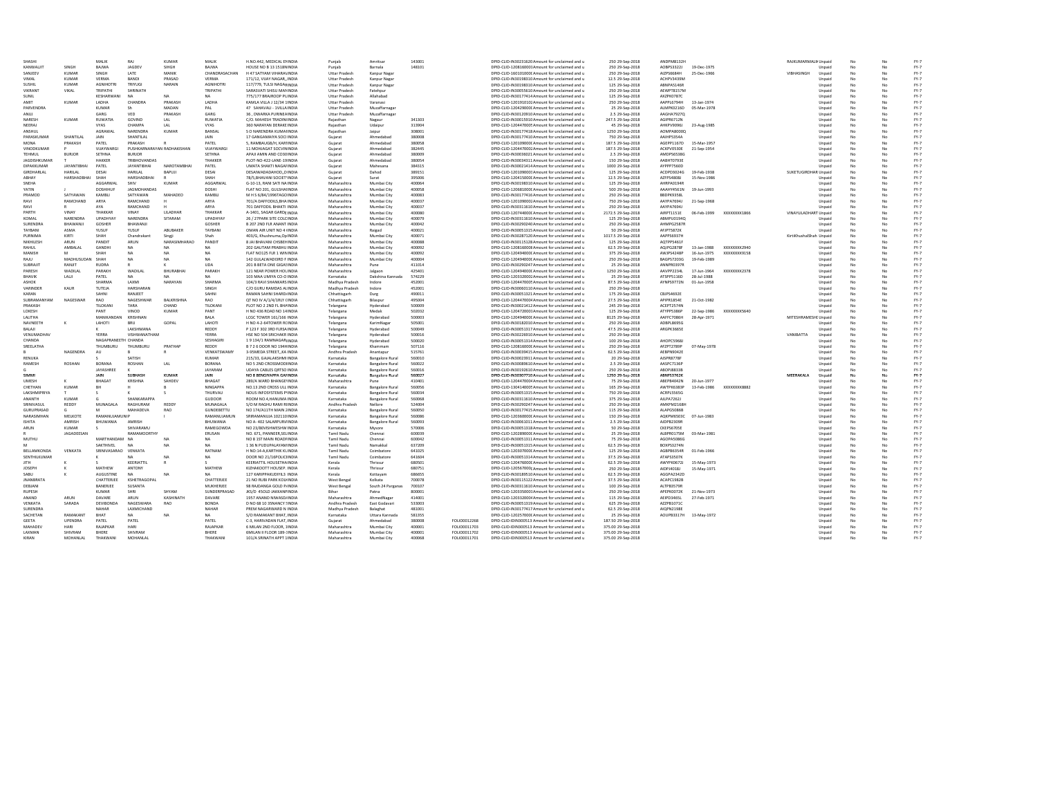| | | | | | | | | | | | | | | | | | | | | | | |
|---|---|---|---|---|---|---|---|---|---|---|---|---|---|---|---|---|---|---|---|---|---|---|
| SHASHI | | MALIK | RAJ | KUMAR | MALIK | H.NO.442, MEDICAL EN INDIA | Punjab | Amritsar | 143001 | | DPID-CLID-IN30231620 | Amount for unclaimed and u | 250 | 29-Sep-2018 | ANDPM8132H | | | RAJKUMARMALII | Unpaid | No | No | FY-7 |
| KANWALJIT | SINGH | BAJWA | JAGDEV | SINGH | BAJWA | HOUSE NO B 13 1518N INDIA | Punjab | Barnala | 148101 | | DPID-CLID-12081600 | Amount for unclaimed and u | 250 | 29-Sep-2018 | AOBPS3322J | 19-Dec-1975 | | | Unpaid | No | No | FY-7 |
| SANJEEV | KUMAR | SINGH | LATE | MANIK | CHANDRASACHAN | H 47 SATYAM VIHARA INDIA | Uttar Pradesh | Kanpur Nagar | | | DPID-CLID-16010100 | Amount for unclaimed and u | 250 | 29-Sep-2018 | AIZPS6684H | 25-Dec-1966 | | VIBHASINGH | Unpaid | No | No | FY-7 |
| VIMAL | KUMAR | VERMA | BANDI | PRASAD | VERMA | 171/12, VIJAY NAGAR,, INDIA | Uttar Pradesh | Kanpur Nagar | | | DPID-CLID-IN30198310 | Amount for unclaimed and u | 12.5 | 29-Sep-2018 | ACHPV3439M | | | | Unpaid | No | No | FY-7 |
| SUSHIL | KUMAR | AGNIHOTRI | TRIYUGI | NARAIN | AGNIHOTRI | 117/779, TULSI NAGA INDIA | Uttar Pradesh | Kanpur Nagar | | | DPID-CLID-IN30198310 | Amount for unclaimed and u | 125 | 29-Sep-2018 | ABNPA5146R | | | | Unpaid | No | No | FY-7 |
| VIKRANT | VIKAL | TRIPATHI | SHRINATH | | TRIPATHI | SARASVATI SHISU MAN INDIA | Uttar Pradesh | Fatehpur | | | DPID-CLID-IN30055610 | Amount for unclaimed and u | 250 | 29-Sep-2018 | AEWPT8157M | | | | Unpaid | No | No | FY-7 |
| SUNIL | | KESHARWANI | NA | NA | NA | 775/177 BRAJROOP PL INDIA | Uttar Pradesh | Allahabad | | | DPID-CLID-IN30177414 | Amount for unclaimed and u | 125 | 29-Sep-2018 | AKZPK0787C | | | | Unpaid | No | No | FY-7 |
| AMIT | KUMAR | LADHA | CHANDRA | PRAKASH | LADHA | KAMLA VILLA J 12/34 1 INDIA | Uttar Pradesh | Varanasi | | | DPID-CLID-12019101 | Amount for unclaimed and u | 250 | 29-Sep-2018 | AAPPL6794H | 13-Jan-1974 | | | Unpaid | No | No | FY-7 |
| PARVENDRA | | KUMAR | Sh | MADAN | PAL | 47 SAHAVALI - 1VILLA INDIA | Uttar Pradesh | Muzaffarnagar | | | DPID-CLID-12042900 | Amount for unclaimed and u | 25 | 29-Sep-2018 | ALMPK0216D | 05-Mar-1978 | | | Unpaid | No | No | FY-7 |
| ANUJ | | GARG | VED | PRAKASH | GARG | 36 , DWARKA PURINEA INDIA | Uttar Pradesh | Muzaffarnagar | | | DPID-CLID-IN30120910 | Amount for unclaimed and u | 2.5 | 29-Sep-2018 | AAGHA7927Q | | | | Unpaid | No | No | FY-7 |
| NARESH | KUMAR | RUWATIA | GOVIND | LAL | RUWATIA | C/O. MAHESH TRADIN INDIA | Rajasthan | Nagaur | 341303 | | DPID-CLID-IN30015910 | Amount for unclaimed and u | 247.5 | 29-Sep-2018 | AGIPR6712N | | | | Unpaid | No | No | FY-7 |
| NEERAJ | | VYAS | CHAMPA | LAL | VYAS | 360 NARAYAN DERAKE INDIA | Rajasthan | Udaipur | 313904 | | DPID-CLID-12044700 | Amount for unclaimed and u | 45 | 29-Sep-2018 | AHKPV9096J | 23-Aug-1985 | | | Unpaid | No | No | FY-7 |
| ANSHUL | | AGRAWAL | NARENDRA | KUMAR | BANSAL | 5 D NARENDRA KUMA INDIA | Rajasthan | Jaipur | 308001 | | DPID-CLID-IN30177418 | Amount for unclaimed and u | 1250 | 29-Sep-2018 | AOMPA8000Q | | | | Unpaid | No | No | FY-7 |
| PARASKUMAR | SHANTILAL | JAIN | SHANTILAL | | JAIN | 17 GANGAMAIYA SOCI INDIA | Gujarat | Ahmedabad | 380008 | | DPID-CLID-IN30177410 | Amount for unclaimed and u | 750 | 29-Sep-2018 | AAJHP5354A | | | | Unpaid | No | No | FY-7 |
| MONA | PRAKASH | PATEL | PRAKASH | R | PATEL | 5, RAMBAUGB/H, KARI INDIA | Gujarat | Ahmedabad | 380058 | | DPID-CLID-12010900 | Amount for unclaimed and u | 187.5 | 29-Sep-2018 | AGEPP1167D | 15-Mar-1957 | | | Unpaid | No | No | FY-7 |
| VINODKUMAR | P | VIJAYWARGI | PUSHKARNARAYAN | RADHAKISHAN | VIJAYWARGI | 11 MOHIAGAT SOCVIN INDIA | Gujarat | Ahmedabad | 382445 | | DPID-CLID-12044700 | Amount for unclaimed and u | 187.5 | 29-Sep-2018 | ACKPV0530E | 21-Sep-1954 | | | Unpaid | No | No | FY-7 |
| TEHMUL | BURJOR | SETHNA | BURJOR | | SETHNA | APAJI AMIN AND CO30 INDIA | Gujarat | Ahmedabad | 380009 | | DPID-CLID-IN30036021 | Amount for unclaimed and u | 2.5 | 29-Sep-2018 | AMDPS6538G | | | | Unpaid | No | No | FY-7 |
| JAGDISHKUMAR | T | HAKKER | TRIBHOVANDAS | | THAKKER | PLOT-NO-422-LANE-19 INDIA | Gujarat | Ahmedabad | 380054 | | DPID-CLID-IN30034311 | Amount for unclaimed and u | 150 | 29-Sep-2018 | AABHT0793E | | | | Unpaid | No | No | FY-7 |
| DIPAKKUMAR | JAYANTIBHAI | PATEL | JAYANTIBHAI | NAROTAMBHAI | PATEL | UMATA SHAKTI NAGAF INDIA | Gujarat | Mahesana | 384315 | | DPID-CLID-IN30021414 | Amount for unclaimed and u | 1000 | 29-Sep-2018 | AYPPP7560D | | | | Unpaid | No | No | FY-7 |
| GIRDHARLAL | HARILAL | DESAI | HARILAL | BAPUJI | DESAI | DESAIWADADAHOD,,D INDIA | Gujarat | Dahod | 389151 | | DPID-CLID-12010900 | Amount for unclaimed and u | 125 | 29-Sep-2018 | ACDPD0024G | 19-Feb-1938 | | SUKETUGIRDHAR | Unpaid | No | No | FY-7 |
| ABHAY | HARSHADBHAI | SHAH | HARSHADBHAI | R | SHAH | 78/5,BHAVANI SOCIET INDIA | Gujarat | Surat | 395006 | | DPID-CLID-12041500 | Amount for unclaimed and u | 12.5 | 29-Sep-2018 | AZFPS4808J | 15-Nov-1986 | | | Unpaid | No | No | FY-7 |
| SNEHA | | AGGARWAL | SHIV | KUMAR | AGGARWAL | G-10-13, RANI SATI NA INDIA | Maharashtra | Mumbai City | 400064 | | DPID-CLID-IN30198310 | Amount for unclaimed and u | 125 | 29-Sep-2018 | AHRPA0194R | | | | Unpaid | No | No | FY-7 |
| YATIN | J | DOSHIHUF | JAGMOHANDAS | | DOSHI | FLAT NO 201, GULSHAI INDIA | Maharashtra | Mumbai City | 400058 | | DPID-CLID-12068100 | Amount for unclaimed and u | 500 | 29-Sep-2018 | AAAHY4561N | 19-Jun-1993 | | | Unpaid | No | No | FY-7 |
| PRAMOD | SATYAWAN | KAMBLI | SATYAWAN | MAHADEO | KAMBLI | M H S 6/84/1996TAGO INDIA | Maharashtra | Mumbai City | 400083 | | DPID-CLID-IN30177416 | Amount for unclaimed and u | 250 | 29-Sep-2018 | BBDPK9358L | | | | Unpaid | No | No | FY-7 |
| RAVI | RAMCHAND | ARYA | RAMCHAND | H | ARYA | 701/A DAFFODILS,BHA INDIA | Maharashtra | Mumbai City | 400037 | | DPID-CLID-12010900 | Amount for unclaimed and u | 750 | 29-Sep-2018 | AAYPA7694J | 21-Sep-1968 | | | Unpaid | No | No | FY-7 |
| RAVI | R | AYA | RAMCHAND | H | ARYA | 701 DAFFODIL BHAKTI INDIA | Maharashtra | Mumbai City | 400037 | | DPID-CLID-IN30311610 | Amount for unclaimed and u | 250 | 29-Sep-2018 | AAYPA7694J | | | | Unpaid | No | No | FY-7 |
| PARTH | VINAY | THAKKAR | VINAY | LILADHAR | THAKKAR | A-1401, SAGAR GARDE INDIA | Maharashtra | Mumbai City | 400080 | | DPID-CLID-12074400 | Amount for unclaimed and u | 2172.5 | 29-Sep-2018 | AIRPT1151E | 06-Feb-1999 | XXXXXXXX1866 | VINAYLILADHART | Unpaid | No | No | FY-7 |
| KOMAL | NARENDRA | UPADHYAY | NARENDRA | SITARAM | UPADHYAY | 26 / 27PARK SITE COLC INDIA | Maharashtra | Mumbai City | 400079 | | DPID-CLID-IN30311610 | Amount for unclaimed and u | 125 | 29-Sep-2018 | ABMPU0194Q | | | | Unpaid | No | No | FY-7 |
| SURENDRA | BHAWANJI | GOSHER | BHAWANJI | | GOSHER | B 207 2ND FLR ANANT INDIA | Maharashtra | Mumbai City | 400042 | | DPID-CLID-IN30290240 | Amount for unclaimed and u | 250 | 29-Sep-2018 | AHMPG2587R | | | | Unpaid | No | No | FY-7 |
| TAYBANI | ASMA | YUSUF | YUSUF | ABUBAKER | TAYBANI | OMAN AIR UNIT NO 4 INDIA | Maharashtra | Raigad | 400021 | | DPID-CLID-IN30051315 | Amount for unclaimed and u | 50 | 29-Sep-2018 | AFJPT5872K | | | | Unpaid | No | No | FY-7 |
| PURNIMA | KIRTI | SHAH | Chandrakant | Singji | Shah | 403/G, Khushnuma,Op INDIA | Maharashtra | Mumbai City | 400071 | | DPID-CLID-IN30287120 | Amount for unclaimed and u | 1017.5 | 29-Sep-2018 | AAPPS6937H | | | KirtiKhushalShah | Unpaid | No | No | FY-7 |
| NIKHILESH | ARUN | PANDIT | ARUN | NARASIMHARAO | PANDIT | 8 JAI BHAVANI CHSBEH INDIA | Maharashtra | Mumbai City | 400088 | | DPID-CLID-IN30115128 | Amount for unclaimed and u | 125 | 29-Sep-2018 | AQTPP5461F | | | | Unpaid | No | No | FY-7 |
| RAHUL | AMBALAL | GANDHI | NA | NA | NA | 202 GAUTAM PRABHU INDIA | Maharashtra | Mumbai City | 400092 | | DPID-CLID-12081600 | Amount for unclaimed and u | 62.5 | 29-Sep-2018 | AQJPG2878F | 13-Jan-1988 | XXXXXXXX2940 | | Unpaid | No | No | FY-7 |
| MANISH | M | SHAH | NA | NA | NA | FLAT NO125 FLR 1 WIN INDIA | Maharashtra | Mumbai City | 400092 | | DPID-CLID-12049400 | Amount for unclaimed and u | 375 | 29-Sep-2018 | AWJPS4248P | 16-Jun-1975 | XXXXXXXX9158 | | Unpaid | No | No | FY-7 |
| RAJU | MADHUSUDAN | SHAH | NA | NA | NA | 142 GULALWADI3RD F INDIA | Maharashtra | Mumbai City | 400004 | | DPID-CLID-12049400 | Amount for unclaimed and u | 250 | 29-Sep-2018 | BAGPS7203G | 19-Feb-1989 | | | Unpaid | No | No | FY-7 |
| SUBRAJIT | RANJIT | RUDRA | R | K | UDA | 201 B BETA ONE GIGAS INDIA | Maharashtra | Pune | 411014 | | DPID-CLID-IN30290247 | Amount for unclaimed and u | 25 | 29-Sep-2018 | ANNPR0397R | | | | Unpaid | No | No | FY-7 |
| PARESH | WADILAL | PARAKH | WADILAL | BHURABHAI | PARAKH | 121 NEAR POWER HOL INDIA | Maharashtra | Jalgaon | 425401 | | DPID-CLID-12049400 | Amount for unclaimed and u | 1250 | 29-Sep-2018 | AAVPP2234L | 17-Jun-1964 | XXXXXXXX2378 | | Unpaid | No | No | FY-7 |
| BHAVIK | LALJI | PATEL | NA | NA | NA | 103 MAA UMIYA CO-O INDIA | Karnataka | Dakshina Kannada | 574229 | | DPID-CLID-12033200 | Amount for unclaimed and u | 25 | 29-Sep-2018 | ATSPP5136D | 28-Jul-1988 | | | Unpaid | No | No | FY-7 |
| ASHOK | | SHARMA | LAXMI | NARAYAN | SHARMA | 104/3 RAVI SHANKARS INDIA | Madhya Pradesh | Indore | 452001 | | DPID-CLID-12044700 | Amount for unclaimed and u | 87.5 | 29-Sep-2018 | AYNPS9772N | 01-Jun-1958 | | | Unpaid | No | No | FY-7 |
| VARINDER | KAUR | TUTEJA | HARSHARAN | | SINGH | C/O GURU RAMDAS AL INDIA | Madhya Pradesh | Indore | 452001 | | DPID-CLID-IN30060110 | Amount for unclaimed and u | 250 | 29-Sep-2018 | | | | | Unpaid | No | No | FY-7 |
| KARAN | | SAHNI | RANJEET | | SAHNI | RAMAN SAHNI SHARD INDIA | Chhattisgarh | Durg | 490011 | | DPID-CLID-IN30051321 | Amount for unclaimed and u | 175 | 29-Sep-2018 | CBJPS4692E | | | | Unpaid | No | No | FY-7 |
| SUBRAMANYAM | NAGESWAR | RAO | NAGESHWAR | BALKRISHNA | RAO | QT NO IV A/1/4/1FLY 1 INDIA | Chhattisgarh | Bilaspur | 495004 | | DPID-CLID-12044700 | Amount for unclaimed and u | 27.5 | 29-Sep-2018 | APIPR1854E | 21-Oct-1982 | | | Unpaid | No | No | FY-7 |
| PRAKASH | | TILOKANI | TARA | CHAND | TILOKANI | PLOT NO 2 2ND FL BH INDIA | Telangana | Hyderabad | 500009 | | DPID-CLID-IN30021412 | Amount for unclaimed and u | 245 | 29-Sep-2018 | ACEPT2574N | | | | Unpaid | No | No | FY-7 |
| LOKESH | | PANT | VINOD | KUMAR | PANT | H NO 436 ROAD NO 14 INDIA | Telangana | Medak | 502032 | | DPID-CLID-12047200 | Amount for unclaimed and u | 125 | 29-Sep-2018 | ATYPP5386P | 22-Sep-1986 | XXXXXXXX5640 | | Unpaid | No | No | FY-7 |
| LALITHA | | MANIKANDAN | KRISHNAN | | BALA | LCGC TOWER 161/166 INDIA | Telangana | Hyderabad | 500003 | | DPID-CLID-12049400 | Amount for unclaimed and u | 8125 | 29-Sep-2018 | AAFFC7086H | 28-Apr-1971 | | MITESHRAMESH | Unpaid | No | No | FY-7 |
| NAVNEETH | K | LAHOTI | BRIJ | GOPAL | LAHOTI | H NO 4-2-64TOWER RC INDIA | Telangana | KarimNagar | 505001 | | DPID-CLID-IN30182010 | Amount for unclaimed and u | 250 | 29-Sep-2018 | ADBPL8695G | | | | Unpaid | No | No | FY-7 |
| BALAJI | | K | LAKSHMANA | | REDDY | P 123 F 302 3RD FLRSA INDIA | Telangana | Hyderabad | 500049 | | DPID-CLID-IN30051317 | Amount for unclaimed and u | 47.5 | 29-Sep-2018 | ARGPK3665E | | | | Unpaid | No | No | FY-7 |
| VENUMADHAV | | YERRA | VISHWANATHAM | | YERRA | HSE NO 504 SRICHAKR INDIA | Telangana | Hyderabad | 500016 | | DPID-CLID-IN30226910 | Amount for unclaimed and u | 250 | 29-Sep-2018 | | | | VANIBATTA | Unpaid | No | No | FY-7 |
| CHANDA | | NAGAPRANEETH | CHANDA | | SESHAGIRI | 9 1134/1 RAMNAGAR INDIA | Telangana | Hyderabad | 500020 | | DPID-CLID-IN30051314 | Amount for unclaimed and u | 100 | 29-Sep-2018 | AHOPC5968J | | | | Unpaid | No | No | FY-7 |
| SREELATHA | | THUMBURU | THUMBURU | PRATHAP | REDDY | 8 7 2 6 DOOR NO 194 INDIA | Telangana | Khammam | 507116 | | DPID-CLID-12081600 | Amount for unclaimed and u | 250 | 29-Sep-2018 | AFZPT2789P | 07-May-1978 | | | Unpaid | No | No | FY-7 |
| B | NAGENDRA | AU | B | R | VENKATSWAMY | 3-95MEDA STREET, KA INDIA | Andhra Pradesh | Anantapur | 515761 | | DPID-CLID-IN30039415 | Amount for unclaimed and u | 62.5 | 29-Sep-2018 | AEBPN9042E | | | | Unpaid | No | No | FY-7 |
| RENUKA | | S | SATISH | | KUMAR | 215/33, GAJALAKSHMI INDIA | Karnataka | Bangalore Rural | 560010 | | DPID-CLID-IN30023911 | Amount for unclaimed and u | 20 | 29-Sep-2018 | AJSPR8778F | | | | Unpaid | No | No | FY-7 |
| RAMESH | ROSHAN | BORANA | ROSHAN | LAL | BORANA | NO 5 2ND CROSSMODI INDIA | Karnataka | Bangalore Rural | 560022 | | DPID-CLID-IN30089610 | Amount for unclaimed and u | 2.5 | 29-Sep-2018 | AASPC7136P | | | | Unpaid | No | No | FY-7 |
| G | | JAYASHREE | K | | JAYARAM | UDAYA CABLES QRTSO INDIA | Karnataka | Bangalore Rural | 560016 | | DPID-CLID-IN30192610 | Amount for unclaimed and u | 250 | 29-Sep-2018 | ABOPJ8833B | | | | Unpaid | No | No | FY-7 |
| SIMMI | | JAIN | SUBHASH | KUMAR | JAIN | NO 8 BENGIYAPPA GAI INDIA | Karnataka | Bangalore Rural | 560027 | | DPID-CLID-IN30307710 | Amount for unclaimed and u | 1250 | 29-Sep-2018 | ABNPS3762K | | | MEERAKALA | Unpaid | No | No | FY-7 |
| UMESH | K | BHAGAT | KRISHNA | SAHDEV | BHAGAT | 289/A WARD BHANGE INDIA | Maharashtra | Pune | 410401 | | DPID-CLID-12044700 | Amount for unclaimed and u | 75 | 29-Sep-2018 | ABEPB4042N | 20-Jun-1977 | | | Unpaid | No | No | FY-7 |
| CHETHAN | KUMAR | BH | H | B | NINGAPPA | NO.13 2ND CROSS LLL INDIA | Karnataka | Bangalore Rural | 560056 | | DPID-CLID-13041400 | Amount for unclaimed and u | 165 | 29-Sep-2018 | AWTPK6383P | 13-Feb-1986 | XXXXXXXX8882 | | Unpaid | No | No | FY-7 |
| LAKSHMIPRIYA | T | S | K | S | THURVAU | NOUS INFOSYSTEMS P INDIA | Karnataka | Bangalore Rural | 560034 | | DPID-CLID-IN30051315 | Amount for unclaimed and u | 750 | 29-Sep-2018 | ACRPL5565G | | | | Unpaid | No | No | FY-7 |
| ANANTH | KUMAR | G | SHANKARAPPA | | GUDOOR | ROOM NO.4,HANUMA INDIA | Karnataka | Bangalore Rural | 560068 | | DPID-CLID-IN30311610 | Amount for unclaimed and u | 375 | 29-Sep-2018 | AILPA7262J | | | | Unpaid | No | No | FY-7 |
| SRINIVASUL | REDDY | MUNAGALA | RAGHURAM | REDDY | MUNAGALA | S/O M RAGHU RAMI R INDIA | Andhra Pradesh | Nellore | 524004 | | DPID-CLID-IN30290247 | Amount for unclaimed and u | 250 | 29-Sep-2018 | AMKPM2168H | | | | Unpaid | No | No | FY-7 |
| GURUPRASAD | G | M | MAHADEVA | RAO | GUNDEBETTU | NO 174/A11TH MAIN 2 INDIA | Karnataka | Bangalore Rural | 560050 | | DPID-CLID-IN30177415 | Amount for unclaimed and u | 115 | 29-Sep-2018 | ALAPG5086B | | | | Unpaid | No | No | FY-7 |
| NARASIMHAN | MELKOTE | RAMANUJAMUNIP | | I | RAMANUJAMUN | SRIRAMANUJA 102110 INDIA | Karnataka | Bangalore Rural | 560086 | | DPID-CLID-12036000 | Amount for unclaimed and u | 150 | 29-Sep-2018 | AQKPM6503C | 07-Jun-1983 | | | Unpaid | No | No | FY-7 |
| ISHITA | AMRISH | BHUWANIA | AMRISH | | BHUWANIA | NO A- 402 SALARPURI INDIA | Karnataka | Bangalore Rural | 560093 | | DPID-CLID-IN30061011 | Amount for unclaimed and u | 2.5 | 29-Sep-2018 | AIDPB2309R | | | | Unpaid | No | No | FY-7 |
| ARUN | KUMAR | S | SHIVARAMU | | RAMEGOWDA | NO 23/8DVISHWESHW INDIA | Karnataka | Mysore | 570006 | | DPID-CLID-IN30051318 | Amount for unclaimed and u | 50 | 29-Sep-2018 | CKEPS6705E | | | | Unpaid | No | No | FY-7 |
| R | JAGADEESAN | | RAMAMOORTHY | | ERUSAN | NO. 671, PANNEER,SEL INDIA | Tamil Nadu | Chennai | 600039 | | DPID-CLID-12028900 | Amount for unclaimed and u | 25 | 29-Sep-2018 | ALBPR0175M | 03-Mar-1981 | | | Unpaid | No | No | FY-7 |
| MUTHU | | MARTHANDAM | NA | NA | NA | NO 8 1ST MAIN ROADF INDIA | Tamil Nadu | Chennai | 600042 | | DPID-CLID-IN30051311 | Amount for unclaimed and u | 75 | 29-Sep-2018 | AGOPA5086G | | | | Unpaid | No | No | FY-7 |
| M | | SAKTHIVEL | NA | NA | NA | 1 36 N PUDUPALAYAM INDIA | Tamil Nadu | Namakkal | 637209 | | DPID-CLID-IN30051315 | Amount for unclaimed and u | 62.5 | 29-Sep-2018 | BOXPS3274N | | | | Unpaid | No | No | FY-7 |
| BELLAMKONDA | VENKATA | SRINIVASARAO | VENKATA | | RATNAM | H NO:14-A,KARTHIK KL INDIA | Tamil Nadu | Coimbatore | 641025 | | DPID-CLID-12030700 | Amount for unclaimed and u | 125 | 29-Sep-2018 | AGBPB6354R | 01-Feb-1966 | | | Unpaid | No | No | FY-7 |
| SENTHILKUMAR | | K | NA | NA | NA | DOOR NO 21/16POLICE INDIA | Tamil Nadu | Coimbatore | 641604 | | DPID-CLID-IN30051314 | Amount for unclaimed and u | 37.5 | 29-Sep-2018 | ATAPS9507K | | | | Unpaid | No | No | FY-7 |
| JITH | K | S | KEERIATTIL | R | S | KEERIATTIL HOUSETHA INDIA | Kerala | Thrissur | 680501 | | DPID-CLID-12047600 | Amount for unclaimed and u | 62.5 | 29-Sep-2018 | AWYPK0672J | 15-May-1973 | | | Unpaid | No | No | FY-7 |
| JOSEPH | K | MATHEW | ANTONY | | MATHEW | KIZHAKOOTT HOUSEP. INDIA | Kerala | Thrissur | 680751 | | DPID-CLID-12056700 | Amount for unclaimed and u | 250 | 29-Sep-2018 | AIDPJ4018J | 15-May-1971 | | | Unpaid | No | No | FY-7 |
| SABU | K | AUGUSTINE | NA | NA | NA | 127 KARIPPAKUDIYIL3 INDIA | Kerala | Kottayam | 686655 | | DPID-CLID-IN30189510 | Amount for unclaimed and u | 62.5 | 29-Sep-2018 | AGGPA2342D | | | | Unpaid | No | No | FY-7 |
| JHANBRATA | | CHATTERJEE | KSHETRAGOPAL | | CHATTERJEE | 21 NO RUBI PARK KOLI INDIA | West Bengal | Kolkata | 700078 | | DPID-CLID-IN30115122 | Amount for unclaimed and u | 37.5 | 29-Sep-2018 | ACAPC1982B | | | | Unpaid | No | No | FY-7 |
| DEBJANI | | BANERJEE | SUSANTA | | MUKHERJEE | 98 RAJDANGA GOLD P INDIA | West Bengal | South 24 Parganas | 700107 | | DPID-CLID-IN30311610 | Amount for unclaimed and u | 100 | 29-Sep-2018 | ALTPB3579R | | | | Unpaid | No | No | FY-7 |
| RUPESH | | KUMAR | SHRI | SHYAM | SUNDERPRASAD | JKS/D 4SOLD JAKKANP INDIA | Bihar | Patna | 800001 | | DPID-CLID-12033500 | Amount for unclaimed and u | 250 | 29-Sep-2018 | APEPK0072K | 21-Nov-1973 | | | Unpaid | No | No | FY-7 |
| ANAND | ARUN | DAVARE | ARUN | KASHINATH | DAVARE | 1957 ANAND NIWASDI INDIA | Maharashtra | AhmedNagar | 414001 | | DPID-CLID-12033200 | Amount for unclaimed and u | 115 | 29-Sep-2018 | AEIPD3465L | 27-Feb-1971 | | | Unpaid | No | No | FY-7 |
| VENKATA | SARADA | DEVIBONDA | NAGESWARA | RAO | BONDA | D NO 68 10 3NANCY I INDIA | Andhra Pradesh | East Godavari | 533003 | | DPID-CLID-IN30051319 | Amount for unclaimed and u | 625 | 29-Sep-2018 | AZZPB1071C | | | | Unpaid | No | No | FY-7 |
| SURENDRA | | NAHAR | LAXMICHAND | | NAHAR | PREM NAGARWARD N INDIA | Madhya Pradesh | Balaghat | 481001 | | DPID-CLID-IN30177417 | Amount for unclaimed and u | 62.5 | 29-Sep-2018 | AYJPN2198E | | | | Unpaid | No | No | FY-7 |
| SACHETAN | RAMAKANT | BHAT | NA | NA | NA | S/O RAMAKANT BHAT, INDIA | Karnataka | Uttara Kannada | 581355 | | DPID-CLID-12025700 | Amount for unclaimed and u | 25 | 29-Sep-2018 | AOUPB3317H | 13-May-1972 | | | Unpaid | No | No | FY-7 |
| GEETA | UPENDRA | PATEL | PATEL | | PATEL | C-3, HARIVADAN FLAT, INDIA | Gujarat | Ahmedabad | 380008 | FOLIO0012268 | DPID-CLID-IDIN300513 | Amount for unclaimed and u | 187.50 | 29-Sep-2018 | | | | | Unpaid | No | No | FY-7 |
| MAHADEV | HARI | RAJAPKAR | HARI | | RAJAPKAR | 6 MILAN 2ND FLOOR, 1 INDIA | Maharashtra | Mumbai City | 400001 | FOLIO0011703 | DPID-CLID-IDIN300513 | Amount for unclaimed and u | 375.00 | 29-Sep-2018 | | | | | Unpaid | No | No | FY-7 |
| LAXMAN | SHIVRAM | BHERE | SHIVRAM | | BHERE | 6MILAN II FLOOR 189 INDIA | Maharashtra | Mumbai City | 400001 | FOLIO0011702 | DPID-CLID-IDIN300513 | Amount for unclaimed and u | 375.00 | 29-Sep-2018 | | | | | Unpaid | No | No | FY-7 |
| KIRAN | MOHANLAL | THAKWANI | MOHANLAL | | THAKWANI | 101/A SRINATH APPT 1 INDIA | Maharashtra | Mumbai City | 400068 | FOLIO0011701 | DPID-CLID-IDIN300513 | Amount for unclaimed and u | 375.00 | 29-Sep-2018 | | | | | Unpaid | No | No | FY-7 |